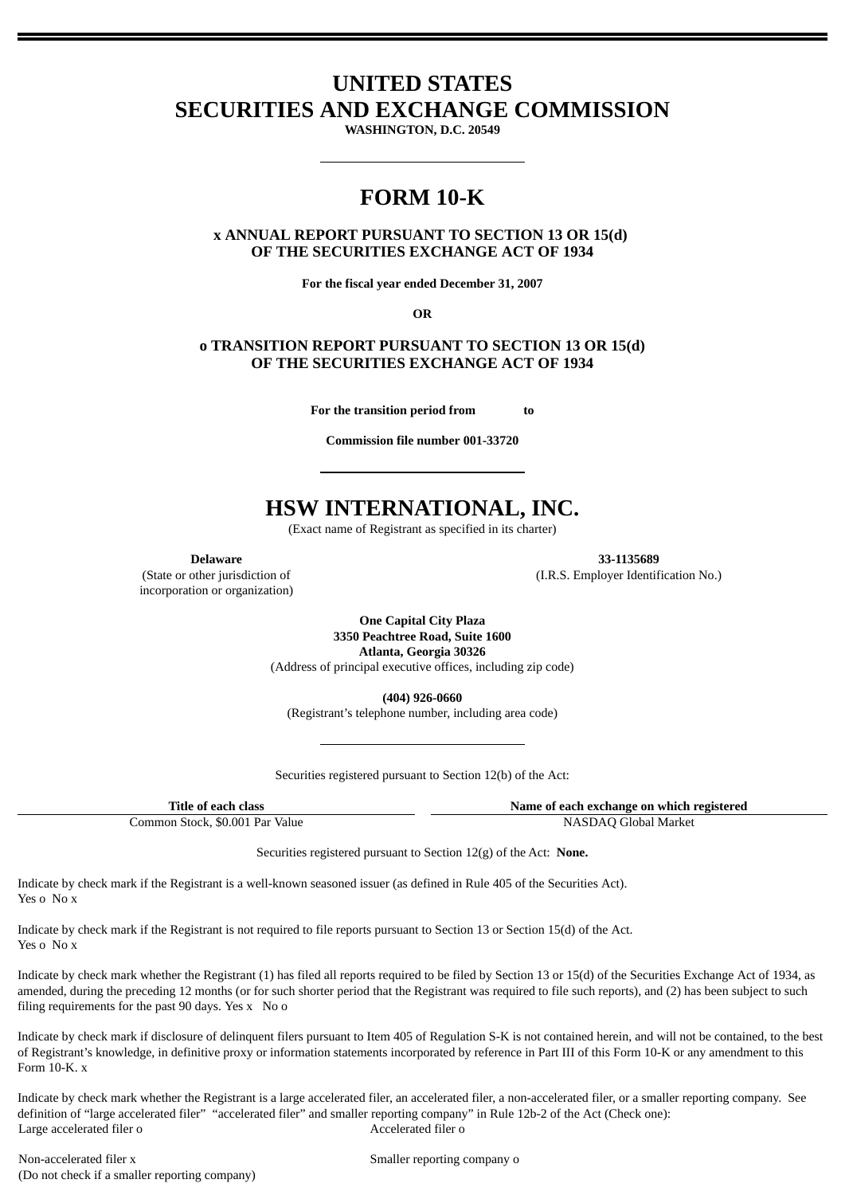# UNITED STATES
# SECURITIES AND EXCHANGE COMMISSION

**WASHINGTON, D.C. 20549**

---

# FORM 10-K

**x ANNUAL REPORT PURSUANT TO SECTION 13 OR 15(d) OF THE SECURITIES EXCHANGE ACT OF 1934**

**For the fiscal year ended December 31, 2007**

**OR**

**o TRANSITION REPORT PURSUANT TO SECTION 13 OR 15(d) OF THE SECURITIES EXCHANGE ACT OF 1934**

**For the transition period from to**

**Commission file number 001-33720**

---

# HSW INTERNATIONAL, INC.

(Exact name of Registrant as specified in its charter)

| **Delaware** | **33-1135689** |
|---|---|
| (State or other jurisdiction of incorporation or organization) | (I.R.S. Employer Identification No.) |

**One Capital City Plaza**
**3350 Peachtree Road, Suite 1600**
**Atlanta, Georgia 30326**
(Address of principal executive offices, including zip code)

**(404) 926-0660**
(Registrant's telephone number, including area code)

---

Securities registered pursuant to Section 12(b) of the Act:

| Title of each class | Name of each exchange on which registered |
|---|---|
| Common Stock, $0.001 Par Value | NASDAQ Global Market |

Securities registered pursuant to Section 12(g) of the Act: **None.**

Indicate by check mark if the Registrant is a well-known seasoned issuer (as defined in Rule 405 of the Securities Act).
Yes o No x

Indicate by check mark if the Registrant is not required to file reports pursuant to Section 13 or Section 15(d) of the Act.
Yes o No x

Indicate by check mark whether the Registrant (1) has filed all reports required to be filed by Section 13 or 15(d) of the Securities Exchange Act of 1934, as amended, during the preceding 12 months (or for such shorter period that the Registrant was required to file such reports), and (2) has been subject to such filing requirements for the past 90 days. Yes x No o

Indicate by check mark if disclosure of delinquent filers pursuant to Item 405 of Regulation S-K is not contained herein, and will not be contained, to the best of Registrant's knowledge, in definitive proxy or information statements incorporated by reference in Part III of this Form 10-K or any amendment to this Form 10-K. x

Indicate by check mark whether the Registrant is a large accelerated filer, an accelerated filer, a non-accelerated filer, or a smaller reporting company. See definition of "large accelerated filer" "accelerated filer" and smaller reporting company" in Rule 12b-2 of the Act (Check one):

| Large accelerated filer o | Accelerated filer o |
|---|---|
| Non-accelerated filer x<br>(Do not check if a smaller reporting company) | Smaller reporting company o |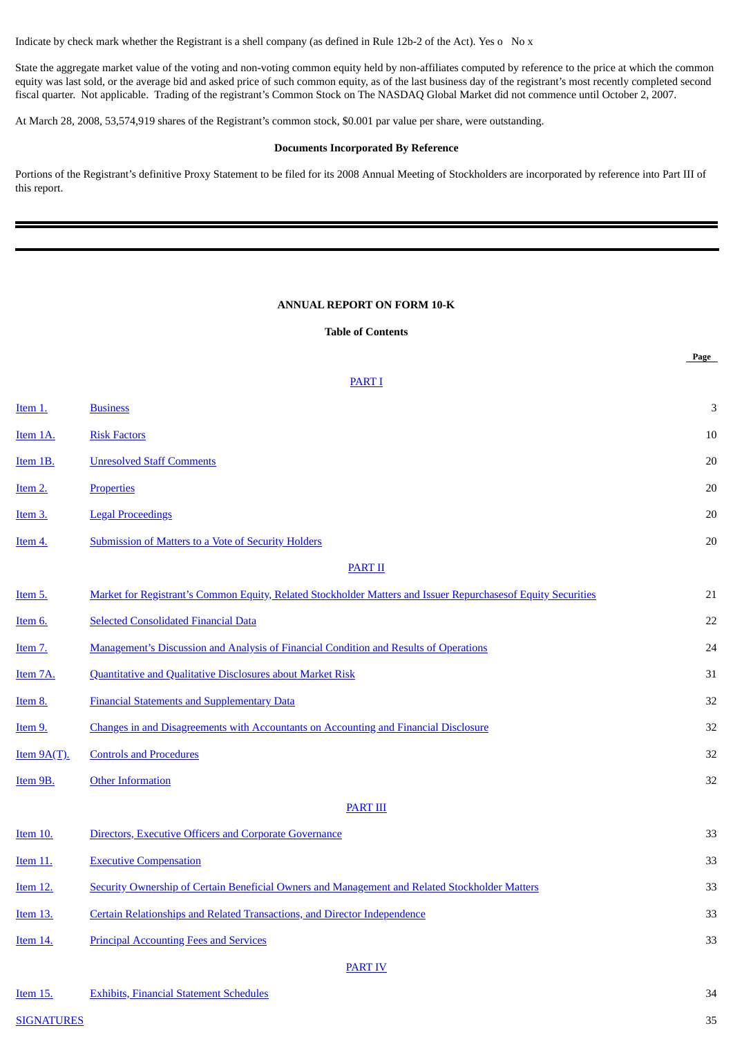Indicate by check mark whether the Registrant is a shell company (as defined in Rule 12b-2 of the Act). Yes o No x

State the aggregate market value of the voting and non-voting common equity held by non-affiliates computed by reference to the price at which the common equity was last sold, or the average bid and asked price of such common equity, as of the last business day of the registrant's most recently completed second fiscal quarter. Not applicable. Trading of the registrant's Common Stock on The NASDAQ Global Market did not commence until October 2, 2007.

At March 28, 2008, 53,574,919 shares of the Registrant's common stock, $0.001 par value per share, were outstanding.

**Documents Incorporated By Reference**

Portions of the Registrant's definitive Proxy Statement to be filed for its 2008 Annual Meeting of Stockholders are incorporated by reference into Part III of this report.

---

**ANNUAL REPORT ON FORM 10-K**

**Table of Contents**

| | | Page |
|---|---|---|
| | PART I | |
| Item 1. | Business | 3 |
| Item 1A. | Risk Factors | 10 |
| Item 1B. | Unresolved Staff Comments | 20 |
| Item 2. | Properties | 20 |
| Item 3. | Legal Proceedings | 20 |
| Item 4. | Submission of Matters to a Vote of Security Holders | 20 |
| | PART II | |
| Item 5. | Market for Registrant's Common Equity, Related Stockholder Matters and Issuer Repurchasesof Equity Securities | 21 |
| Item 6. | Selected Consolidated Financial Data | 22 |
| Item 7. | Management's Discussion and Analysis of Financial Condition and Results of Operations | 24 |
| Item 7A. | Quantitative and Qualitative Disclosures about Market Risk | 31 |
| Item 8. | Financial Statements and Supplementary Data | 32 |
| Item 9. | Changes in and Disagreements with Accountants on Accounting and Financial Disclosure | 32 |
| Item 9A(T). | Controls and Procedures | 32 |
| Item 9B. | Other Information | 32 |
| | PART III | |
| Item 10. | Directors, Executive Officers and Corporate Governance | 33 |
| Item 11. | Executive Compensation | 33 |
| Item 12. | Security Ownership of Certain Beneficial Owners and Management and Related Stockholder Matters | 33 |
| Item 13. | Certain Relationships and Related Transactions, and Director Independence | 33 |
| Item 14. | Principal Accounting Fees and Services | 33 |
| | PART IV | |
| Item 15. | Exhibits, Financial Statement Schedules | 34 |
| SIGNATURES | | 35 |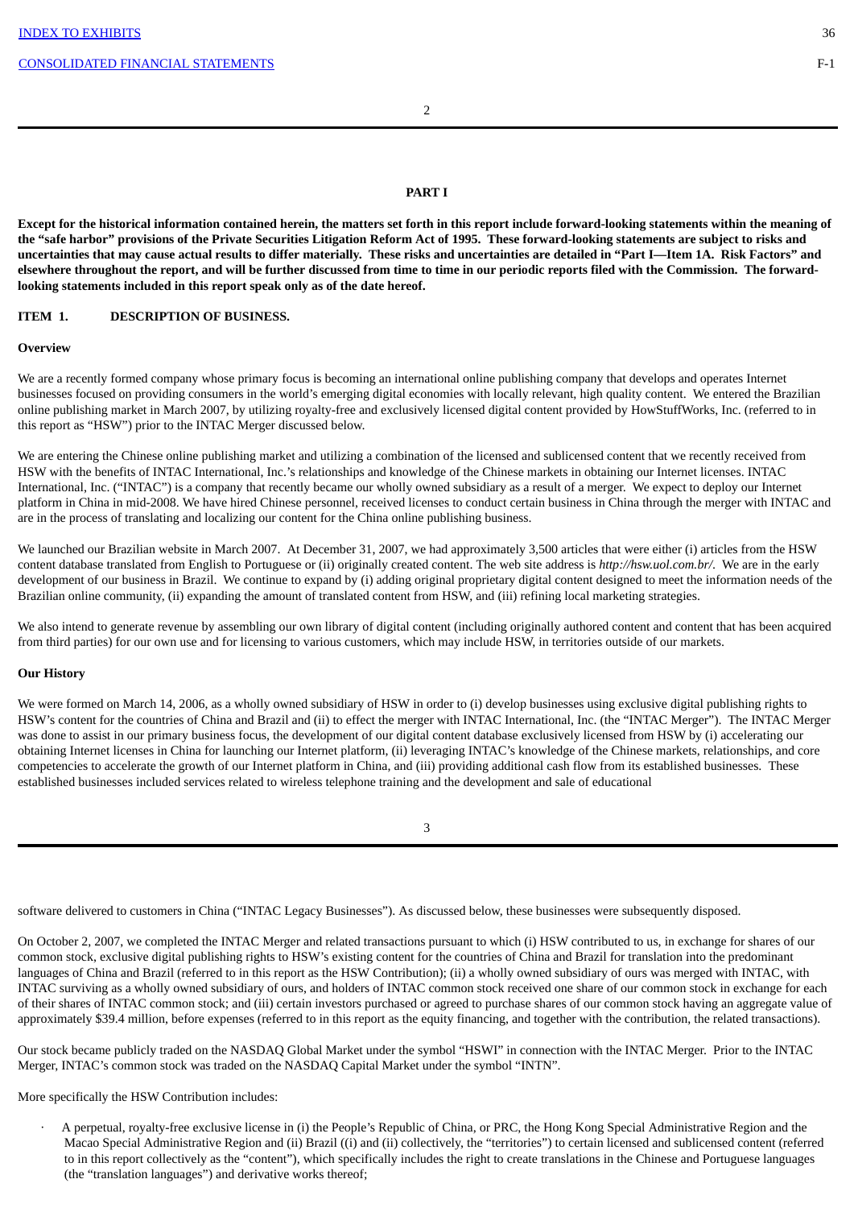| | |
|---|---|
| [INDEX TO EXHIBITS](#) | 36 |
| [CONSOLIDATED FINANCIAL STATEMENTS](#) | F-1 |

## PART I

**Except for the historical information contained herein, the matters set forth in this report include forward-looking statements within the meaning of the "safe harbor" provisions of the Private Securities Litigation Reform Act of 1995. These forward-looking statements are subject to risks and uncertainties that may cause actual results to differ materially. These risks and uncertainties are detailed in "Part I—Item 1A. Risk Factors" and elsewhere throughout the report, and will be further discussed from time to time in our periodic reports filed with the Commission. The forward-looking statements included in this report speak only as of the date hereof.**

### ITEM 1. DESCRIPTION OF BUSINESS.

**Overview**

We are a recently formed company whose primary focus is becoming an international online publishing company that develops and operates Internet businesses focused on providing consumers in the world's emerging digital economies with locally relevant, high quality content. We entered the Brazilian online publishing market in March 2007, by utilizing royalty-free and exclusively licensed digital content provided by HowStuffWorks, Inc. (referred to in this report as "HSW") prior to the INTAC Merger discussed below.

We are entering the Chinese online publishing market and utilizing a combination of the licensed and sublicensed content that we recently received from HSW with the benefits of INTAC International, Inc.'s relationships and knowledge of the Chinese markets in obtaining our Internet licenses. INTAC International, Inc. ("INTAC") is a company that recently became our wholly owned subsidiary as a result of a merger. We expect to deploy our Internet platform in China in mid-2008. We have hired Chinese personnel, received licenses to conduct certain business in China through the merger with INTAC and are in the process of translating and localizing our content for the China online publishing business.

We launched our Brazilian website in March 2007. At December 31, 2007, we had approximately 3,500 articles that were either (i) articles from the HSW content database translated from English to Portuguese or (ii) originally created content. The web site address is *http://hsw.uol.com.br/*. We are in the early development of our business in Brazil. We continue to expand by (i) adding original proprietary digital content designed to meet the information needs of the Brazilian online community, (ii) expanding the amount of translated content from HSW, and (iii) refining local marketing strategies.

We also intend to generate revenue by assembling our own library of digital content (including originally authored content and content that has been acquired from third parties) for our own use and for licensing to various customers, which may include HSW, in territories outside of our markets.

**Our History**

We were formed on March 14, 2006, as a wholly owned subsidiary of HSW in order to (i) develop businesses using exclusive digital publishing rights to HSW's content for the countries of China and Brazil and (ii) to effect the merger with INTAC International, Inc. (the "INTAC Merger"). The INTAC Merger was done to assist in our primary business focus, the development of our digital content database exclusively licensed from HSW by (i) accelerating our obtaining Internet licenses in China for launching our Internet platform, (ii) leveraging INTAC's knowledge of the Chinese markets, relationships, and core competencies to accelerate the growth of our Internet platform in China, and (iii) providing additional cash flow from its established businesses. These established businesses included services related to wireless telephone training and the development and sale of educational software delivered to customers in China ("INTAC Legacy Businesses"). As discussed below, these businesses were subsequently disposed.

On October 2, 2007, we completed the INTAC Merger and related transactions pursuant to which (i) HSW contributed to us, in exchange for shares of our common stock, exclusive digital publishing rights to HSW's existing content for the countries of China and Brazil for translation into the predominant languages of China and Brazil (referred to in this report as the HSW Contribution); (ii) a wholly owned subsidiary of ours was merged with INTAC, with INTAC surviving as a wholly owned subsidiary of ours, and holders of INTAC common stock received one share of our common stock in exchange for each of their shares of INTAC common stock; and (iii) certain investors purchased or agreed to purchase shares of our common stock having an aggregate value of approximately $39.4 million, before expenses (referred to in this report as the equity financing, and together with the contribution, the related transactions).

Our stock became publicly traded on the NASDAQ Global Market under the symbol "HSWI" in connection with the INTAC Merger. Prior to the INTAC Merger, INTAC's common stock was traded on the NASDAQ Capital Market under the symbol "INTN".

More specifically the HSW Contribution includes:

- A perpetual, royalty-free exclusive license in (i) the People's Republic of China, or PRC, the Hong Kong Special Administrative Region and the Macao Special Administrative Region and (ii) Brazil ((i) and (ii) collectively, the "territories") to certain licensed and sublicensed content (referred to in this report collectively as the "content"), which specifically includes the right to create translations in the Chinese and Portuguese languages (the "translation languages") and derivative works thereof;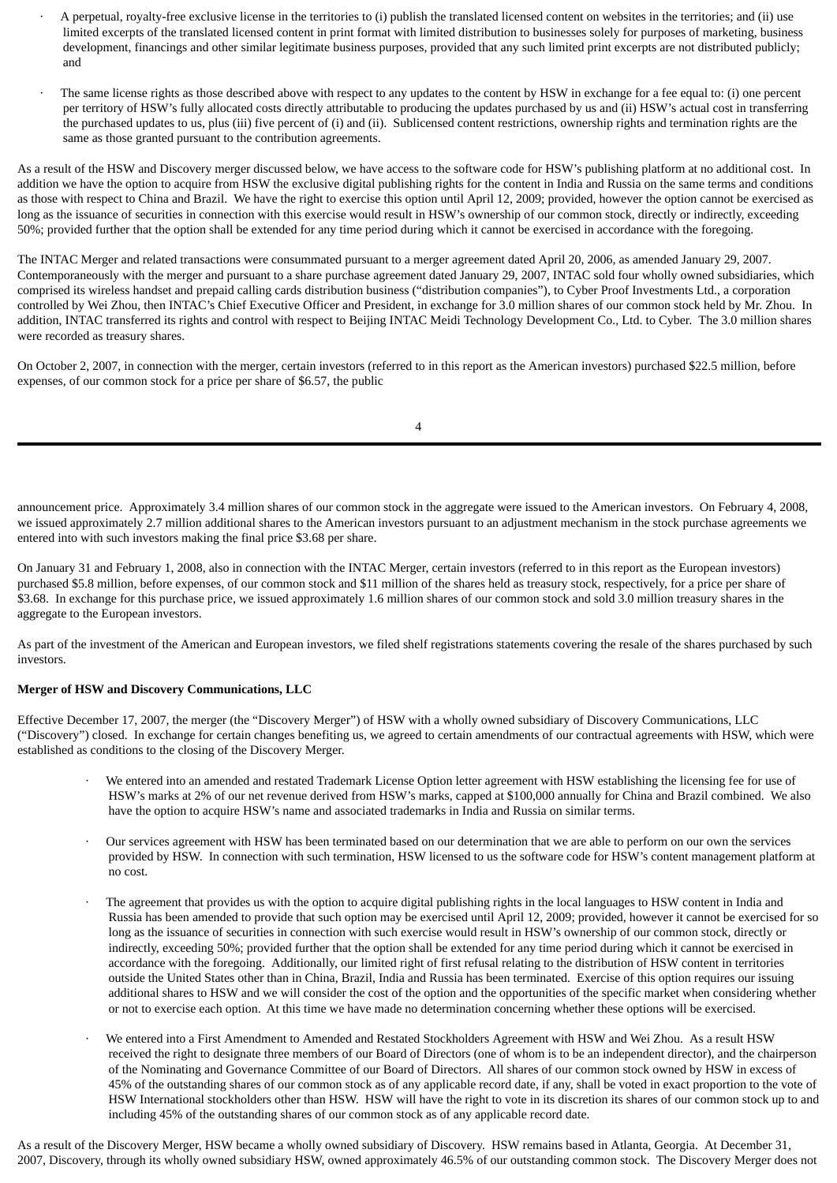- A perpetual, royalty-free exclusive license in the territories to (i) publish the translated licensed content on websites in the territories; and (ii) use limited excerpts of the translated licensed content in print format with limited distribution to businesses solely for purposes of marketing, business development, financings and other similar legitimate business purposes, provided that any such limited print excerpts are not distributed publicly; and

- The same license rights as those described above with respect to any updates to the content by HSW in exchange for a fee equal to: (i) one percent per territory of HSW's fully allocated costs directly attributable to producing the updates purchased by us and (ii) HSW's actual cost in transferring the purchased updates to us, plus (iii) five percent of (i) and (ii). Sublicensed content restrictions, ownership rights and termination rights are the same as those granted pursuant to the contribution agreements.

As a result of the HSW and Discovery merger discussed below, we have access to the software code for HSW's publishing platform at no additional cost. In addition we have the option to acquire from HSW the exclusive digital publishing rights for the content in India and Russia on the same terms and conditions as those with respect to China and Brazil. We have the right to exercise this option until April 12, 2009; provided, however the option cannot be exercised as long as the issuance of securities in connection with this exercise would result in HSW's ownership of our common stock, directly or indirectly, exceeding 50%; provided further that the option shall be extended for any time period during which it cannot be exercised in accordance with the foregoing.

The INTAC Merger and related transactions were consummated pursuant to a merger agreement dated April 20, 2006, as amended January 29, 2007. Contemporaneously with the merger and pursuant to a share purchase agreement dated January 29, 2007, INTAC sold four wholly owned subsidiaries, which comprised its wireless handset and prepaid calling cards distribution business ("distribution companies"), to Cyber Proof Investments Ltd., a corporation controlled by Wei Zhou, then INTAC's Chief Executive Officer and President, in exchange for 3.0 million shares of our common stock held by Mr. Zhou. In addition, INTAC transferred its rights and control with respect to Beijing INTAC Meidi Technology Development Co., Ltd. to Cyber. The 3.0 million shares were recorded as treasury shares.

On October 2, 2007, in connection with the merger, certain investors (referred to in this report as the American investors) purchased $22.5 million, before expenses, of our common stock for a price per share of $6.57, the public announcement price. Approximately 3.4 million shares of our common stock in the aggregate were issued to the American investors. On February 4, 2008, we issued approximately 2.7 million additional shares to the American investors pursuant to an adjustment mechanism in the stock purchase agreements we entered into with such investors making the final price $3.68 per share.

On January 31 and February 1, 2008, also in connection with the INTAC Merger, certain investors (referred to in this report as the European investors) purchased $5.8 million, before expenses, of our common stock and $11 million of the shares held as treasury stock, respectively, for a price per share of $3.68. In exchange for this purchase price, we issued approximately 1.6 million shares of our common stock and sold 3.0 million treasury shares in the aggregate to the European investors.

As part of the investment of the American and European investors, we filed shelf registrations statements covering the resale of the shares purchased by such investors.

**Merger of HSW and Discovery Communications, LLC**

Effective December 17, 2007, the merger (the "Discovery Merger") of HSW with a wholly owned subsidiary of Discovery Communications, LLC ("Discovery") closed. In exchange for certain changes benefiting us, we agreed to certain amendments of our contractual agreements with HSW, which were established as conditions to the closing of the Discovery Merger.

- We entered into an amended and restated Trademark License Option letter agreement with HSW establishing the licensing fee for use of HSW's marks at 2% of our net revenue derived from HSW's marks, capped at $100,000 annually for China and Brazil combined. We also have the option to acquire HSW's name and associated trademarks in India and Russia on similar terms.

- Our services agreement with HSW has been terminated based on our determination that we are able to perform on our own the services provided by HSW. In connection with such termination, HSW licensed to us the software code for HSW's content management platform at no cost.

- The agreement that provides us with the option to acquire digital publishing rights in the local languages to HSW content in India and Russia has been amended to provide that such option may be exercised until April 12, 2009; provided, however it cannot be exercised for so long as the issuance of securities in connection with such exercise would result in HSW's ownership of our common stock, directly or indirectly, exceeding 50%; provided further that the option shall be extended for any time period during which it cannot be exercised in accordance with the foregoing. Additionally, our limited right of first refusal relating to the distribution of HSW content in territories outside the United States other than in China, Brazil, India and Russia has been terminated. Exercise of this option requires our issuing additional shares to HSW and we will consider the cost of the option and the opportunities of the specific market when considering whether or not to exercise each option. At this time we have made no determination concerning whether these options will be exercised.

- We entered into a First Amendment to Amended and Restated Stockholders Agreement with HSW and Wei Zhou. As a result HSW received the right to designate three members of our Board of Directors (one of whom is to be an independent director), and the chairperson of the Nominating and Governance Committee of our Board of Directors. All shares of our common stock owned by HSW in excess of 45% of the outstanding shares of our common stock as of any applicable record date, if any, shall be voted in exact proportion to the vote of HSW International stockholders other than HSW. HSW will have the right to vote in its discretion its shares of our common stock up to and including 45% of the outstanding shares of our common stock as of any applicable record date.

As a result of the Discovery Merger, HSW became a wholly owned subsidiary of Discovery. HSW remains based in Atlanta, Georgia. At December 31, 2007, Discovery, through its wholly owned subsidiary HSW, owned approximately 46.5% of our outstanding common stock. The Discovery Merger does not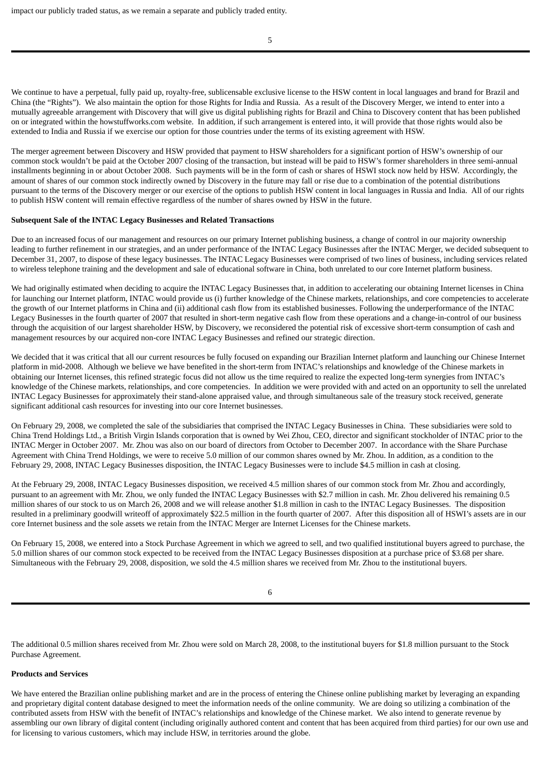impact our publicly traded status, as we remain a separate and publicly traded entity.

We continue to have a perpetual, fully paid up, royalty-free, sublicensable exclusive license to the HSW content in local languages and brand for Brazil and China (the "Rights"). We also maintain the option for those Rights for India and Russia. As a result of the Discovery Merger, we intend to enter into a mutually agreeable arrangement with Discovery that will give us digital publishing rights for Brazil and China to Discovery content that has been published on or integrated within the howstuffworks.com website. In addition, if such arrangement is entered into, it will provide that those rights would also be extended to India and Russia if we exercise our option for those countries under the terms of its existing agreement with HSW.

The merger agreement between Discovery and HSW provided that payment to HSW shareholders for a significant portion of HSW's ownership of our common stock wouldn't be paid at the October 2007 closing of the transaction, but instead will be paid to HSW's former shareholders in three semi-annual installments beginning in or about October 2008. Such payments will be in the form of cash or shares of HSWI stock now held by HSW. Accordingly, the amount of shares of our common stock indirectly owned by Discovery in the future may fall or rise due to a combination of the potential distributions pursuant to the terms of the Discovery merger or our exercise of the options to publish HSW content in local languages in Russia and India. All of our rights to publish HSW content will remain effective regardless of the number of shares owned by HSW in the future.

**Subsequent Sale of the INTAC Legacy Businesses and Related Transactions**

Due to an increased focus of our management and resources on our primary Internet publishing business, a change of control in our majority ownership leading to further refinement in our strategies, and an under performance of the INTAC Legacy Businesses after the INTAC Merger, we decided subsequent to December 31, 2007, to dispose of these legacy businesses. The INTAC Legacy Businesses were comprised of two lines of business, including services related to wireless telephone training and the development and sale of educational software in China, both unrelated to our core Internet platform business.

We had originally estimated when deciding to acquire the INTAC Legacy Businesses that, in addition to accelerating our obtaining Internet licenses in China for launching our Internet platform, INTAC would provide us (i) further knowledge of the Chinese markets, relationships, and core competencies to accelerate the growth of our Internet platforms in China and (ii) additional cash flow from its established businesses. Following the underperformance of the INTAC Legacy Businesses in the fourth quarter of 2007 that resulted in short-term negative cash flow from these operations and a change-in-control of our business through the acquisition of our largest shareholder HSW, by Discovery, we reconsidered the potential risk of excessive short-term consumption of cash and management resources by our acquired non-core INTAC Legacy Businesses and refined our strategic direction.

We decided that it was critical that all our current resources be fully focused on expanding our Brazilian Internet platform and launching our Chinese Internet platform in mid-2008. Although we believe we have benefited in the short-term from INTAC's relationships and knowledge of the Chinese markets in obtaining our Internet licenses, this refined strategic focus did not allow us the time required to realize the expected long-term synergies from INTAC's knowledge of the Chinese markets, relationships, and core competencies. In addition we were provided with and acted on an opportunity to sell the unrelated INTAC Legacy Businesses for approximately their stand-alone appraised value, and through simultaneous sale of the treasury stock received, generate significant additional cash resources for investing into our core Internet businesses.

On February 29, 2008, we completed the sale of the subsidiaries that comprised the INTAC Legacy Businesses in China. These subsidiaries were sold to China Trend Holdings Ltd., a British Virgin Islands corporation that is owned by Wei Zhou, CEO, director and significant stockholder of INTAC prior to the INTAC Merger in October 2007. Mr. Zhou was also on our board of directors from October to December 2007. In accordance with the Share Purchase Agreement with China Trend Holdings, we were to receive 5.0 million of our common shares owned by Mr. Zhou. In addition, as a condition to the February 29, 2008, INTAC Legacy Businesses disposition, the INTAC Legacy Businesses were to include $4.5 million in cash at closing.

At the February 29, 2008, INTAC Legacy Businesses disposition, we received 4.5 million shares of our common stock from Mr. Zhou and accordingly, pursuant to an agreement with Mr. Zhou, we only funded the INTAC Legacy Businesses with $2.7 million in cash. Mr. Zhou delivered his remaining 0.5 million shares of our stock to us on March 26, 2008 and we will release another $1.8 million in cash to the INTAC Legacy Businesses. The disposition resulted in a preliminary goodwill writeoff of approximately $22.5 million in the fourth quarter of 2007. After this disposition all of HSWI's assets are in our core Internet business and the sole assets we retain from the INTAC Merger are Internet Licenses for the Chinese markets.

On February 15, 2008, we entered into a Stock Purchase Agreement in which we agreed to sell, and two qualified institutional buyers agreed to purchase, the 5.0 million shares of our common stock expected to be received from the INTAC Legacy Businesses disposition at a purchase price of $3.68 per share. Simultaneous with the February 29, 2008, disposition, we sold the 4.5 million shares we received from Mr. Zhou to the institutional buyers.

The additional 0.5 million shares received from Mr. Zhou were sold on March 28, 2008, to the institutional buyers for $1.8 million pursuant to the Stock Purchase Agreement.

**Products and Services**

We have entered the Brazilian online publishing market and are in the process of entering the Chinese online publishing market by leveraging an expanding and proprietary digital content database designed to meet the information needs of the online community. We are doing so utilizing a combination of the contributed assets from HSW with the benefit of INTAC's relationships and knowledge of the Chinese market. We also intend to generate revenue by assembling our own library of digital content (including originally authored content and content that has been acquired from third parties) for our own use and for licensing to various customers, which may include HSW, in territories around the globe.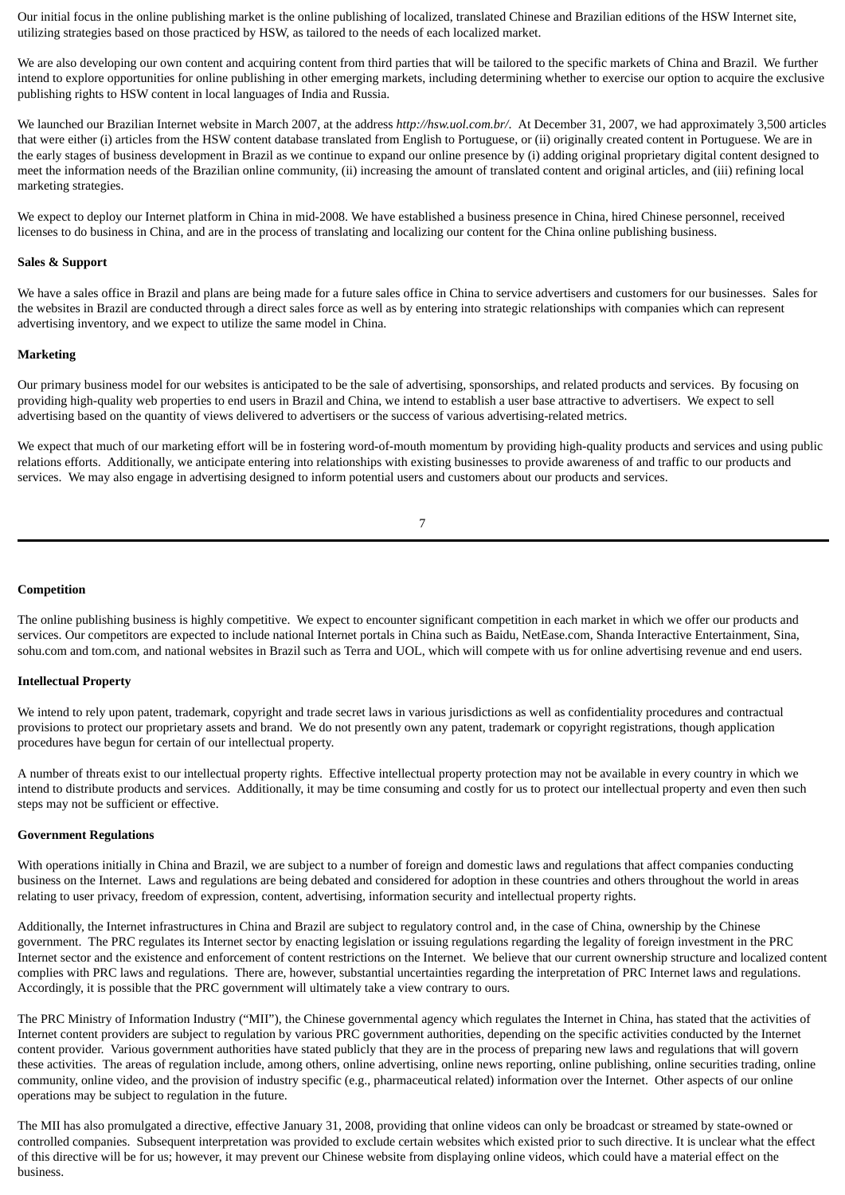Our initial focus in the online publishing market is the online publishing of localized, translated Chinese and Brazilian editions of the HSW Internet site, utilizing strategies based on those practiced by HSW, as tailored to the needs of each localized market.

We are also developing our own content and acquiring content from third parties that will be tailored to the specific markets of China and Brazil. We further intend to explore opportunities for online publishing in other emerging markets, including determining whether to exercise our option to acquire the exclusive publishing rights to HSW content in local languages of India and Russia.

We launched our Brazilian Internet website in March 2007, at the address *http://hsw.uol.com.br/*. At December 31, 2007, we had approximately 3,500 articles that were either (i) articles from the HSW content database translated from English to Portuguese, or (ii) originally created content in Portuguese. We are in the early stages of business development in Brazil as we continue to expand our online presence by (i) adding original proprietary digital content designed to meet the information needs of the Brazilian online community, (ii) increasing the amount of translated content and original articles, and (iii) refining local marketing strategies.

We expect to deploy our Internet platform in China in mid-2008. We have established a business presence in China, hired Chinese personnel, received licenses to do business in China, and are in the process of translating and localizing our content for the China online publishing business.

**Sales & Support**

We have a sales office in Brazil and plans are being made for a future sales office in China to service advertisers and customers for our businesses. Sales for the websites in Brazil are conducted through a direct sales force as well as by entering into strategic relationships with companies which can represent advertising inventory, and we expect to utilize the same model in China.

**Marketing**

Our primary business model for our websites is anticipated to be the sale of advertising, sponsorships, and related products and services. By focusing on providing high-quality web properties to end users in Brazil and China, we intend to establish a user base attractive to advertisers. We expect to sell advertising based on the quantity of views delivered to advertisers or the success of various advertising-related metrics.

We expect that much of our marketing effort will be in fostering word-of-mouth momentum by providing high-quality products and services and using public relations efforts. Additionally, we anticipate entering into relationships with existing businesses to provide awareness of and traffic to our products and services. We may also engage in advertising designed to inform potential users and customers about our products and services.

**Competition**

The online publishing business is highly competitive. We expect to encounter significant competition in each market in which we offer our products and services. Our competitors are expected to include national Internet portals in China such as Baidu, NetEase.com, Shanda Interactive Entertainment, Sina, sohu.com and tom.com, and national websites in Brazil such as Terra and UOL, which will compete with us for online advertising revenue and end users.

**Intellectual Property**

We intend to rely upon patent, trademark, copyright and trade secret laws in various jurisdictions as well as confidentiality procedures and contractual provisions to protect our proprietary assets and brand. We do not presently own any patent, trademark or copyright registrations, though application procedures have begun for certain of our intellectual property.

A number of threats exist to our intellectual property rights. Effective intellectual property protection may not be available in every country in which we intend to distribute products and services. Additionally, it may be time consuming and costly for us to protect our intellectual property and even then such steps may not be sufficient or effective.

**Government Regulations**

With operations initially in China and Brazil, we are subject to a number of foreign and domestic laws and regulations that affect companies conducting business on the Internet. Laws and regulations are being debated and considered for adoption in these countries and others throughout the world in areas relating to user privacy, freedom of expression, content, advertising, information security and intellectual property rights.

Additionally, the Internet infrastructures in China and Brazil are subject to regulatory control and, in the case of China, ownership by the Chinese government. The PRC regulates its Internet sector by enacting legislation or issuing regulations regarding the legality of foreign investment in the PRC Internet sector and the existence and enforcement of content restrictions on the Internet. We believe that our current ownership structure and localized content complies with PRC laws and regulations. There are, however, substantial uncertainties regarding the interpretation of PRC Internet laws and regulations. Accordingly, it is possible that the PRC government will ultimately take a view contrary to ours.

The PRC Ministry of Information Industry ("MII"), the Chinese governmental agency which regulates the Internet in China, has stated that the activities of Internet content providers are subject to regulation by various PRC government authorities, depending on the specific activities conducted by the Internet content provider. Various government authorities have stated publicly that they are in the process of preparing new laws and regulations that will govern these activities. The areas of regulation include, among others, online advertising, online news reporting, online publishing, online securities trading, online community, online video, and the provision of industry specific (e.g., pharmaceutical related) information over the Internet. Other aspects of our online operations may be subject to regulation in the future.

The MII has also promulgated a directive, effective January 31, 2008, providing that online videos can only be broadcast or streamed by state-owned or controlled companies. Subsequent interpretation was provided to exclude certain websites which existed prior to such directive. It is unclear what the effect of this directive will be for us; however, it may prevent our Chinese website from displaying online videos, which could have a material effect on the business.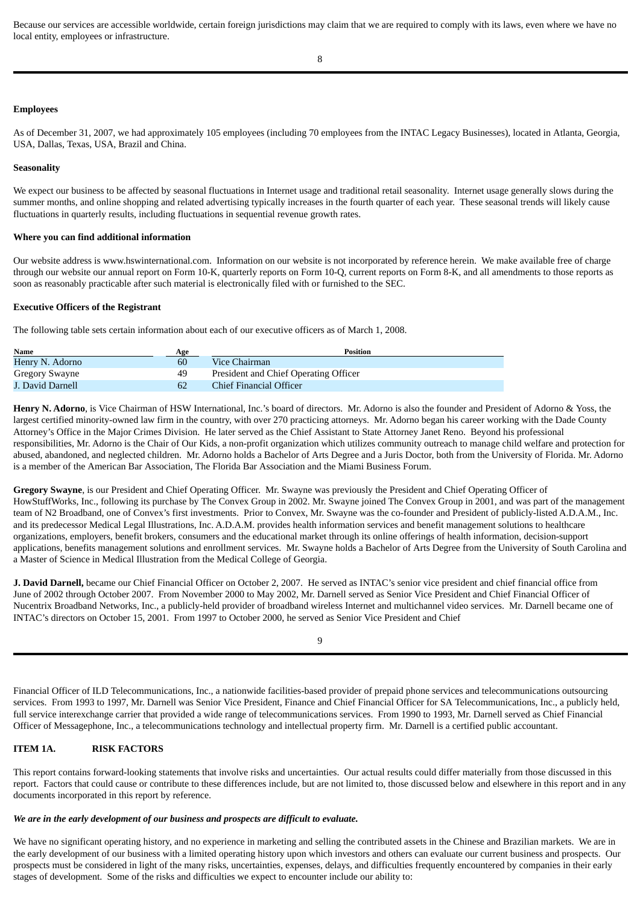Because our services are accessible worldwide, certain foreign jurisdictions may claim that we are required to comply with its laws, even where we have no local entity, employees or infrastructure.

**Employees**

As of December 31, 2007, we had approximately 105 employees (including 70 employees from the INTAC Legacy Businesses), located in Atlanta, Georgia, USA, Dallas, Texas, USA, Brazil and China.

**Seasonality**

We expect our business to be affected by seasonal fluctuations in Internet usage and traditional retail seasonality. Internet usage generally slows during the summer months, and online shopping and related advertising typically increases in the fourth quarter of each year. These seasonal trends will likely cause fluctuations in quarterly results, including fluctuations in sequential revenue growth rates.

**Where you can find additional information**

Our website address is www.hswinternational.com. Information on our website is not incorporated by reference herein. We make available free of charge through our website our annual report on Form 10-K, quarterly reports on Form 10-Q, current reports on Form 8-K, and all amendments to those reports as soon as reasonably practicable after such material is electronically filed with or furnished to the SEC.

**Executive Officers of the Registrant**

The following table sets certain information about each of our executive officers as of March 1, 2008.

| Name | Age | Position |
|---|---|---|
| Henry N. Adorno | 60 | Vice Chairman |
| Gregory Swayne | 49 | President and Chief Operating Officer |
| J. David Darnell | 62 | Chief Financial Officer |

**Henry N. Adorno**, is Vice Chairman of HSW International, Inc.'s board of directors. Mr. Adorno is also the founder and President of Adorno & Yoss, the largest certified minority-owned law firm in the country, with over 270 practicing attorneys. Mr. Adorno began his career working with the Dade County Attorney's Office in the Major Crimes Division. He later served as the Chief Assistant to State Attorney Janet Reno. Beyond his professional responsibilities, Mr. Adorno is the Chair of Our Kids, a non-profit organization which utilizes community outreach to manage child welfare and protection for abused, abandoned, and neglected children. Mr. Adorno holds a Bachelor of Arts Degree and a Juris Doctor, both from the University of Florida. Mr. Adorno is a member of the American Bar Association, The Florida Bar Association and the Miami Business Forum.

**Gregory Swayne**, is our President and Chief Operating Officer. Mr. Swayne was previously the President and Chief Operating Officer of HowStuffWorks, Inc., following its purchase by The Convex Group in 2002. Mr. Swayne joined The Convex Group in 2001, and was part of the management team of N2 Broadband, one of Convex's first investments. Prior to Convex, Mr. Swayne was the co-founder and President of publicly-listed A.D.A.M., Inc. and its predecessor Medical Legal Illustrations, Inc. A.D.A.M. provides health information services and benefit management solutions to healthcare organizations, employers, benefit brokers, consumers and the educational market through its online offerings of health information, decision-support applications, benefits management solutions and enrollment services. Mr. Swayne holds a Bachelor of Arts Degree from the University of South Carolina and a Master of Science in Medical Illustration from the Medical College of Georgia.

**J. David Darnell,** became our Chief Financial Officer on October 2, 2007. He served as INTAC's senior vice president and chief financial office from June of 2002 through October 2007. From November 2000 to May 2002, Mr. Darnell served as Senior Vice President and Chief Financial Officer of Nucentrix Broadband Networks, Inc., a publicly-held provider of broadband wireless Internet and multichannel video services. Mr. Darnell became one of INTAC's directors on October 15, 2001. From 1997 to October 2000, he served as Senior Vice President and Chief Financial Officer of ILD Telecommunications, Inc., a nationwide facilities-based provider of prepaid phone services and telecommunications outsourcing services. From 1993 to 1997, Mr. Darnell was Senior Vice President, Finance and Chief Financial Officer for SA Telecommunications, Inc., a publicly held, full service interexchange carrier that provided a wide range of telecommunications services. From 1990 to 1993, Mr. Darnell served as Chief Financial Officer of Messagephone, Inc., a telecommunications technology and intellectual property firm. Mr. Darnell is a certified public accountant.

## ITEM 1A. RISK FACTORS

This report contains forward-looking statements that involve risks and uncertainties. Our actual results could differ materially from those discussed in this report. Factors that could cause or contribute to these differences include, but are not limited to, those discussed below and elsewhere in this report and in any documents incorporated in this report by reference.

***We are in the early development of our business and prospects are difficult to evaluate.***

We have no significant operating history, and no experience in marketing and selling the contributed assets in the Chinese and Brazilian markets. We are in the early development of our business with a limited operating history upon which investors and others can evaluate our current business and prospects. Our prospects must be considered in light of the many risks, uncertainties, expenses, delays, and difficulties frequently encountered by companies in their early stages of development. Some of the risks and difficulties we expect to encounter include our ability to: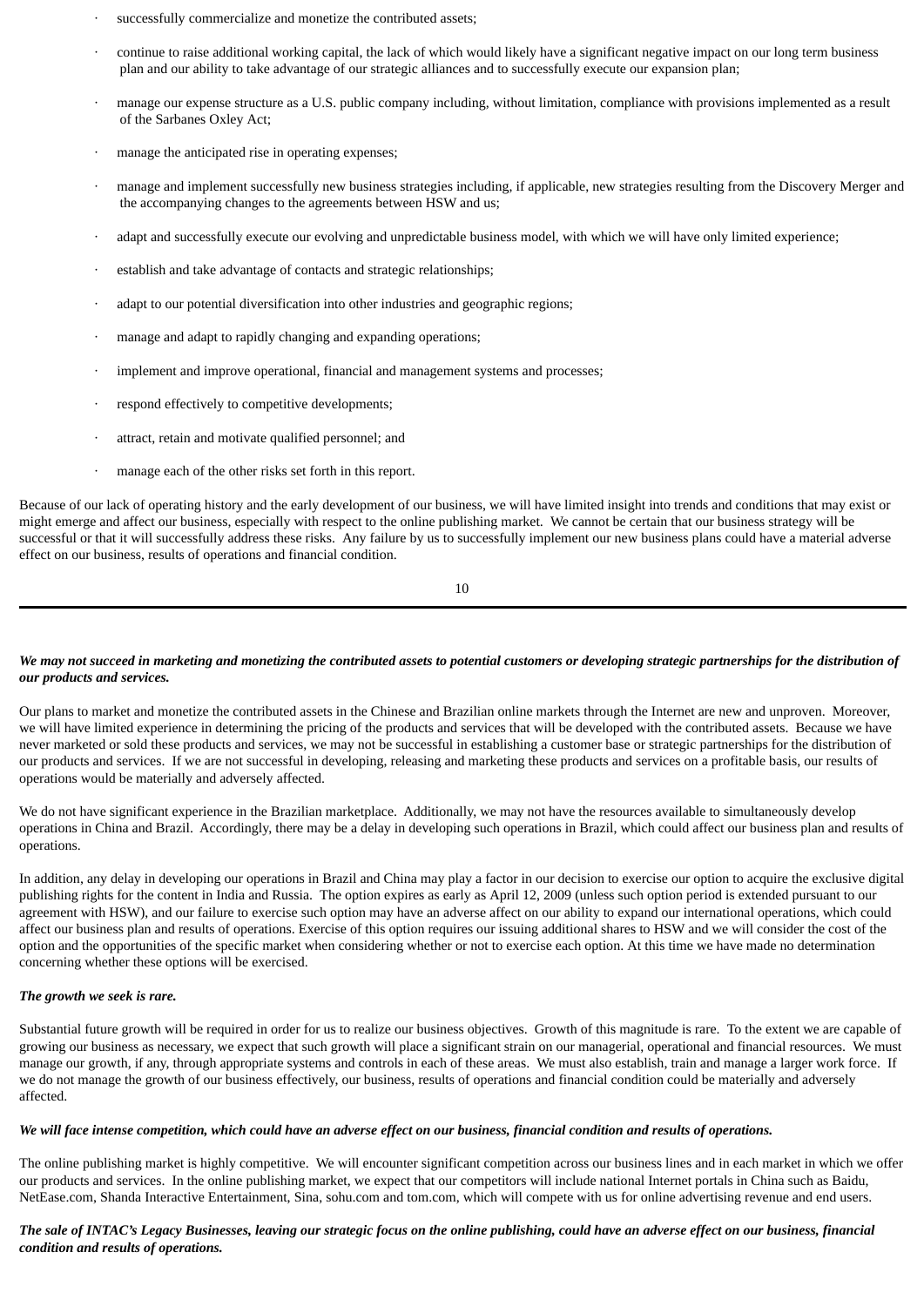- successfully commercialize and monetize the contributed assets;
- continue to raise additional working capital, the lack of which would likely have a significant negative impact on our long term business plan and our ability to take advantage of our strategic alliances and to successfully execute our expansion plan;
- manage our expense structure as a U.S. public company including, without limitation, compliance with provisions implemented as a result of the Sarbanes Oxley Act;
- manage the anticipated rise in operating expenses;
- manage and implement successfully new business strategies including, if applicable, new strategies resulting from the Discovery Merger and the accompanying changes to the agreements between HSW and us;
- adapt and successfully execute our evolving and unpredictable business model, with which we will have only limited experience;
- establish and take advantage of contacts and strategic relationships;
- adapt to our potential diversification into other industries and geographic regions;
- manage and adapt to rapidly changing and expanding operations;
- implement and improve operational, financial and management systems and processes;
- respond effectively to competitive developments;
- attract, retain and motivate qualified personnel; and
- manage each of the other risks set forth in this report.

Because of our lack of operating history and the early development of our business, we will have limited insight into trends and conditions that may exist or might emerge and affect our business, especially with respect to the online publishing market. We cannot be certain that our business strategy will be successful or that it will successfully address these risks. Any failure by us to successfully implement our new business plans could have a material adverse effect on our business, results of operations and financial condition.

***We may not succeed in marketing and monetizing the contributed assets to potential customers or developing strategic partnerships for the distribution of our products and services.***

Our plans to market and monetize the contributed assets in the Chinese and Brazilian online markets through the Internet are new and unproven. Moreover, we will have limited experience in determining the pricing of the products and services that will be developed with the contributed assets. Because we have never marketed or sold these products and services, we may not be successful in establishing a customer base or strategic partnerships for the distribution of our products and services. If we are not successful in developing, releasing and marketing these products and services on a profitable basis, our results of operations would be materially and adversely affected.

We do not have significant experience in the Brazilian marketplace. Additionally, we may not have the resources available to simultaneously develop operations in China and Brazil. Accordingly, there may be a delay in developing such operations in Brazil, which could affect our business plan and results of operations.

In addition, any delay in developing our operations in Brazil and China may play a factor in our decision to exercise our option to acquire the exclusive digital publishing rights for the content in India and Russia. The option expires as early as April 12, 2009 (unless such option period is extended pursuant to our agreement with HSW), and our failure to exercise such option may have an adverse affect on our ability to expand our international operations, which could affect our business plan and results of operations. Exercise of this option requires our issuing additional shares to HSW and we will consider the cost of the option and the opportunities of the specific market when considering whether or not to exercise each option. At this time we have made no determination concerning whether these options will be exercised.

***The growth we seek is rare.***

Substantial future growth will be required in order for us to realize our business objectives. Growth of this magnitude is rare. To the extent we are capable of growing our business as necessary, we expect that such growth will place a significant strain on our managerial, operational and financial resources. We must manage our growth, if any, through appropriate systems and controls in each of these areas. We must also establish, train and manage a larger work force. If we do not manage the growth of our business effectively, our business, results of operations and financial condition could be materially and adversely affected.

***We will face intense competition, which could have an adverse effect on our business, financial condition and results of operations.***

The online publishing market is highly competitive. We will encounter significant competition across our business lines and in each market in which we offer our products and services. In the online publishing market, we expect that our competitors will include national Internet portals in China such as Baidu, NetEase.com, Shanda Interactive Entertainment, Sina, sohu.com and tom.com, which will compete with us for online advertising revenue and end users.

***The sale of INTAC's Legacy Businesses, leaving our strategic focus on the online publishing, could have an adverse effect on our business, financial condition and results of operations.***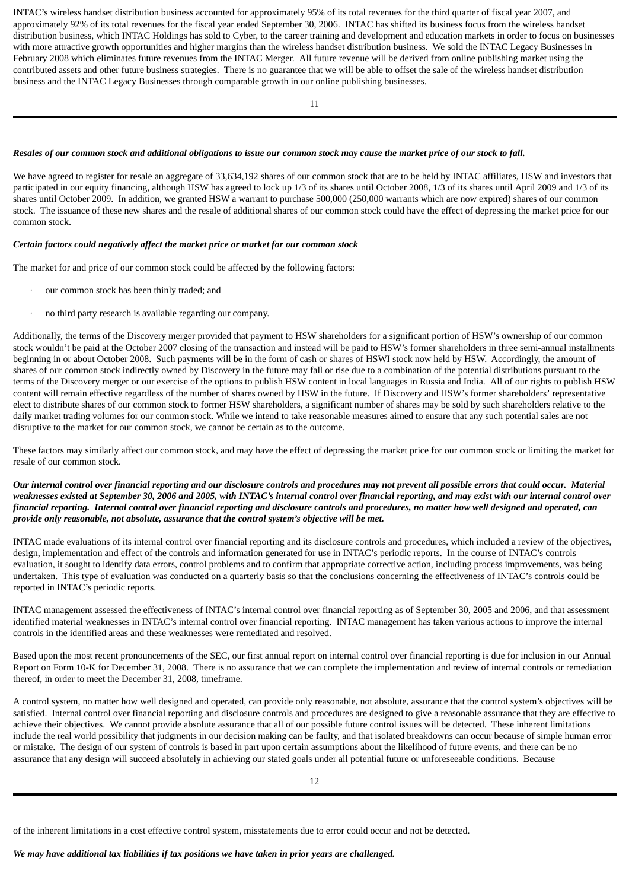INTAC's wireless handset distribution business accounted for approximately 95% of its total revenues for the third quarter of fiscal year 2007, and approximately 92% of its total revenues for the fiscal year ended September 30, 2006. INTAC has shifted its business focus from the wireless handset distribution business, which INTAC Holdings has sold to Cyber, to the career training and development and education markets in order to focus on businesses with more attractive growth opportunities and higher margins than the wireless handset distribution business. We sold the INTAC Legacy Businesses in February 2008 which eliminates future revenues from the INTAC Merger. All future revenue will be derived from online publishing market using the contributed assets and other future business strategies. There is no guarantee that we will be able to offset the sale of the wireless handset distribution business and the INTAC Legacy Businesses through comparable growth in our online publishing businesses.

***Resales of our common stock and additional obligations to issue our common stock may cause the market price of our stock to fall.***

We have agreed to register for resale an aggregate of 33,634,192 shares of our common stock that are to be held by INTAC affiliates, HSW and investors that participated in our equity financing, although HSW has agreed to lock up 1/3 of its shares until October 2008, 1/3 of its shares until April 2009 and 1/3 of its shares until October 2009. In addition, we granted HSW a warrant to purchase 500,000 (250,000 warrants which are now expired) shares of our common stock. The issuance of these new shares and the resale of additional shares of our common stock could have the effect of depressing the market price for our common stock.

***Certain factors could negatively affect the market price or market for our common stock***

The market for and price of our common stock could be affected by the following factors:

- our common stock has been thinly traded; and
- no third party research is available regarding our company.

Additionally, the terms of the Discovery merger provided that payment to HSW shareholders for a significant portion of HSW's ownership of our common stock wouldn't be paid at the October 2007 closing of the transaction and instead will be paid to HSW's former shareholders in three semi-annual installments beginning in or about October 2008. Such payments will be in the form of cash or shares of HSWI stock now held by HSW. Accordingly, the amount of shares of our common stock indirectly owned by Discovery in the future may fall or rise due to a combination of the potential distributions pursuant to the terms of the Discovery merger or our exercise of the options to publish HSW content in local languages in Russia and India. All of our rights to publish HSW content will remain effective regardless of the number of shares owned by HSW in the future. If Discovery and HSW's former shareholders' representative elect to distribute shares of our common stock to former HSW shareholders, a significant number of shares may be sold by such shareholders relative to the daily market trading volumes for our common stock. While we intend to take reasonable measures aimed to ensure that any such potential sales are not disruptive to the market for our common stock, we cannot be certain as to the outcome.

These factors may similarly affect our common stock, and may have the effect of depressing the market price for our common stock or limiting the market for resale of our common stock.

***Our internal control over financial reporting and our disclosure controls and procedures may not prevent all possible errors that could occur. Material weaknesses existed at September 30, 2006 and 2005, with INTAC's internal control over financial reporting, and may exist with our internal control over financial reporting. Internal control over financial reporting and disclosure controls and procedures, no matter how well designed and operated, can provide only reasonable, not absolute, assurance that the control system's objective will be met.***

INTAC made evaluations of its internal control over financial reporting and its disclosure controls and procedures, which included a review of the objectives, design, implementation and effect of the controls and information generated for use in INTAC's periodic reports. In the course of INTAC's controls evaluation, it sought to identify data errors, control problems and to confirm that appropriate corrective action, including process improvements, was being undertaken. This type of evaluation was conducted on a quarterly basis so that the conclusions concerning the effectiveness of INTAC's controls could be reported in INTAC's periodic reports.

INTAC management assessed the effectiveness of INTAC's internal control over financial reporting as of September 30, 2005 and 2006, and that assessment identified material weaknesses in INTAC's internal control over financial reporting. INTAC management has taken various actions to improve the internal controls in the identified areas and these weaknesses were remediated and resolved.

Based upon the most recent pronouncements of the SEC, our first annual report on internal control over financial reporting is due for inclusion in our Annual Report on Form 10-K for December 31, 2008. There is no assurance that we can complete the implementation and review of internal controls or remediation thereof, in order to meet the December 31, 2008, timeframe.

A control system, no matter how well designed and operated, can provide only reasonable, not absolute, assurance that the control system's objectives will be satisfied. Internal control over financial reporting and disclosure controls and procedures are designed to give a reasonable assurance that they are effective to achieve their objectives. We cannot provide absolute assurance that all of our possible future control issues will be detected. These inherent limitations include the real world possibility that judgments in our decision making can be faulty, and that isolated breakdowns can occur because of simple human error or mistake. The design of our system of controls is based in part upon certain assumptions about the likelihood of future events, and there can be no assurance that any design will succeed absolutely in achieving our stated goals under all potential future or unforeseeable conditions. Because of the inherent limitations in a cost effective control system, misstatements due to error could occur and not be detected.

***We may have additional tax liabilities if tax positions we have taken in prior years are challenged.***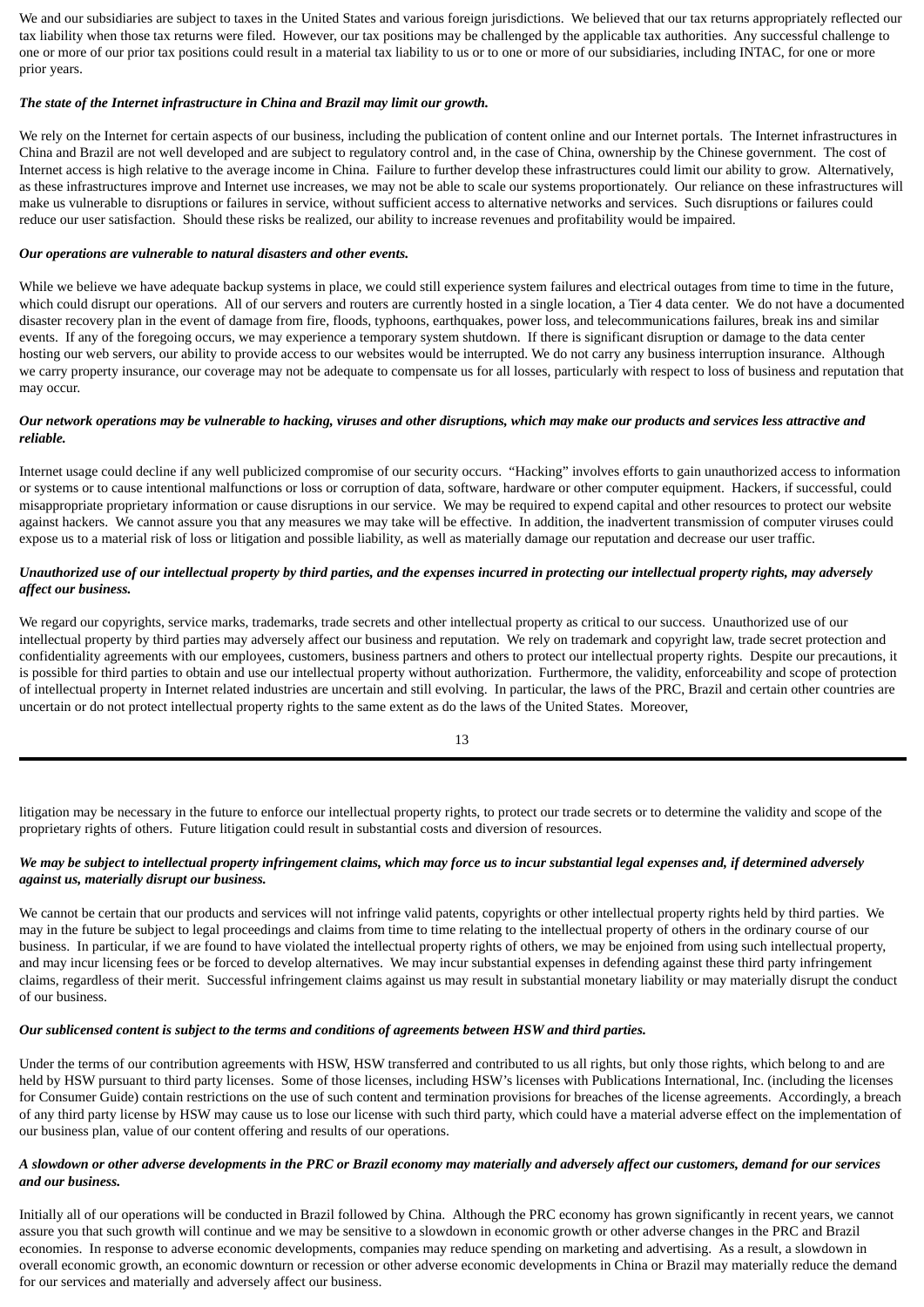We and our subsidiaries are subject to taxes in the United States and various foreign jurisdictions. We believed that our tax returns appropriately reflected our tax liability when those tax returns were filed. However, our tax positions may be challenged by the applicable tax authorities. Any successful challenge to one or more of our prior tax positions could result in a material tax liability to us or to one or more of our subsidiaries, including INTAC, for one or more prior years.

***The state of the Internet infrastructure in China and Brazil may limit our growth.***

We rely on the Internet for certain aspects of our business, including the publication of content online and our Internet portals. The Internet infrastructures in China and Brazil are not well developed and are subject to regulatory control and, in the case of China, ownership by the Chinese government. The cost of Internet access is high relative to the average income in China. Failure to further develop these infrastructures could limit our ability to grow. Alternatively, as these infrastructures improve and Internet use increases, we may not be able to scale our systems proportionately. Our reliance on these infrastructures will make us vulnerable to disruptions or failures in service, without sufficient access to alternative networks and services. Such disruptions or failures could reduce our user satisfaction. Should these risks be realized, our ability to increase revenues and profitability would be impaired.

***Our operations are vulnerable to natural disasters and other events.***

While we believe we have adequate backup systems in place, we could still experience system failures and electrical outages from time to time in the future, which could disrupt our operations. All of our servers and routers are currently hosted in a single location, a Tier 4 data center. We do not have a documented disaster recovery plan in the event of damage from fire, floods, typhoons, earthquakes, power loss, and telecommunications failures, break ins and similar events. If any of the foregoing occurs, we may experience a temporary system shutdown. If there is significant disruption or damage to the data center hosting our web servers, our ability to provide access to our websites would be interrupted. We do not carry any business interruption insurance. Although we carry property insurance, our coverage may not be adequate to compensate us for all losses, particularly with respect to loss of business and reputation that may occur.

***Our network operations may be vulnerable to hacking, viruses and other disruptions, which may make our products and services less attractive and reliable.***

Internet usage could decline if any well publicized compromise of our security occurs. "Hacking" involves efforts to gain unauthorized access to information or systems or to cause intentional malfunctions or loss or corruption of data, software, hardware or other computer equipment. Hackers, if successful, could misappropriate proprietary information or cause disruptions in our service. We may be required to expend capital and other resources to protect our website against hackers. We cannot assure you that any measures we may take will be effective. In addition, the inadvertent transmission of computer viruses could expose us to a material risk of loss or litigation and possible liability, as well as materially damage our reputation and decrease our user traffic.

***Unauthorized use of our intellectual property by third parties, and the expenses incurred in protecting our intellectual property rights, may adversely affect our business.***

We regard our copyrights, service marks, trademarks, trade secrets and other intellectual property as critical to our success. Unauthorized use of our intellectual property by third parties may adversely affect our business and reputation. We rely on trademark and copyright law, trade secret protection and confidentiality agreements with our employees, customers, business partners and others to protect our intellectual property rights. Despite our precautions, it is possible for third parties to obtain and use our intellectual property without authorization. Furthermore, the validity, enforceability and scope of protection of intellectual property in Internet related industries are uncertain and still evolving. In particular, the laws of the PRC, Brazil and certain other countries are uncertain or do not protect intellectual property rights to the same extent as do the laws of the United States. Moreover, litigation may be necessary in the future to enforce our intellectual property rights, to protect our trade secrets or to determine the validity and scope of the proprietary rights of others. Future litigation could result in substantial costs and diversion of resources.

***We may be subject to intellectual property infringement claims, which may force us to incur substantial legal expenses and, if determined adversely against us, materially disrupt our business.***

We cannot be certain that our products and services will not infringe valid patents, copyrights or other intellectual property rights held by third parties. We may in the future be subject to legal proceedings and claims from time to time relating to the intellectual property of others in the ordinary course of our business. In particular, if we are found to have violated the intellectual property rights of others, we may be enjoined from using such intellectual property, and may incur licensing fees or be forced to develop alternatives. We may incur substantial expenses in defending against these third party infringement claims, regardless of their merit. Successful infringement claims against us may result in substantial monetary liability or may materially disrupt the conduct of our business.

***Our sublicensed content is subject to the terms and conditions of agreements between HSW and third parties.***

Under the terms of our contribution agreements with HSW, HSW transferred and contributed to us all rights, but only those rights, which belong to and are held by HSW pursuant to third party licenses. Some of those licenses, including HSW's licenses with Publications International, Inc. (including the licenses for Consumer Guide) contain restrictions on the use of such content and termination provisions for breaches of the license agreements. Accordingly, a breach of any third party license by HSW may cause us to lose our license with such third party, which could have a material adverse effect on the implementation of our business plan, value of our content offering and results of our operations.

***A slowdown or other adverse developments in the PRC or Brazil economy may materially and adversely affect our customers, demand for our services and our business.***

Initially all of our operations will be conducted in Brazil followed by China. Although the PRC economy has grown significantly in recent years, we cannot assure you that such growth will continue and we may be sensitive to a slowdown in economic growth or other adverse changes in the PRC and Brazil economies. In response to adverse economic developments, companies may reduce spending on marketing and advertising. As a result, a slowdown in overall economic growth, an economic downturn or recession or other adverse economic developments in China or Brazil may materially reduce the demand for our services and materially and adversely affect our business.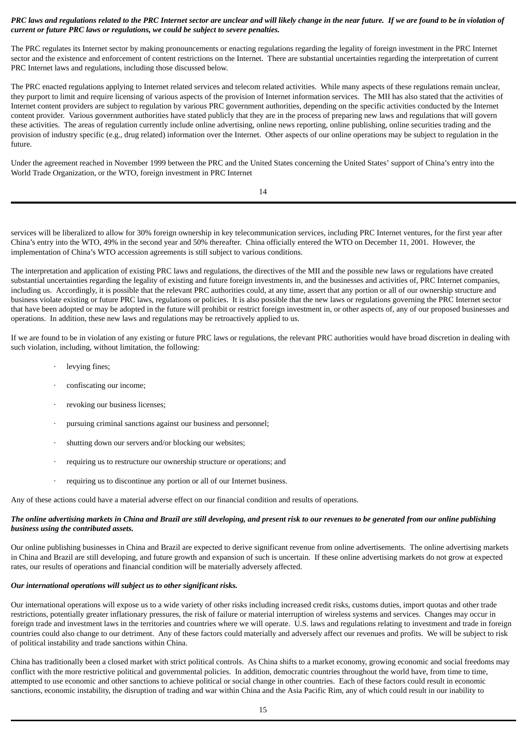***PRC laws and regulations related to the PRC Internet sector are unclear and will likely change in the near future. If we are found to be in violation of current or future PRC laws or regulations, we could be subject to severe penalties.***

The PRC regulates its Internet sector by making pronouncements or enacting regulations regarding the legality of foreign investment in the PRC Internet sector and the existence and enforcement of content restrictions on the Internet. There are substantial uncertainties regarding the interpretation of current PRC Internet laws and regulations, including those discussed below.

The PRC enacted regulations applying to Internet related services and telecom related activities. While many aspects of these regulations remain unclear, they purport to limit and require licensing of various aspects of the provision of Internet information services. The MII has also stated that the activities of Internet content providers are subject to regulation by various PRC government authorities, depending on the specific activities conducted by the Internet content provider. Various government authorities have stated publicly that they are in the process of preparing new laws and regulations that will govern these activities. The areas of regulation currently include online advertising, online news reporting, online publishing, online securities trading and the provision of industry specific (e.g., drug related) information over the Internet. Other aspects of our online operations may be subject to regulation in the future.

Under the agreement reached in November 1999 between the PRC and the United States concerning the United States' support of China's entry into the World Trade Organization, or the WTO, foreign investment in PRC Internet services will be liberalized to allow for 30% foreign ownership in key telecommunication services, including PRC Internet ventures, for the first year after China's entry into the WTO, 49% in the second year and 50% thereafter. China officially entered the WTO on December 11, 2001. However, the implementation of China's WTO accession agreements is still subject to various conditions.

The interpretation and application of existing PRC laws and regulations, the directives of the MII and the possible new laws or regulations have created substantial uncertainties regarding the legality of existing and future foreign investments in, and the businesses and activities of, PRC Internet companies, including us. Accordingly, it is possible that the relevant PRC authorities could, at any time, assert that any portion or all of our ownership structure and business violate existing or future PRC laws, regulations or policies. It is also possible that the new laws or regulations governing the PRC Internet sector that have been adopted or may be adopted in the future will prohibit or restrict foreign investment in, or other aspects of, any of our proposed businesses and operations. In addition, these new laws and regulations may be retroactively applied to us.

If we are found to be in violation of any existing or future PRC laws or regulations, the relevant PRC authorities would have broad discretion in dealing with such violation, including, without limitation, the following:

- levying fines;
- confiscating our income;
- revoking our business licenses;
- pursuing criminal sanctions against our business and personnel;
- shutting down our servers and/or blocking our websites;
- requiring us to restructure our ownership structure or operations; and
- requiring us to discontinue any portion or all of our Internet business.

Any of these actions could have a material adverse effect on our financial condition and results of operations.

***The online advertising markets in China and Brazil are still developing, and present risk to our revenues to be generated from our online publishing business using the contributed assets.***

Our online publishing businesses in China and Brazil are expected to derive significant revenue from online advertisements. The online advertising markets in China and Brazil are still developing, and future growth and expansion of such is uncertain. If these online advertising markets do not grow at expected rates, our results of operations and financial condition will be materially adversely affected.

***Our international operations will subject us to other significant risks.***

Our international operations will expose us to a wide variety of other risks including increased credit risks, customs duties, import quotas and other trade restrictions, potentially greater inflationary pressures, the risk of failure or material interruption of wireless systems and services. Changes may occur in foreign trade and investment laws in the territories and countries where we will operate. U.S. laws and regulations relating to investment and trade in foreign countries could also change to our detriment. Any of these factors could materially and adversely affect our revenues and profits. We will be subject to risk of political instability and trade sanctions within China.

China has traditionally been a closed market with strict political controls. As China shifts to a market economy, growing economic and social freedoms may conflict with the more restrictive political and governmental policies. In addition, democratic countries throughout the world have, from time to time, attempted to use economic and other sanctions to achieve political or social change in other countries. Each of these factors could result in economic sanctions, economic instability, the disruption of trading and war within China and the Asia Pacific Rim, any of which could result in our inability to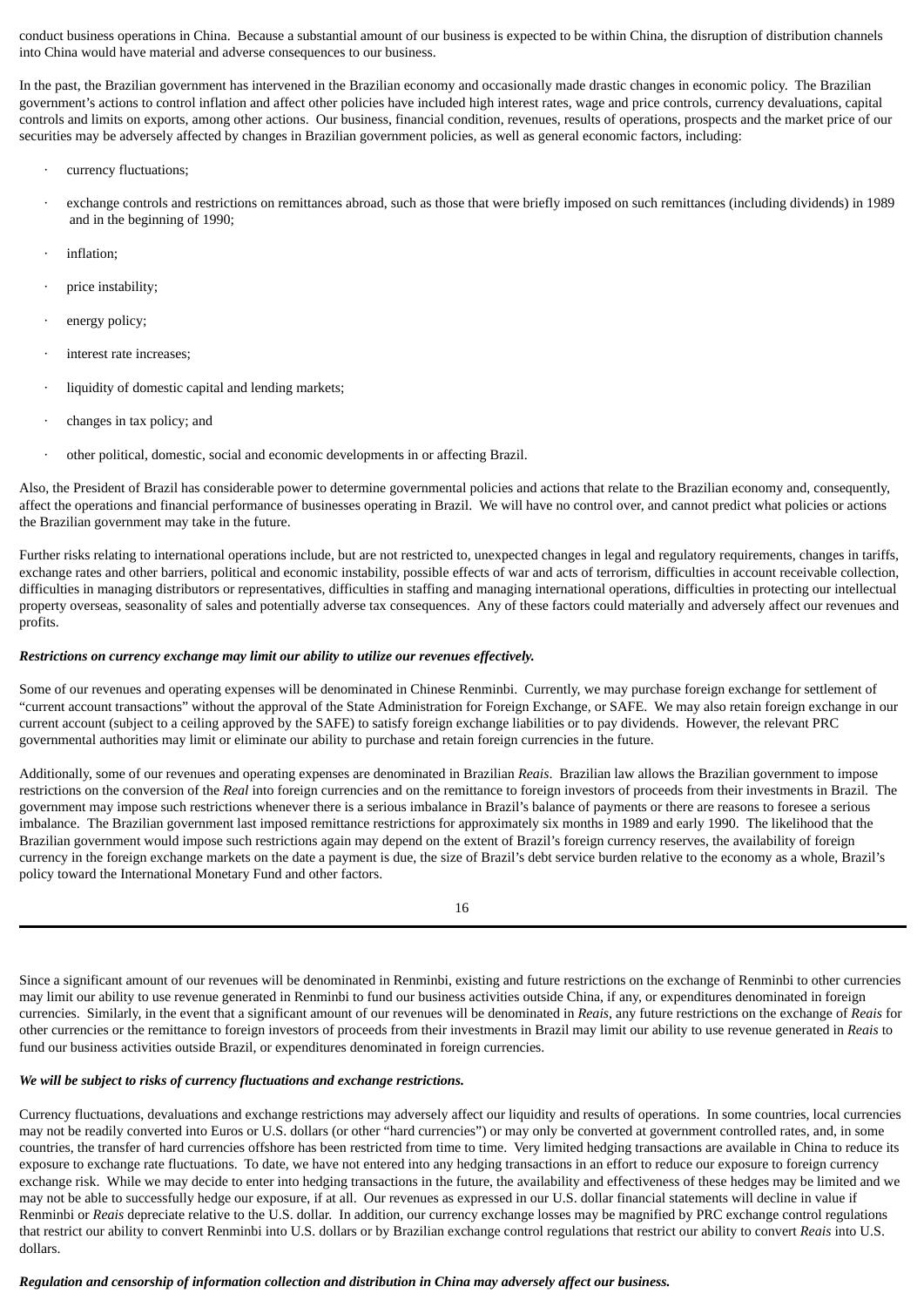conduct business operations in China. Because a substantial amount of our business is expected to be within China, the disruption of distribution channels into China would have material and adverse consequences to our business.

In the past, the Brazilian government has intervened in the Brazilian economy and occasionally made drastic changes in economic policy. The Brazilian government's actions to control inflation and affect other policies have included high interest rates, wage and price controls, currency devaluations, capital controls and limits on exports, among other actions. Our business, financial condition, revenues, results of operations, prospects and the market price of our securities may be adversely affected by changes in Brazilian government policies, as well as general economic factors, including:

- currency fluctuations;
- exchange controls and restrictions on remittances abroad, such as those that were briefly imposed on such remittances (including dividends) in 1989 and in the beginning of 1990;
- inflation;
- price instability;
- energy policy;
- interest rate increases;
- liquidity of domestic capital and lending markets;
- changes in tax policy; and
- other political, domestic, social and economic developments in or affecting Brazil.

Also, the President of Brazil has considerable power to determine governmental policies and actions that relate to the Brazilian economy and, consequently, affect the operations and financial performance of businesses operating in Brazil. We will have no control over, and cannot predict what policies or actions the Brazilian government may take in the future.

Further risks relating to international operations include, but are not restricted to, unexpected changes in legal and regulatory requirements, changes in tariffs, exchange rates and other barriers, political and economic instability, possible effects of war and acts of terrorism, difficulties in account receivable collection, difficulties in managing distributors or representatives, difficulties in staffing and managing international operations, difficulties in protecting our intellectual property overseas, seasonality of sales and potentially adverse tax consequences. Any of these factors could materially and adversely affect our revenues and profits.

***Restrictions on currency exchange may limit our ability to utilize our revenues effectively.***

Some of our revenues and operating expenses will be denominated in Chinese Renminbi. Currently, we may purchase foreign exchange for settlement of "current account transactions" without the approval of the State Administration for Foreign Exchange, or SAFE. We may also retain foreign exchange in our current account (subject to a ceiling approved by the SAFE) to satisfy foreign exchange liabilities or to pay dividends. However, the relevant PRC governmental authorities may limit or eliminate our ability to purchase and retain foreign currencies in the future.

Additionally, some of our revenues and operating expenses are denominated in Brazilian *Reais*. Brazilian law allows the Brazilian government to impose restrictions on the conversion of the *Real* into foreign currencies and on the remittance to foreign investors of proceeds from their investments in Brazil. The government may impose such restrictions whenever there is a serious imbalance in Brazil's balance of payments or there are reasons to foresee a serious imbalance. The Brazilian government last imposed remittance restrictions for approximately six months in 1989 and early 1990. The likelihood that the Brazilian government would impose such restrictions again may depend on the extent of Brazil's foreign currency reserves, the availability of foreign currency in the foreign exchange markets on the date a payment is due, the size of Brazil's debt service burden relative to the economy as a whole, Brazil's policy toward the International Monetary Fund and other factors.

Since a significant amount of our revenues will be denominated in Renminbi, existing and future restrictions on the exchange of Renminbi to other currencies may limit our ability to use revenue generated in Renminbi to fund our business activities outside China, if any, or expenditures denominated in foreign currencies. Similarly, in the event that a significant amount of our revenues will be denominated in *Reais*, any future restrictions on the exchange of *Reais* for other currencies or the remittance to foreign investors of proceeds from their investments in Brazil may limit our ability to use revenue generated in *Reais* to fund our business activities outside Brazil, or expenditures denominated in foreign currencies.

***We will be subject to risks of currency fluctuations and exchange restrictions.***

Currency fluctuations, devaluations and exchange restrictions may adversely affect our liquidity and results of operations. In some countries, local currencies may not be readily converted into Euros or U.S. dollars (or other "hard currencies") or may only be converted at government controlled rates, and, in some countries, the transfer of hard currencies offshore has been restricted from time to time. Very limited hedging transactions are available in China to reduce its exposure to exchange rate fluctuations. To date, we have not entered into any hedging transactions in an effort to reduce our exposure to foreign currency exchange risk. While we may decide to enter into hedging transactions in the future, the availability and effectiveness of these hedges may be limited and we may not be able to successfully hedge our exposure, if at all. Our revenues as expressed in our U.S. dollar financial statements will decline in value if Renminbi or *Reais* depreciate relative to the U.S. dollar. In addition, our currency exchange losses may be magnified by PRC exchange control regulations that restrict our ability to convert Renminbi into U.S. dollars or by Brazilian exchange control regulations that restrict our ability to convert *Reais* into U.S. dollars.

***Regulation and censorship of information collection and distribution in China may adversely affect our business.***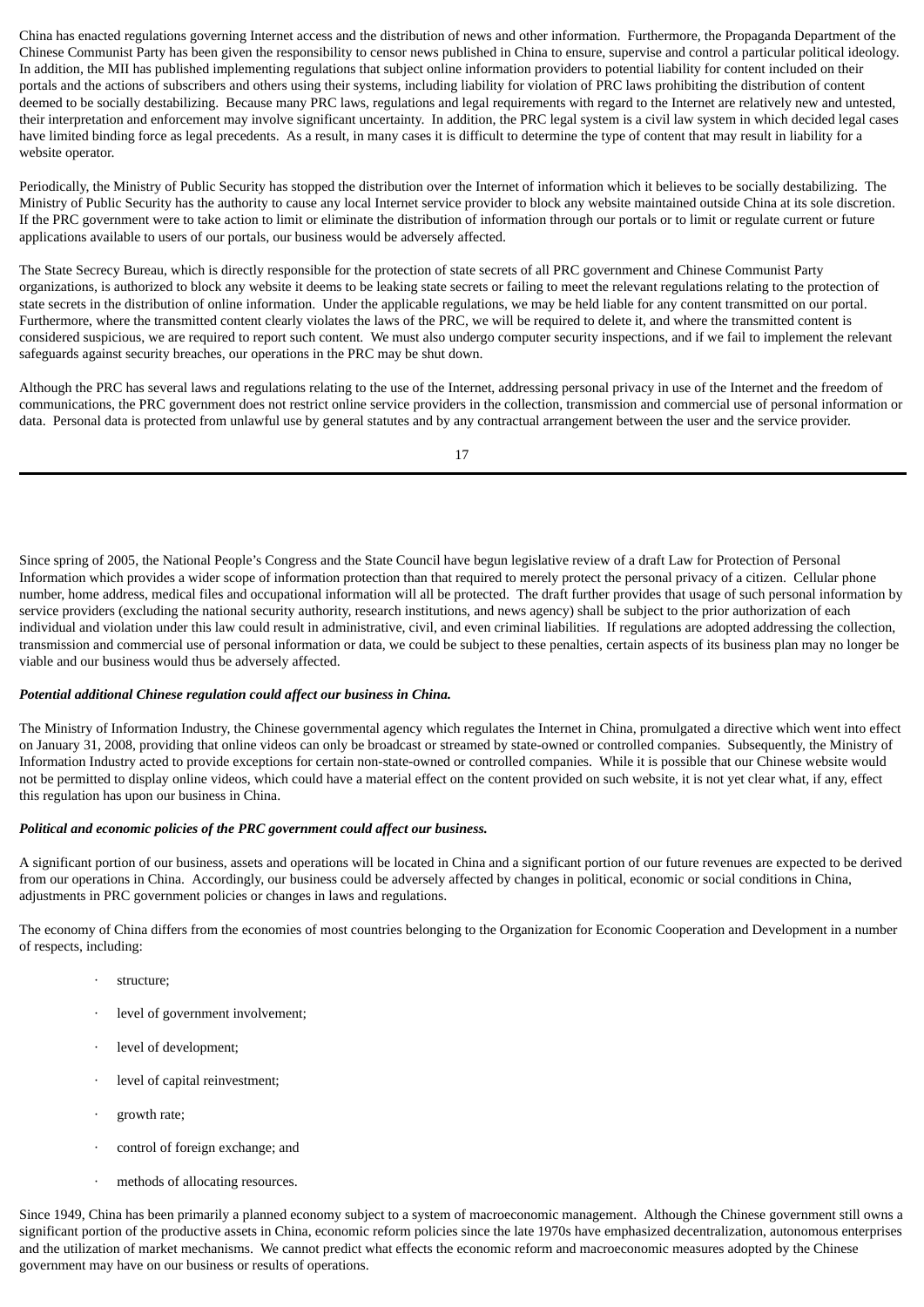China has enacted regulations governing Internet access and the distribution of news and other information. Furthermore, the Propaganda Department of the Chinese Communist Party has been given the responsibility to censor news published in China to ensure, supervise and control a particular political ideology. In addition, the MII has published implementing regulations that subject online information providers to potential liability for content included on their portals and the actions of subscribers and others using their systems, including liability for violation of PRC laws prohibiting the distribution of content deemed to be socially destabilizing. Because many PRC laws, regulations and legal requirements with regard to the Internet are relatively new and untested, their interpretation and enforcement may involve significant uncertainty. In addition, the PRC legal system is a civil law system in which decided legal cases have limited binding force as legal precedents. As a result, in many cases it is difficult to determine the type of content that may result in liability for a website operator.

Periodically, the Ministry of Public Security has stopped the distribution over the Internet of information which it believes to be socially destabilizing. The Ministry of Public Security has the authority to cause any local Internet service provider to block any website maintained outside China at its sole discretion. If the PRC government were to take action to limit or eliminate the distribution of information through our portals or to limit or regulate current or future applications available to users of our portals, our business would be adversely affected.

The State Secrecy Bureau, which is directly responsible for the protection of state secrets of all PRC government and Chinese Communist Party organizations, is authorized to block any website it deems to be leaking state secrets or failing to meet the relevant regulations relating to the protection of state secrets in the distribution of online information. Under the applicable regulations, we may be held liable for any content transmitted on our portal. Furthermore, where the transmitted content clearly violates the laws of the PRC, we will be required to delete it, and where the transmitted content is considered suspicious, we are required to report such content. We must also undergo computer security inspections, and if we fail to implement the relevant safeguards against security breaches, our operations in the PRC may be shut down.

Although the PRC has several laws and regulations relating to the use of the Internet, addressing personal privacy in use of the Internet and the freedom of communications, the PRC government does not restrict online service providers in the collection, transmission and commercial use of personal information or data. Personal data is protected from unlawful use by general statutes and by any contractual arrangement between the user and the service provider.

Since spring of 2005, the National People's Congress and the State Council have begun legislative review of a draft Law for Protection of Personal Information which provides a wider scope of information protection than that required to merely protect the personal privacy of a citizen. Cellular phone number, home address, medical files and occupational information will all be protected. The draft further provides that usage of such personal information by service providers (excluding the national security authority, research institutions, and news agency) shall be subject to the prior authorization of each individual and violation under this law could result in administrative, civil, and even criminal liabilities. If regulations are adopted addressing the collection, transmission and commercial use of personal information or data, we could be subject to these penalties, certain aspects of its business plan may no longer be viable and our business would thus be adversely affected.

***Potential additional Chinese regulation could affect our business in China.***

The Ministry of Information Industry, the Chinese governmental agency which regulates the Internet in China, promulgated a directive which went into effect on January 31, 2008, providing that online videos can only be broadcast or streamed by state-owned or controlled companies. Subsequently, the Ministry of Information Industry acted to provide exceptions for certain non-state-owned or controlled companies. While it is possible that our Chinese website would not be permitted to display online videos, which could have a material effect on the content provided on such website, it is not yet clear what, if any, effect this regulation has upon our business in China.

***Political and economic policies of the PRC government could affect our business.***

A significant portion of our business, assets and operations will be located in China and a significant portion of our future revenues are expected to be derived from our operations in China. Accordingly, our business could be adversely affected by changes in political, economic or social conditions in China, adjustments in PRC government policies or changes in laws and regulations.

The economy of China differs from the economies of most countries belonging to the Organization for Economic Cooperation and Development in a number of respects, including:

- structure;
- level of government involvement;
- level of development;
- level of capital reinvestment;
- growth rate;
- control of foreign exchange; and
- methods of allocating resources.

Since 1949, China has been primarily a planned economy subject to a system of macroeconomic management. Although the Chinese government still owns a significant portion of the productive assets in China, economic reform policies since the late 1970s have emphasized decentralization, autonomous enterprises and the utilization of market mechanisms. We cannot predict what effects the economic reform and macroeconomic measures adopted by the Chinese government may have on our business or results of operations.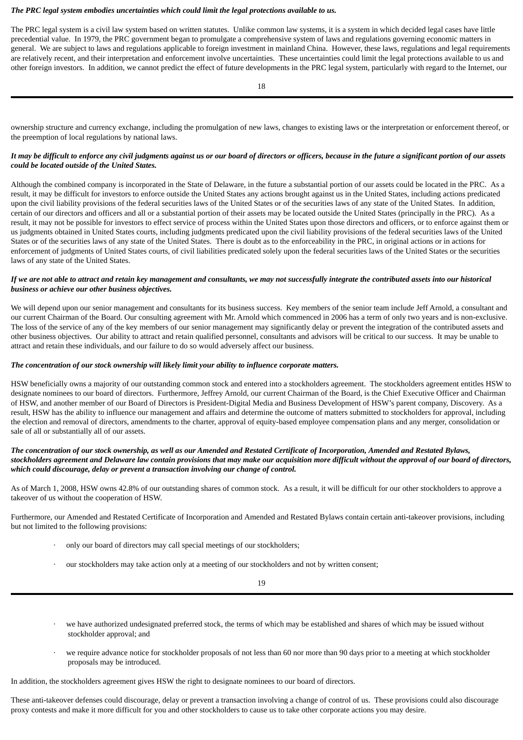***The PRC legal system embodies uncertainties which could limit the legal protections available to us.***

The PRC legal system is a civil law system based on written statutes. Unlike common law systems, it is a system in which decided legal cases have little precedential value. In 1979, the PRC government began to promulgate a comprehensive system of laws and regulations governing economic matters in general. We are subject to laws and regulations applicable to foreign investment in mainland China. However, these laws, regulations and legal requirements are relatively recent, and their interpretation and enforcement involve uncertainties. These uncertainties could limit the legal protections available to us and other foreign investors. In addition, we cannot predict the effect of future developments in the PRC legal system, particularly with regard to the Internet, our ownership structure and currency exchange, including the promulgation of new laws, changes to existing laws or the interpretation or enforcement thereof, or the preemption of local regulations by national laws.

***It may be difficult to enforce any civil judgments against us or our board of directors or officers, because in the future a significant portion of our assets could be located outside of the United States.***

Although the combined company is incorporated in the State of Delaware, in the future a substantial portion of our assets could be located in the PRC. As a result, it may be difficult for investors to enforce outside the United States any actions brought against us in the United States, including actions predicated upon the civil liability provisions of the federal securities laws of the United States or of the securities laws of any state of the United States. In addition, certain of our directors and officers and all or a substantial portion of their assets may be located outside the United States (principally in the PRC). As a result, it may not be possible for investors to effect service of process within the United States upon those directors and officers, or to enforce against them or us judgments obtained in United States courts, including judgments predicated upon the civil liability provisions of the federal securities laws of the United States or of the securities laws of any state of the United States. There is doubt as to the enforceability in the PRC, in original actions or in actions for enforcement of judgments of United States courts, of civil liabilities predicated solely upon the federal securities laws of the United States or the securities laws of any state of the United States.

***If we are not able to attract and retain key management and consultants, we may not successfully integrate the contributed assets into our historical business or achieve our other business objectives.***

We will depend upon our senior management and consultants for its business success. Key members of the senior team include Jeff Arnold, a consultant and our current Chairman of the Board. Our consulting agreement with Mr. Arnold which commenced in 2006 has a term of only two years and is non-exclusive. The loss of the service of any of the key members of our senior management may significantly delay or prevent the integration of the contributed assets and other business objectives. Our ability to attract and retain qualified personnel, consultants and advisors will be critical to our success. It may be unable to attract and retain these individuals, and our failure to do so would adversely affect our business.

***The concentration of our stock ownership will likely limit your ability to influence corporate matters.***

HSW beneficially owns a majority of our outstanding common stock and entered into a stockholders agreement. The stockholders agreement entitles HSW to designate nominees to our board of directors. Furthermore, Jeffrey Arnold, our current Chairman of the Board, is the Chief Executive Officer and Chairman of HSW, and another member of our Board of Directors is President-Digital Media and Business Development of HSW's parent company, Discovery. As a result, HSW has the ability to influence our management and affairs and determine the outcome of matters submitted to stockholders for approval, including the election and removal of directors, amendments to the charter, approval of equity-based employee compensation plans and any merger, consolidation or sale of all or substantially all of our assets.

***The concentration of our stock ownership, as well as our Amended and Restated Certificate of Incorporation, Amended and Restated Bylaws, stockholders agreement and Delaware law contain provisions that may make our acquisition more difficult without the approval of our board of directors, which could discourage, delay or prevent a transaction involving our change of control.***

As of March 1, 2008, HSW owns 42.8% of our outstanding shares of common stock. As a result, it will be difficult for our other stockholders to approve a takeover of us without the cooperation of HSW.

Furthermore, our Amended and Restated Certificate of Incorporation and Amended and Restated Bylaws contain certain anti-takeover provisions, including but not limited to the following provisions:

- only our board of directors may call special meetings of our stockholders;
- our stockholders may take action only at a meeting of our stockholders and not by written consent;
- we have authorized undesignated preferred stock, the terms of which may be established and shares of which may be issued without stockholder approval; and
- we require advance notice for stockholder proposals of not less than 60 nor more than 90 days prior to a meeting at which stockholder proposals may be introduced.

In addition, the stockholders agreement gives HSW the right to designate nominees to our board of directors.

These anti-takeover defenses could discourage, delay or prevent a transaction involving a change of control of us. These provisions could also discourage proxy contests and make it more difficult for you and other stockholders to cause us to take other corporate actions you may desire.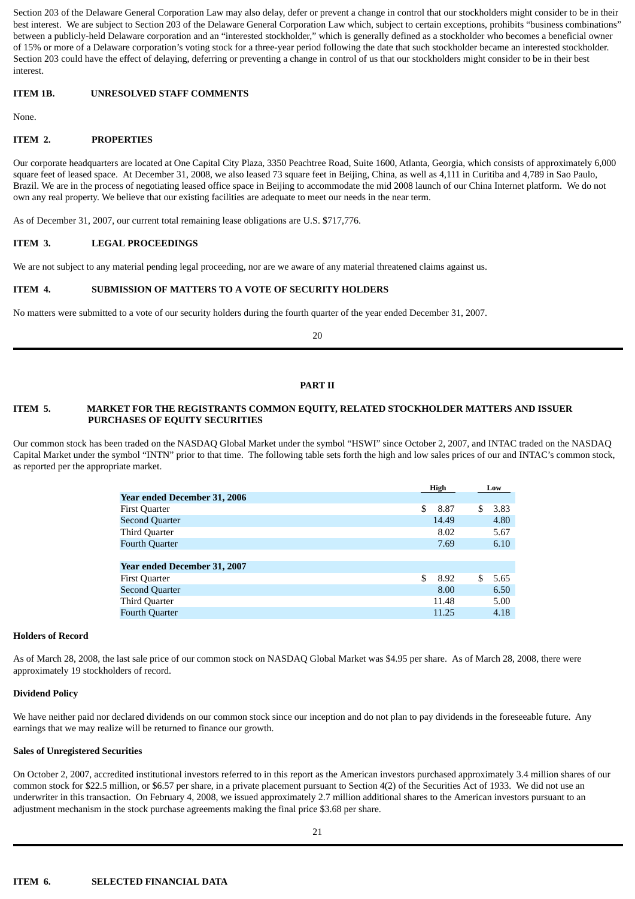Section 203 of the Delaware General Corporation Law may also delay, defer or prevent a change in control that our stockholders might consider to be in their best interest. We are subject to Section 203 of the Delaware General Corporation Law which, subject to certain exceptions, prohibits "business combinations" between a publicly-held Delaware corporation and an "interested stockholder," which is generally defined as a stockholder who becomes a beneficial owner of 15% or more of a Delaware corporation's voting stock for a three-year period following the date that such stockholder became an interested stockholder. Section 203 could have the effect of delaying, deferring or preventing a change in control of us that our stockholders might consider to be in their best interest.

**ITEM 1B. UNRESOLVED STAFF COMMENTS**

None.

**ITEM 2. PROPERTIES**

Our corporate headquarters are located at One Capital City Plaza, 3350 Peachtree Road, Suite 1600, Atlanta, Georgia, which consists of approximately 6,000 square feet of leased space. At December 31, 2008, we also leased 73 square feet in Beijing, China, as well as 4,111 in Curitiba and 4,789 in Sao Paulo, Brazil. We are in the process of negotiating leased office space in Beijing to accommodate the mid 2008 launch of our China Internet platform. We do not own any real property. We believe that our existing facilities are adequate to meet our needs in the near term.

As of December 31, 2007, our current total remaining lease obligations are U.S. $717,776.

**ITEM 3. LEGAL PROCEEDINGS**

We are not subject to any material pending legal proceeding, nor are we aware of any material threatened claims against us.

**ITEM 4. SUBMISSION OF MATTERS TO A VOTE OF SECURITY HOLDERS**

No matters were submitted to a vote of our security holders during the fourth quarter of the year ended December 31, 2007.

**PART II**

**ITEM 5. MARKET FOR THE REGISTRANTS COMMON EQUITY, RELATED STOCKHOLDER MATTERS AND ISSUER PURCHASES OF EQUITY SECURITIES**

Our common stock has been traded on the NASDAQ Global Market under the symbol "HSWI" since October 2, 2007, and INTAC traded on the NASDAQ Capital Market under the symbol "INTN" prior to that time. The following table sets forth the high and low sales prices of our and INTAC's common stock, as reported per the appropriate market.

| | High | Low |
|---|---|---|
| **Year ended December 31, 2006** | | |
| First Quarter | $ 8.87 | $ 3.83 |
| Second Quarter | 14.49 | 4.80 |
| Third Quarter | 8.02 | 5.67 |
| Fourth Quarter | 7.69 | 6.10 |
| | | |
| **Year ended December 31, 2007** | | |
| First Quarter | $ 8.92 | $ 5.65 |
| Second Quarter | 8.00 | 6.50 |
| Third Quarter | 11.48 | 5.00 |
| Fourth Quarter | 11.25 | 4.18 |

**Holders of Record**

As of March 28, 2008, the last sale price of our common stock on NASDAQ Global Market was $4.95 per share. As of March 28, 2008, there were approximately 19 stockholders of record.

**Dividend Policy**

We have neither paid nor declared dividends on our common stock since our inception and do not plan to pay dividends in the foreseeable future. Any earnings that we may realize will be returned to finance our growth.

**Sales of Unregistered Securities**

On October 2, 2007, accredited institutional investors referred to in this report as the American investors purchased approximately 3.4 million shares of our common stock for $22.5 million, or $6.57 per share, in a private placement pursuant to Section 4(2) of the Securities Act of 1933. We did not use an underwriter in this transaction. On February 4, 2008, we issued approximately 2.7 million additional shares to the American investors pursuant to an adjustment mechanism in the stock purchase agreements making the final price $3.68 per share.

**ITEM 6. SELECTED FINANCIAL DATA**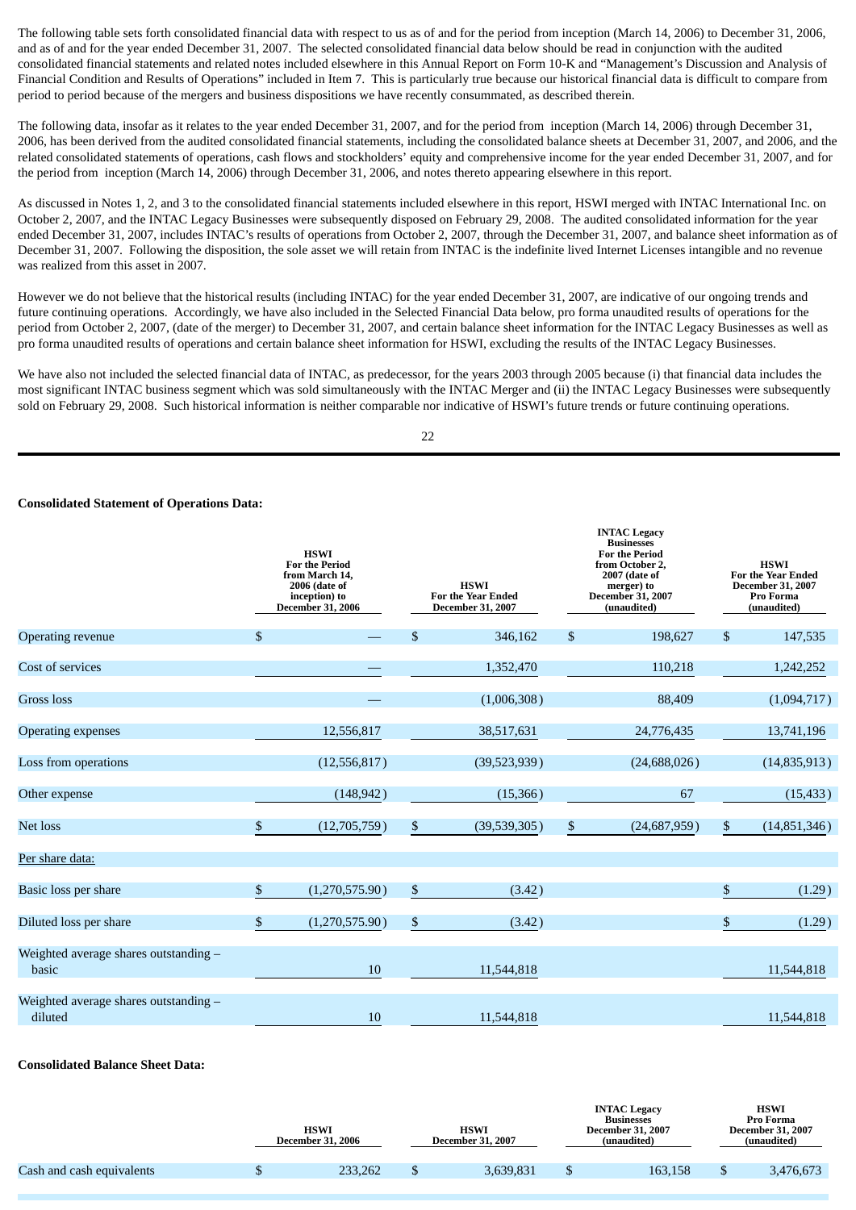The following table sets forth consolidated financial data with respect to us as of and for the period from inception (March 14, 2006) to December 31, 2006, and as of and for the year ended December 31, 2007. The selected consolidated financial data below should be read in conjunction with the audited consolidated financial statements and related notes included elsewhere in this Annual Report on Form 10-K and "Management's Discussion and Analysis of Financial Condition and Results of Operations" included in Item 7. This is particularly true because our historical financial data is difficult to compare from period to period because of the mergers and business dispositions we have recently consummated, as described therein.

The following data, insofar as it relates to the year ended December 31, 2007, and for the period from inception (March 14, 2006) through December 31, 2006, has been derived from the audited consolidated financial statements, including the consolidated balance sheets at December 31, 2007, and 2006, and the related consolidated statements of operations, cash flows and stockholders' equity and comprehensive income for the year ended December 31, 2007, and for the period from inception (March 14, 2006) through December 31, 2006, and notes thereto appearing elsewhere in this report.

As discussed in Notes 1, 2, and 3 to the consolidated financial statements included elsewhere in this report, HSWI merged with INTAC International Inc. on October 2, 2007, and the INTAC Legacy Businesses were subsequently disposed on February 29, 2008. The audited consolidated information for the year ended December 31, 2007, includes INTAC's results of operations from October 2, 2007, through the December 31, 2007, and balance sheet information as of December 31, 2007. Following the disposition, the sole asset we will retain from INTAC is the indefinite lived Internet Licenses intangible and no revenue was realized from this asset in 2007.

However we do not believe that the historical results (including INTAC) for the year ended December 31, 2007, are indicative of our ongoing trends and future continuing operations. Accordingly, we have also included in the Selected Financial Data below, pro forma unaudited results of operations for the period from October 2, 2007, (date of the merger) to December 31, 2007, and certain balance sheet information for the INTAC Legacy Businesses as well as pro forma unaudited results of operations and certain balance sheet information for HSWI, excluding the results of the INTAC Legacy Businesses.

We have also not included the selected financial data of INTAC, as predecessor, for the years 2003 through 2005 because (i) that financial data includes the most significant INTAC business segment which was sold simultaneously with the INTAC Merger and (ii) the INTAC Legacy Businesses were subsequently sold on February 29, 2008. Such historical information is neither comparable nor indicative of HSWI's future trends or future continuing operations.

**Consolidated Statement of Operations Data:**

| | HSWI For the Period from March 14, 2006 (date of inception) to December 31, 2006 | HSWI For the Year Ended December 31, 2007 | INTAC Legacy Businesses For the Period from October 2, 2007 (date of merger) to December 31, 2007 (unaudited) | HSWI For the Year Ended December 31, 2007 Pro Forma (unaudited) |
|---|---|---|---|---|
| Operating revenue | $ — | $ 346,162 | $ 198,627 | $ 147,535 |
| Cost of services | — | 1,352,470 | 110,218 | 1,242,252 |
| Gross loss | — | (1,006,308) | 88,409 | (1,094,717) |
| Operating expenses | 12,556,817 | 38,517,631 | 24,776,435 | 13,741,196 |
| Loss from operations | (12,556,817) | (39,523,939) | (24,688,026) | (14,835,913) |
| Other expense | (148,942) | (15,366) | 67 | (15,433) |
| Net loss | $ (12,705,759) | $ (39,539,305) | $ (24,687,959) | $ (14,851,346) |
| Per share data: | | | | |
| Basic loss per share | $ (1,270,575.90) | $ (3.42) | | $ (1.29) |
| Diluted loss per share | $ (1,270,575.90) | $ (3.42) | | $ (1.29) |
| Weighted average shares outstanding – basic | 10 | 11,544,818 | | 11,544,818 |
| Weighted average shares outstanding – diluted | 10 | 11,544,818 | | 11,544,818 |

**Consolidated Balance Sheet Data:**

| | HSWI December 31, 2006 | HSWI December 31, 2007 | INTAC Legacy Businesses December 31, 2007 (unaudited) | HSWI Pro Forma December 31, 2007 (unaudited) |
|---|---|---|---|---|
| Cash and cash equivalents | $ 233,262 | $ 3,639,831 | $ 163,158 | $ 3,476,673 |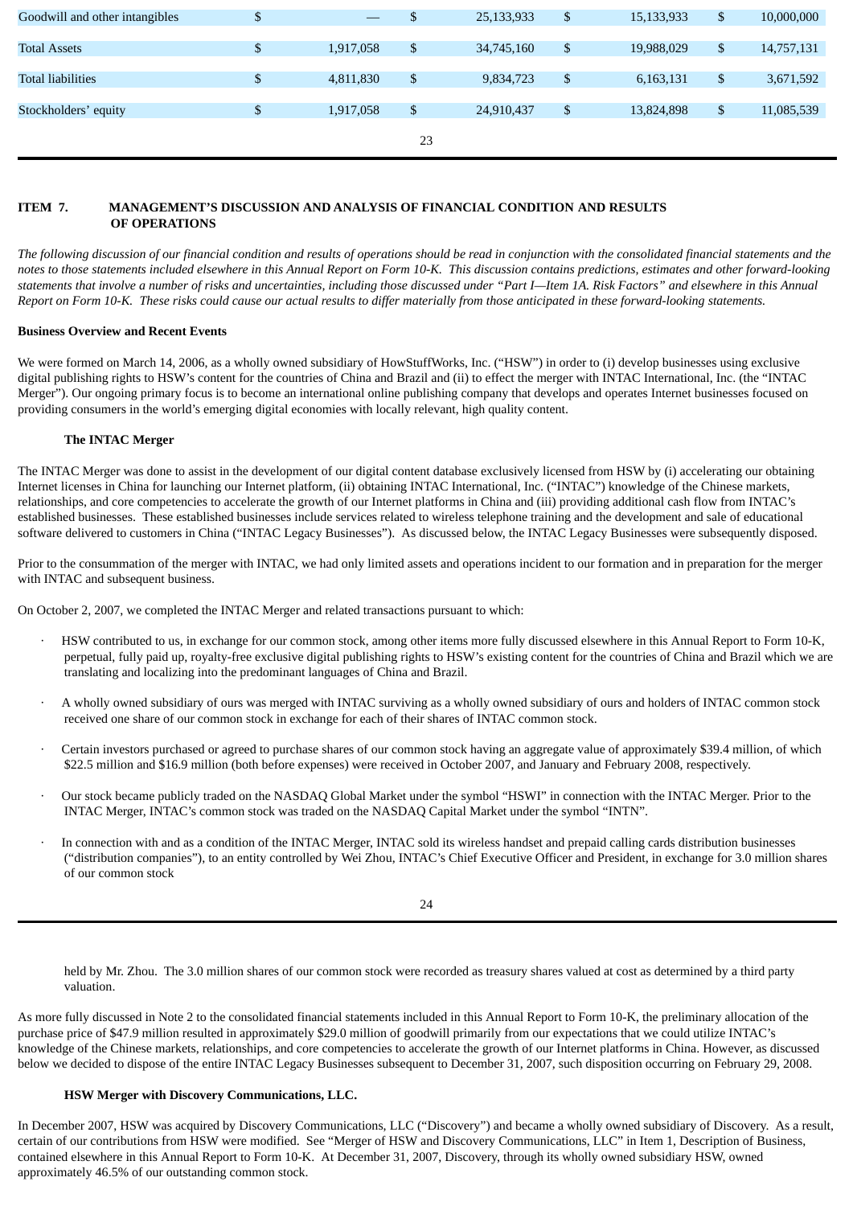| | | | | |
|---|---|---|---|---|
| Goodwill and other intangibles | $ — | $ 25,133,933 | $ 15,133,933 | $ 10,000,000 |
| Total Assets | $ 1,917,058 | $ 34,745,160 | $ 19,988,029 | $ 14,757,131 |
| Total liabilities | $ 4,811,830 | $ 9,834,723 | $ 6,163,131 | $ 3,671,592 |
| Stockholders' equity | $ 1,917,058 | $ 24,910,437 | $ 13,824,898 | $ 11,085,539 |

## ITEM 7. MANAGEMENT'S DISCUSSION AND ANALYSIS OF FINANCIAL CONDITION AND RESULTS OF OPERATIONS

*The following discussion of our financial condition and results of operations should be read in conjunction with the consolidated financial statements and the notes to those statements included elsewhere in this Annual Report on Form 10-K. This discussion contains predictions, estimates and other forward-looking statements that involve a number of risks and uncertainties, including those discussed under "Part I—Item 1A. Risk Factors" and elsewhere in this Annual Report on Form 10-K. These risks could cause our actual results to differ materially from those anticipated in these forward-looking statements.*

**Business Overview and Recent Events**

We were formed on March 14, 2006, as a wholly owned subsidiary of HowStuffWorks, Inc. ("HSW") in order to (i) develop businesses using exclusive digital publishing rights to HSW's content for the countries of China and Brazil and (ii) to effect the merger with INTAC International, Inc. (the "INTAC Merger"). Our ongoing primary focus is to become an international online publishing company that develops and operates Internet businesses focused on providing consumers in the world's emerging digital economies with locally relevant, high quality content.

**The INTAC Merger**

The INTAC Merger was done to assist in the development of our digital content database exclusively licensed from HSW by (i) accelerating our obtaining Internet licenses in China for launching our Internet platform, (ii) obtaining INTAC International, Inc. ("INTAC") knowledge of the Chinese markets, relationships, and core competencies to accelerate the growth of our Internet platforms in China and (iii) providing additional cash flow from INTAC's established businesses. These established businesses include services related to wireless telephone training and the development and sale of educational software delivered to customers in China ("INTAC Legacy Businesses"). As discussed below, the INTAC Legacy Businesses were subsequently disposed.

Prior to the consummation of the merger with INTAC, we had only limited assets and operations incident to our formation and in preparation for the merger with INTAC and subsequent business.

On October 2, 2007, we completed the INTAC Merger and related transactions pursuant to which:

- HSW contributed to us, in exchange for our common stock, among other items more fully discussed elsewhere in this Annual Report to Form 10-K, perpetual, fully paid up, royalty-free exclusive digital publishing rights to HSW's existing content for the countries of China and Brazil which we are translating and localizing into the predominant languages of China and Brazil.
- A wholly owned subsidiary of ours was merged with INTAC surviving as a wholly owned subsidiary of ours and holders of INTAC common stock received one share of our common stock in exchange for each of their shares of INTAC common stock.
- Certain investors purchased or agreed to purchase shares of our common stock having an aggregate value of approximately $39.4 million, of which $22.5 million and $16.9 million (both before expenses) were received in October 2007, and January and February 2008, respectively.
- Our stock became publicly traded on the NASDAQ Global Market under the symbol "HSWI" in connection with the INTAC Merger. Prior to the INTAC Merger, INTAC's common stock was traded on the NASDAQ Capital Market under the symbol "INTN".
- In connection with and as a condition of the INTAC Merger, INTAC sold its wireless handset and prepaid calling cards distribution businesses ("distribution companies"), to an entity controlled by Wei Zhou, INTAC's Chief Executive Officer and President, in exchange for 3.0 million shares of our common stock held by Mr. Zhou. The 3.0 million shares of our common stock were recorded as treasury shares valued at cost as determined by a third party valuation.

As more fully discussed in Note 2 to the consolidated financial statements included in this Annual Report to Form 10-K, the preliminary allocation of the purchase price of $47.9 million resulted in approximately $29.0 million of goodwill primarily from our expectations that we could utilize INTAC's knowledge of the Chinese markets, relationships, and core competencies to accelerate the growth of our Internet platforms in China. However, as discussed below we decided to dispose of the entire INTAC Legacy Businesses subsequent to December 31, 2007, such disposition occurring on February 29, 2008.

**HSW Merger with Discovery Communications, LLC.**

In December 2007, HSW was acquired by Discovery Communications, LLC ("Discovery") and became a wholly owned subsidiary of Discovery. As a result, certain of our contributions from HSW were modified. See "Merger of HSW and Discovery Communications, LLC" in Item 1, Description of Business, contained elsewhere in this Annual Report to Form 10-K. At December 31, 2007, Discovery, through its wholly owned subsidiary HSW, owned approximately 46.5% of our outstanding common stock.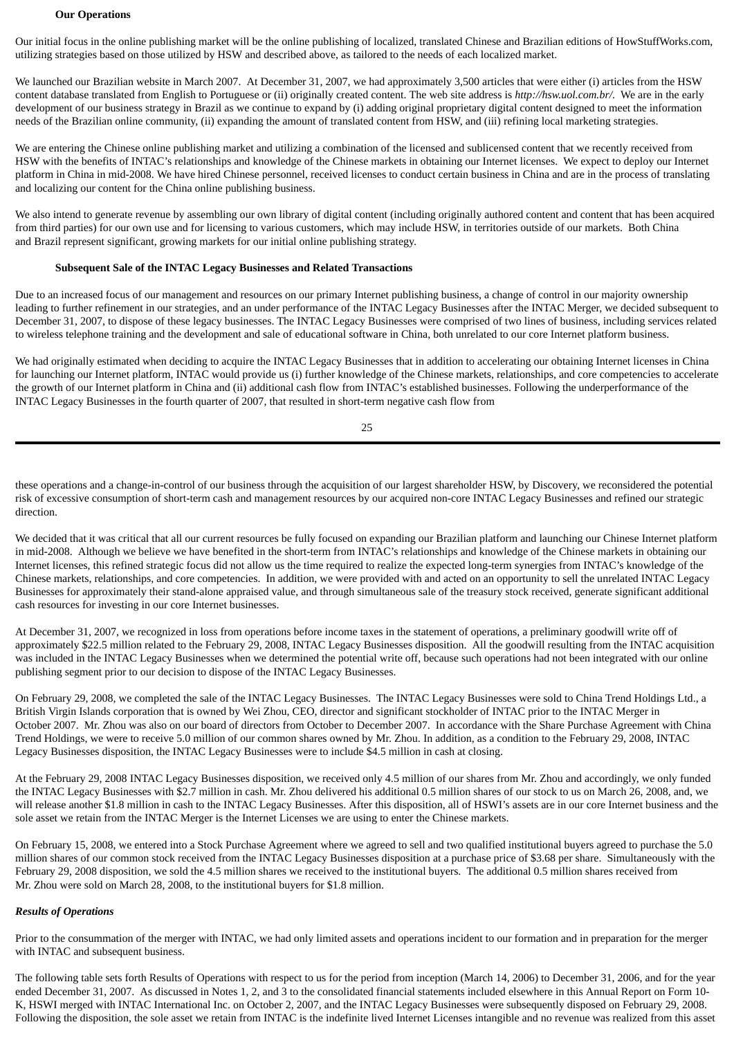### Our Operations

Our initial focus in the online publishing market will be the online publishing of localized, translated Chinese and Brazilian editions of HowStuffWorks.com, utilizing strategies based on those utilized by HSW and described above, as tailored to the needs of each localized market.

We launched our Brazilian website in March 2007. At December 31, 2007, we had approximately 3,500 articles that were either (i) articles from the HSW content database translated from English to Portuguese or (ii) originally created content. The web site address is *http://hsw.uol.com.br/*. We are in the early development of our business strategy in Brazil as we continue to expand by (i) adding original proprietary digital content designed to meet the information needs of the Brazilian online community, (ii) expanding the amount of translated content from HSW, and (iii) refining local marketing strategies.

We are entering the Chinese online publishing market and utilizing a combination of the licensed and sublicensed content that we recently received from HSW with the benefits of INTAC's relationships and knowledge of the Chinese markets in obtaining our Internet licenses. We expect to deploy our Internet platform in China in mid-2008. We have hired Chinese personnel, received licenses to conduct certain business in China and are in the process of translating and localizing our content for the China online publishing business.

We also intend to generate revenue by assembling our own library of digital content (including originally authored content and content that has been acquired from third parties) for our own use and for licensing to various customers, which may include HSW, in territories outside of our markets. Both China and Brazil represent significant, growing markets for our initial online publishing strategy.

### Subsequent Sale of the INTAC Legacy Businesses and Related Transactions

Due to an increased focus of our management and resources on our primary Internet publishing business, a change of control in our majority ownership leading to further refinement in our strategies, and an under performance of the INTAC Legacy Businesses after the INTAC Merger, we decided subsequent to December 31, 2007, to dispose of these legacy businesses. The INTAC Legacy Businesses were comprised of two lines of business, including services related to wireless telephone training and the development and sale of educational software in China, both unrelated to our core Internet platform business.

We had originally estimated when deciding to acquire the INTAC Legacy Businesses that in addition to accelerating our obtaining Internet licenses in China for launching our Internet platform, INTAC would provide us (i) further knowledge of the Chinese markets, relationships, and core competencies to accelerate the growth of our Internet platform in China and (ii) additional cash flow from INTAC's established businesses. Following the underperformance of the INTAC Legacy Businesses in the fourth quarter of 2007, that resulted in short-term negative cash flow from these operations and a change-in-control of our business through the acquisition of our largest shareholder HSW, by Discovery, we reconsidered the potential risk of excessive consumption of short-term cash and management resources by our acquired non-core INTAC Legacy Businesses and refined our strategic direction.

We decided that it was critical that all our current resources be fully focused on expanding our Brazilian platform and launching our Chinese Internet platform in mid-2008. Although we believe we have benefited in the short-term from INTAC's relationships and knowledge of the Chinese markets in obtaining our Internet licenses, this refined strategic focus did not allow us the time required to realize the expected long-term synergies from INTAC's knowledge of the Chinese markets, relationships, and core competencies. In addition, we were provided with and acted on an opportunity to sell the unrelated INTAC Legacy Businesses for approximately their stand-alone appraised value, and through simultaneous sale of the treasury stock received, generate significant additional cash resources for investing in our core Internet businesses.

At December 31, 2007, we recognized in loss from operations before income taxes in the statement of operations, a preliminary goodwill write off of approximately $22.5 million related to the February 29, 2008, INTAC Legacy Businesses disposition. All the goodwill resulting from the INTAC acquisition was included in the INTAC Legacy Businesses when we determined the potential write off, because such operations had not been integrated with our online publishing segment prior to our decision to dispose of the INTAC Legacy Businesses.

On February 29, 2008, we completed the sale of the INTAC Legacy Businesses. The INTAC Legacy Businesses were sold to China Trend Holdings Ltd., a British Virgin Islands corporation that is owned by Wei Zhou, CEO, director and significant stockholder of INTAC prior to the INTAC Merger in October 2007. Mr. Zhou was also on our board of directors from October to December 2007. In accordance with the Share Purchase Agreement with China Trend Holdings, we were to receive 5.0 million of our common shares owned by Mr. Zhou. In addition, as a condition to the February 29, 2008, INTAC Legacy Businesses disposition, the INTAC Legacy Businesses were to include $4.5 million in cash at closing.

At the February 29, 2008 INTAC Legacy Businesses disposition, we received only 4.5 million of our shares from Mr. Zhou and accordingly, we only funded the INTAC Legacy Businesses with $2.7 million in cash. Mr. Zhou delivered his additional 0.5 million shares of our stock to us on March 26, 2008, and, we will release another $1.8 million in cash to the INTAC Legacy Businesses. After this disposition, all of HSWI's assets are in our core Internet business and the sole asset we retain from the INTAC Merger is the Internet Licenses we are using to enter the Chinese markets.

On February 15, 2008, we entered into a Stock Purchase Agreement where we agreed to sell and two qualified institutional buyers agreed to purchase the 5.0 million shares of our common stock received from the INTAC Legacy Businesses disposition at a purchase price of $3.68 per share. Simultaneously with the February 29, 2008 disposition, we sold the 4.5 million shares we received to the institutional buyers. The additional 0.5 million shares received from Mr. Zhou were sold on March 28, 2008, to the institutional buyers for $1.8 million.

### *Results of Operations*

Prior to the consummation of the merger with INTAC, we had only limited assets and operations incident to our formation and in preparation for the merger with INTAC and subsequent business.

The following table sets forth Results of Operations with respect to us for the period from inception (March 14, 2006) to December 31, 2006, and for the year ended December 31, 2007. As discussed in Notes 1, 2, and 3 to the consolidated financial statements included elsewhere in this Annual Report on Form 10-K, HSWI merged with INTAC International Inc. on October 2, 2007, and the INTAC Legacy Businesses were subsequently disposed on February 29, 2008. Following the disposition, the sole asset we retain from INTAC is the indefinite lived Internet Licenses intangible and no revenue was realized from this asset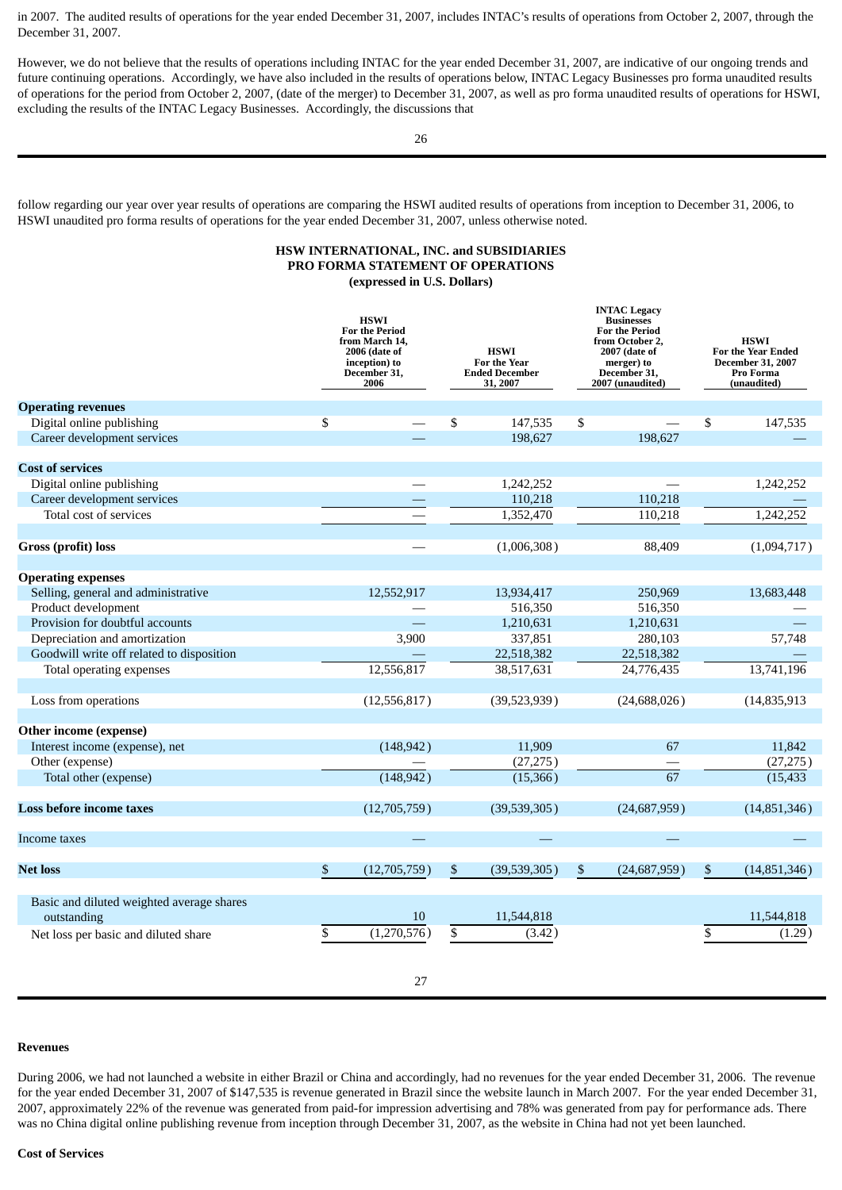in 2007. The audited results of operations for the year ended December 31, 2007, includes INTAC's results of operations from October 2, 2007, through the December 31, 2007.

However, we do not believe that the results of operations including INTAC for the year ended December 31, 2007, are indicative of our ongoing trends and future continuing operations. Accordingly, we have also included in the results of operations below, INTAC Legacy Businesses pro forma unaudited results of operations for the period from October 2, 2007, (date of the merger) to December 31, 2007, as well as pro forma unaudited results of operations for HSWI, excluding the results of the INTAC Legacy Businesses. Accordingly, the discussions that follow regarding our year over year results of operations are comparing the HSWI audited results of operations from inception to December 31, 2006, to HSWI unaudited pro forma results of operations for the year ended December 31, 2007, unless otherwise noted.

**HSW INTERNATIONAL, INC. and SUBSIDIARIES**
**PRO FORMA STATEMENT OF OPERATIONS**
**(expressed in U.S. Dollars)**

| | HSWI For the Period from March 14, 2006 (date of inception) to December 31, 2006 | HSWI For the Year Ended December 31, 2007 | INTAC Legacy Businesses For the Period from October 2, 2007 (date of merger) to December 31, 2007 (unaudited) | HSWI For the Year Ended December 31, 2007 Pro Forma (unaudited) |
|---|---|---|---|---|
| **Operating revenues** | | | | |
| Digital online publishing | $ — | $ 147,535 | $ — | $ 147,535 |
| Career development services | — | 198,627 | 198,627 | — |
| **Cost of services** | | | | |
| Digital online publishing | — | 1,242,252 | — | 1,242,252 |
| Career development services | — | 110,218 | 110,218 | — |
| Total cost of services | — | 1,352,470 | 110,218 | 1,242,252 |
| **Gross (profit) loss** | — | (1,006,308) | 88,409 | (1,094,717) |
| **Operating expenses** | | | | |
| Selling, general and administrative | 12,552,917 | 13,934,417 | 250,969 | 13,683,448 |
| Product development | — | 516,350 | 516,350 | — |
| Provision for doubtful accounts | — | 1,210,631 | 1,210,631 | — |
| Depreciation and amortization | 3,900 | 337,851 | 280,103 | 57,748 |
| Goodwill write off related to disposition | — | 22,518,382 | 22,518,382 | — |
| Total operating expenses | 12,556,817 | 38,517,631 | 24,776,435 | 13,741,196 |
| Loss from operations | (12,556,817) | (39,523,939) | (24,688,026) | (14,835,913 |
| **Other income (expense)** | | | | |
| Interest income (expense), net | (148,942) | 11,909 | 67 | 11,842 |
| Other (expense) | — | (27,275) | — | (27,275) |
| Total other (expense) | (148,942) | (15,366) | 67 | (15,433 |
| **Loss before income taxes** | (12,705,759) | (39,539,305) | (24,687,959) | (14,851,346) |
| Income taxes | — | — | — | — |
| **Net loss** | $ (12,705,759) | $ (39,539,305) | $ (24,687,959) | $ (14,851,346) |
| Basic and diluted weighted average shares outstanding | 10 | 11,544,818 | | 11,544,818 |
| Net loss per basic and diluted share | $ (1,270,576) | $ (3.42) | | $ (1.29) |

**Revenues**

During 2006, we had not launched a website in either Brazil or China and accordingly, had no revenues for the year ended December 31, 2006. The revenue for the year ended December 31, 2007 of $147,535 is revenue generated in Brazil since the website launch in March 2007. For the year ended December 31, 2007, approximately 22% of the revenue was generated from paid-for impression advertising and 78% was generated from pay for performance ads. There was no China digital online publishing revenue from inception through December 31, 2007, as the website in China had not yet been launched.

**Cost of Services**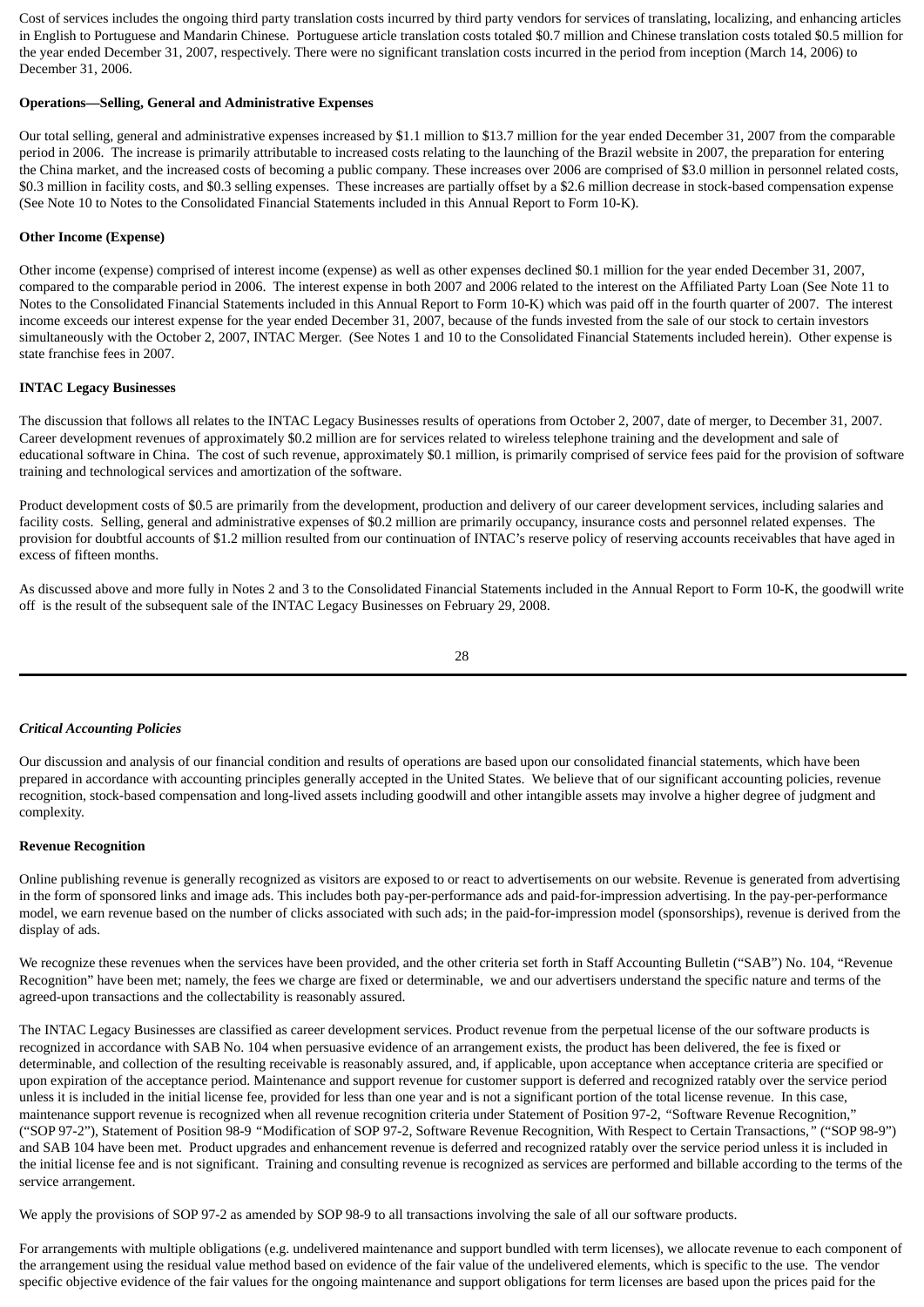Cost of services includes the ongoing third party translation costs incurred by third party vendors for services of translating, localizing, and enhancing articles in English to Portuguese and Mandarin Chinese. Portuguese article translation costs totaled $0.7 million and Chinese translation costs totaled $0.5 million for the year ended December 31, 2007, respectively. There were no significant translation costs incurred in the period from inception (March 14, 2006) to December 31, 2006.

**Operations—Selling, General and Administrative Expenses**

Our total selling, general and administrative expenses increased by $1.1 million to $13.7 million for the year ended December 31, 2007 from the comparable period in 2006. The increase is primarily attributable to increased costs relating to the launching of the Brazil website in 2007, the preparation for entering the China market, and the increased costs of becoming a public company. These increases over 2006 are comprised of $3.0 million in personnel related costs, $0.3 million in facility costs, and $0.3 selling expenses. These increases are partially offset by a $2.6 million decrease in stock-based compensation expense (See Note 10 to Notes to the Consolidated Financial Statements included in this Annual Report to Form 10-K).

**Other Income (Expense)**

Other income (expense) comprised of interest income (expense) as well as other expenses declined $0.1 million for the year ended December 31, 2007, compared to the comparable period in 2006. The interest expense in both 2007 and 2006 related to the interest on the Affiliated Party Loan (See Note 11 to Notes to the Consolidated Financial Statements included in this Annual Report to Form 10-K) which was paid off in the fourth quarter of 2007. The interest income exceeds our interest expense for the year ended December 31, 2007, because of the funds invested from the sale of our stock to certain investors simultaneously with the October 2, 2007, INTAC Merger. (See Notes 1 and 10 to the Consolidated Financial Statements included herein). Other expense is state franchise fees in 2007.

**INTAC Legacy Businesses**

The discussion that follows all relates to the INTAC Legacy Businesses results of operations from October 2, 2007, date of merger, to December 31, 2007. Career development revenues of approximately $0.2 million are for services related to wireless telephone training and the development and sale of educational software in China. The cost of such revenue, approximately $0.1 million, is primarily comprised of service fees paid for the provision of software training and technological services and amortization of the software.

Product development costs of $0.5 are primarily from the development, production and delivery of our career development services, including salaries and facility costs. Selling, general and administrative expenses of $0.2 million are primarily occupancy, insurance costs and personnel related expenses. The provision for doubtful accounts of $1.2 million resulted from our continuation of INTAC's reserve policy of reserving accounts receivables that have aged in excess of fifteen months.

As discussed above and more fully in Notes 2 and 3 to the Consolidated Financial Statements included in the Annual Report to Form 10-K, the goodwill write off is the result of the subsequent sale of the INTAC Legacy Businesses on February 29, 2008.

***Critical Accounting Policies***

Our discussion and analysis of our financial condition and results of operations are based upon our consolidated financial statements, which have been prepared in accordance with accounting principles generally accepted in the United States. We believe that of our significant accounting policies, revenue recognition, stock-based compensation and long-lived assets including goodwill and other intangible assets may involve a higher degree of judgment and complexity.

**Revenue Recognition**

Online publishing revenue is generally recognized as visitors are exposed to or react to advertisements on our website. Revenue is generated from advertising in the form of sponsored links and image ads. This includes both pay-per-performance ads and paid-for-impression advertising. In the pay-per-performance model, we earn revenue based on the number of clicks associated with such ads; in the paid-for-impression model (sponsorships), revenue is derived from the display of ads.

We recognize these revenues when the services have been provided, and the other criteria set forth in Staff Accounting Bulletin ("SAB") No. 104, "Revenue Recognition" have been met; namely, the fees we charge are fixed or determinable, we and our advertisers understand the specific nature and terms of the agreed-upon transactions and the collectability is reasonably assured.

The INTAC Legacy Businesses are classified as career development services. Product revenue from the perpetual license of the our software products is recognized in accordance with SAB No. 104 when persuasive evidence of an arrangement exists, the product has been delivered, the fee is fixed or determinable, and collection of the resulting receivable is reasonably assured, and, if applicable, upon acceptance when acceptance criteria are specified or upon expiration of the acceptance period. Maintenance and support revenue for customer support is deferred and recognized ratably over the service period unless it is included in the initial license fee, provided for less than one year and is not a significant portion of the total license revenue. In this case, maintenance support revenue is recognized when all revenue recognition criteria under Statement of Position 97-2, "Software Revenue Recognition," ("SOP 97-2"), Statement of Position 98-9 "Modification of SOP 97-2, Software Revenue Recognition, With Respect to Certain Transactions," ("SOP 98-9") and SAB 104 have been met. Product upgrades and enhancement revenue is deferred and recognized ratably over the service period unless it is included in the initial license fee and is not significant. Training and consulting revenue is recognized as services are performed and billable according to the terms of the service arrangement.

We apply the provisions of SOP 97-2 as amended by SOP 98-9 to all transactions involving the sale of all our software products.

For arrangements with multiple obligations (e.g. undelivered maintenance and support bundled with term licenses), we allocate revenue to each component of the arrangement using the residual value method based on evidence of the fair value of the undelivered elements, which is specific to the use. The vendor specific objective evidence of the fair values for the ongoing maintenance and support obligations for term licenses are based upon the prices paid for the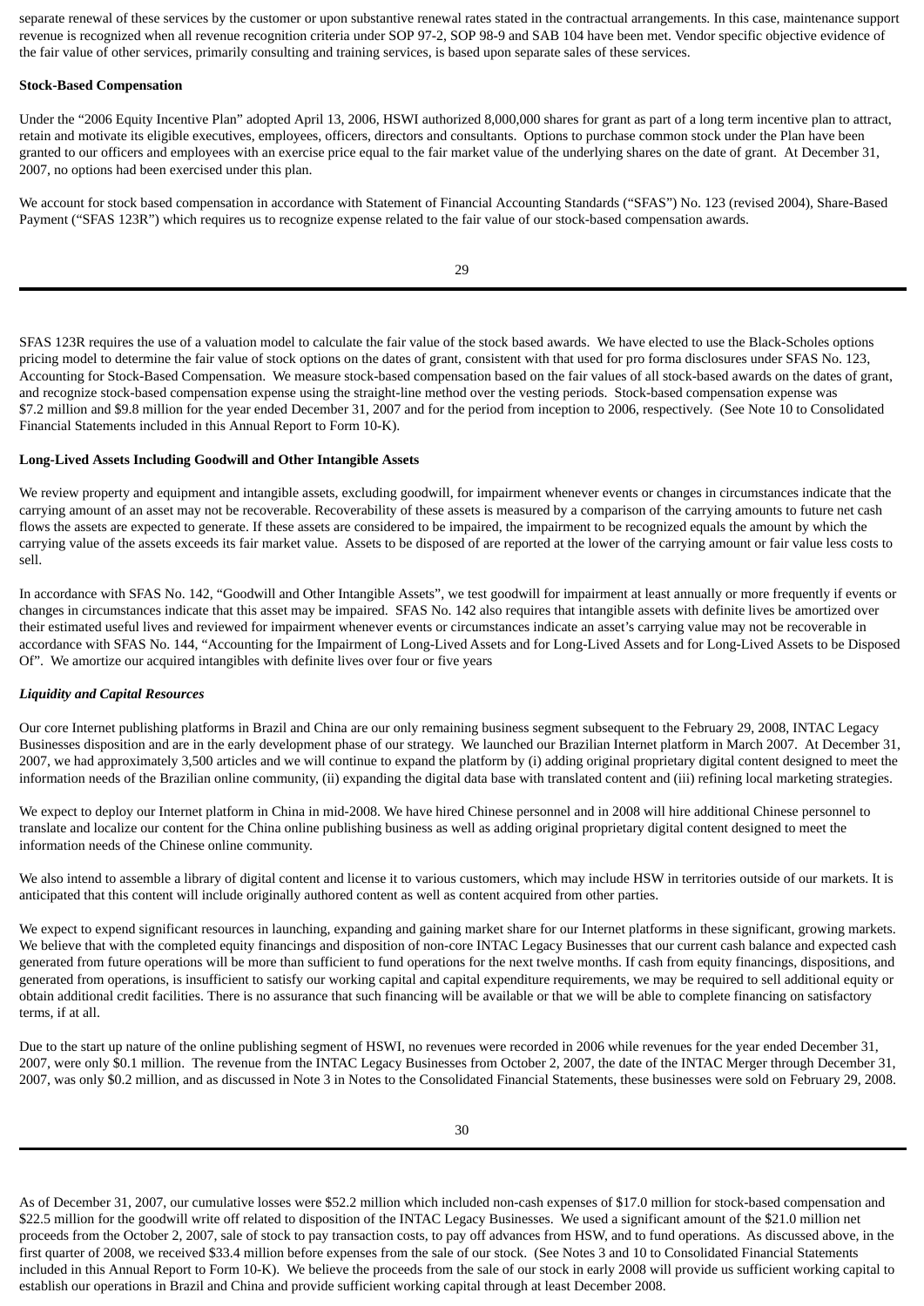separate renewal of these services by the customer or upon substantive renewal rates stated in the contractual arrangements. In this case, maintenance support revenue is recognized when all revenue recognition criteria under SOP 97-2, SOP 98-9 and SAB 104 have been met. Vendor specific objective evidence of the fair value of other services, primarily consulting and training services, is based upon separate sales of these services.

**Stock-Based Compensation**

Under the "2006 Equity Incentive Plan" adopted April 13, 2006, HSWI authorized 8,000,000 shares for grant as part of a long term incentive plan to attract, retain and motivate its eligible executives, employees, officers, directors and consultants. Options to purchase common stock under the Plan have been granted to our officers and employees with an exercise price equal to the fair market value of the underlying shares on the date of grant. At December 31, 2007, no options had been exercised under this plan.

We account for stock based compensation in accordance with Statement of Financial Accounting Standards ("SFAS") No. 123 (revised 2004), Share-Based Payment ("SFAS 123R") which requires us to recognize expense related to the fair value of our stock-based compensation awards.

SFAS 123R requires the use of a valuation model to calculate the fair value of the stock based awards. We have elected to use the Black-Scholes options pricing model to determine the fair value of stock options on the dates of grant, consistent with that used for pro forma disclosures under SFAS No. 123, Accounting for Stock-Based Compensation. We measure stock-based compensation based on the fair values of all stock-based awards on the dates of grant, and recognize stock-based compensation expense using the straight-line method over the vesting periods. Stock-based compensation expense was $7.2 million and $9.8 million for the year ended December 31, 2007 and for the period from inception to 2006, respectively. (See Note 10 to Consolidated Financial Statements included in this Annual Report to Form 10-K).

**Long-Lived Assets Including Goodwill and Other Intangible Assets**

We review property and equipment and intangible assets, excluding goodwill, for impairment whenever events or changes in circumstances indicate that the carrying amount of an asset may not be recoverable. Recoverability of these assets is measured by a comparison of the carrying amounts to future net cash flows the assets are expected to generate. If these assets are considered to be impaired, the impairment to be recognized equals the amount by which the carrying value of the assets exceeds its fair market value. Assets to be disposed of are reported at the lower of the carrying amount or fair value less costs to sell.

In accordance with SFAS No. 142, "Goodwill and Other Intangible Assets", we test goodwill for impairment at least annually or more frequently if events or changes in circumstances indicate that this asset may be impaired. SFAS No. 142 also requires that intangible assets with definite lives be amortized over their estimated useful lives and reviewed for impairment whenever events or circumstances indicate an asset's carrying value may not be recoverable in accordance with SFAS No. 144, "Accounting for the Impairment of Long-Lived Assets and for Long-Lived Assets and for Long-Lived Assets to be Disposed Of". We amortize our acquired intangibles with definite lives over four or five years

***Liquidity and Capital Resources***

Our core Internet publishing platforms in Brazil and China are our only remaining business segment subsequent to the February 29, 2008, INTAC Legacy Businesses disposition and are in the early development phase of our strategy. We launched our Brazilian Internet platform in March 2007. At December 31, 2007, we had approximately 3,500 articles and we will continue to expand the platform by (i) adding original proprietary digital content designed to meet the information needs of the Brazilian online community, (ii) expanding the digital data base with translated content and (iii) refining local marketing strategies.

We expect to deploy our Internet platform in China in mid-2008. We have hired Chinese personnel and in 2008 will hire additional Chinese personnel to translate and localize our content for the China online publishing business as well as adding original proprietary digital content designed to meet the information needs of the Chinese online community.

We also intend to assemble a library of digital content and license it to various customers, which may include HSW in territories outside of our markets. It is anticipated that this content will include originally authored content as well as content acquired from other parties.

We expect to expend significant resources in launching, expanding and gaining market share for our Internet platforms in these significant, growing markets. We believe that with the completed equity financings and disposition of non-core INTAC Legacy Businesses that our current cash balance and expected cash generated from future operations will be more than sufficient to fund operations for the next twelve months. If cash from equity financings, dispositions, and generated from operations, is insufficient to satisfy our working capital and capital expenditure requirements, we may be required to sell additional equity or obtain additional credit facilities. There is no assurance that such financing will be available or that we will be able to complete financing on satisfactory terms, if at all.

Due to the start up nature of the online publishing segment of HSWI, no revenues were recorded in 2006 while revenues for the year ended December 31, 2007, were only $0.1 million. The revenue from the INTAC Legacy Businesses from October 2, 2007, the date of the INTAC Merger through December 31, 2007, was only $0.2 million, and as discussed in Note 3 in Notes to the Consolidated Financial Statements, these businesses were sold on February 29, 2008.

As of December 31, 2007, our cumulative losses were $52.2 million which included non-cash expenses of $17.0 million for stock-based compensation and $22.5 million for the goodwill write off related to disposition of the INTAC Legacy Businesses. We used a significant amount of the $21.0 million net proceeds from the October 2, 2007, sale of stock to pay transaction costs, to pay off advances from HSW, and to fund operations. As discussed above, in the first quarter of 2008, we received $33.4 million before expenses from the sale of our stock. (See Notes 3 and 10 to Consolidated Financial Statements included in this Annual Report to Form 10-K). We believe the proceeds from the sale of our stock in early 2008 will provide us sufficient working capital to establish our operations in Brazil and China and provide sufficient working capital through at least December 2008.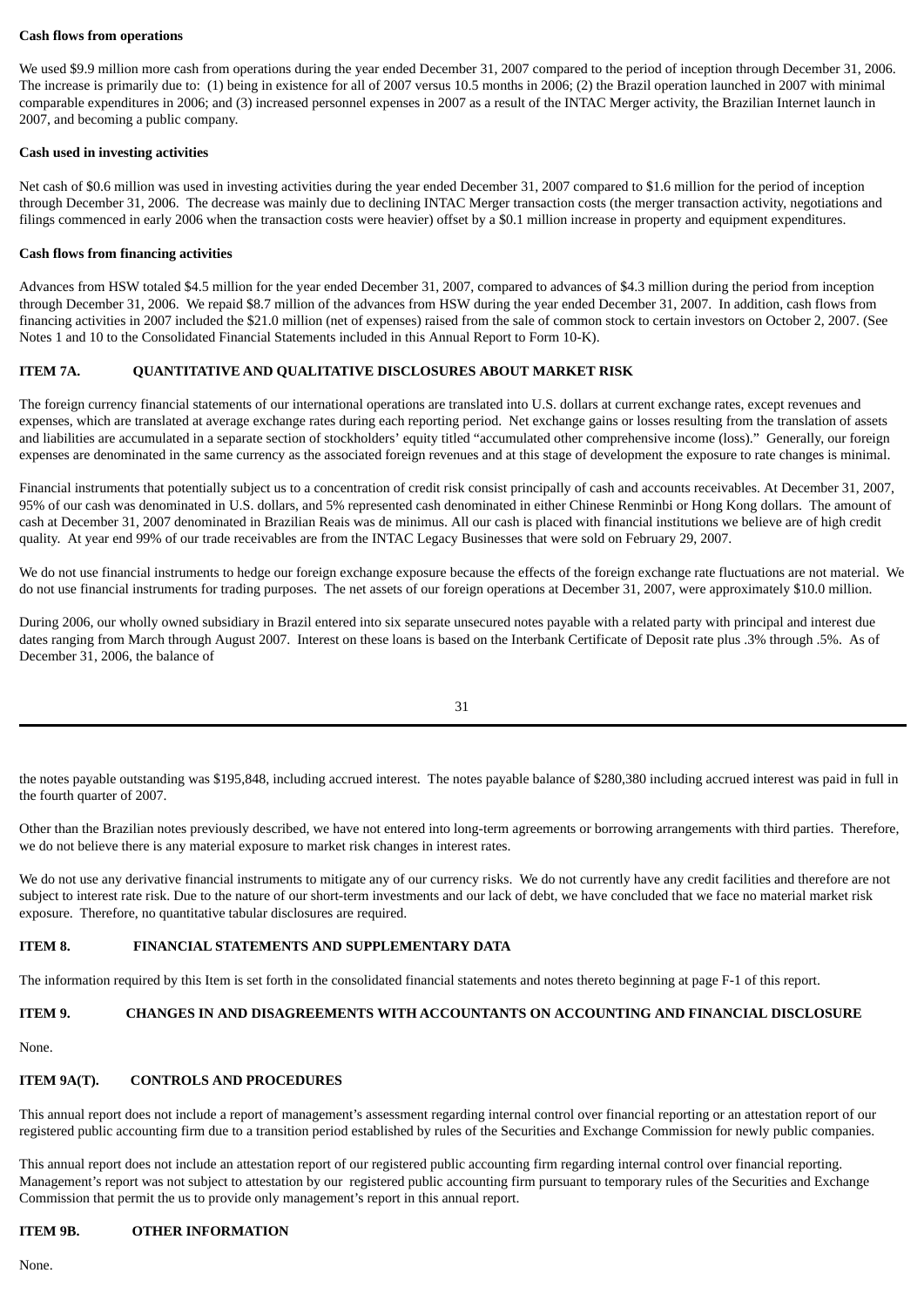**Cash flows from operations**

We used $9.9 million more cash from operations during the year ended December 31, 2007 compared to the period of inception through December 31, 2006. The increase is primarily due to: (1) being in existence for all of 2007 versus 10.5 months in 2006; (2) the Brazil operation launched in 2007 with minimal comparable expenditures in 2006; and (3) increased personnel expenses in 2007 as a result of the INTAC Merger activity, the Brazilian Internet launch in 2007, and becoming a public company.

**Cash used in investing activities**

Net cash of $0.6 million was used in investing activities during the year ended December 31, 2007 compared to $1.6 million for the period of inception through December 31, 2006. The decrease was mainly due to declining INTAC Merger transaction costs (the merger transaction activity, negotiations and filings commenced in early 2006 when the transaction costs were heavier) offset by a $0.1 million increase in property and equipment expenditures.

**Cash flows from financing activities**

Advances from HSW totaled $4.5 million for the year ended December 31, 2007, compared to advances of $4.3 million during the period from inception through December 31, 2006. We repaid $8.7 million of the advances from HSW during the year ended December 31, 2007. In addition, cash flows from financing activities in 2007 included the $21.0 million (net of expenses) raised from the sale of common stock to certain investors on October 2, 2007. (See Notes 1 and 10 to the Consolidated Financial Statements included in this Annual Report to Form 10-K).

**ITEM 7A. QUANTITATIVE AND QUALITATIVE DISCLOSURES ABOUT MARKET RISK**

The foreign currency financial statements of our international operations are translated into U.S. dollars at current exchange rates, except revenues and expenses, which are translated at average exchange rates during each reporting period. Net exchange gains or losses resulting from the translation of assets and liabilities are accumulated in a separate section of stockholders' equity titled "accumulated other comprehensive income (loss)." Generally, our foreign expenses are denominated in the same currency as the associated foreign revenues and at this stage of development the exposure to rate changes is minimal.

Financial instruments that potentially subject us to a concentration of credit risk consist principally of cash and accounts receivables. At December 31, 2007, 95% of our cash was denominated in U.S. dollars, and 5% represented cash denominated in either Chinese Renminbi or Hong Kong dollars. The amount of cash at December 31, 2007 denominated in Brazilian Reais was de minimus. All our cash is placed with financial institutions we believe are of high credit quality. At year end 99% of our trade receivables are from the INTAC Legacy Businesses that were sold on February 29, 2007.

We do not use financial instruments to hedge our foreign exchange exposure because the effects of the foreign exchange rate fluctuations are not material. We do not use financial instruments for trading purposes. The net assets of our foreign operations at December 31, 2007, were approximately $10.0 million.

During 2006, our wholly owned subsidiary in Brazil entered into six separate unsecured notes payable with a related party with principal and interest due dates ranging from March through August 2007. Interest on these loans is based on the Interbank Certificate of Deposit rate plus .3% through .5%. As of December 31, 2006, the balance of the notes payable outstanding was $195,848, including accrued interest. The notes payable balance of $280,380 including accrued interest was paid in full in the fourth quarter of 2007.

Other than the Brazilian notes previously described, we have not entered into long-term agreements or borrowing arrangements with third parties. Therefore, we do not believe there is any material exposure to market risk changes in interest rates.

We do not use any derivative financial instruments to mitigate any of our currency risks. We do not currently have any credit facilities and therefore are not subject to interest rate risk. Due to the nature of our short-term investments and our lack of debt, we have concluded that we face no material market risk exposure. Therefore, no quantitative tabular disclosures are required.

**ITEM 8. FINANCIAL STATEMENTS AND SUPPLEMENTARY DATA**

The information required by this Item is set forth in the consolidated financial statements and notes thereto beginning at page F-1 of this report.

**ITEM 9. CHANGES IN AND DISAGREEMENTS WITH ACCOUNTANTS ON ACCOUNTING AND FINANCIAL DISCLOSURE**

None.

**ITEM 9A(T). CONTROLS AND PROCEDURES**

This annual report does not include a report of management's assessment regarding internal control over financial reporting or an attestation report of our registered public accounting firm due to a transition period established by rules of the Securities and Exchange Commission for newly public companies.

This annual report does not include an attestation report of our registered public accounting firm regarding internal control over financial reporting. Management's report was not subject to attestation by our registered public accounting firm pursuant to temporary rules of the Securities and Exchange Commission that permit the us to provide only management's report in this annual report.

**ITEM 9B. OTHER INFORMATION**

None.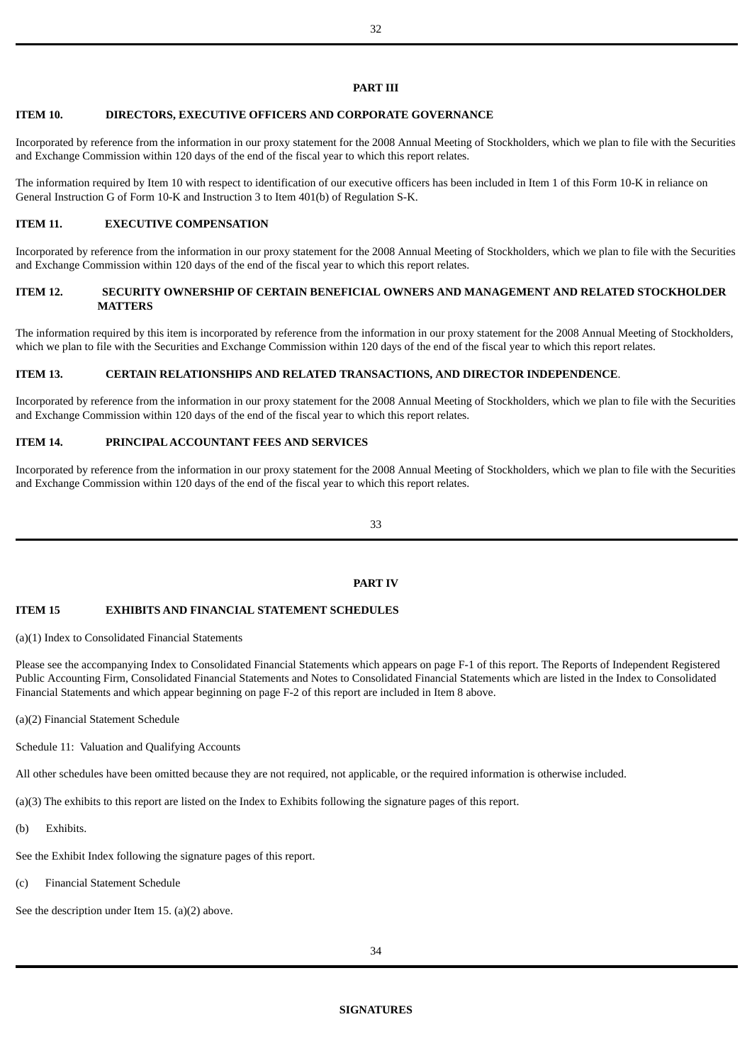## PART III

### ITEM 10. DIRECTORS, EXECUTIVE OFFICERS AND CORPORATE GOVERNANCE

Incorporated by reference from the information in our proxy statement for the 2008 Annual Meeting of Stockholders, which we plan to file with the Securities and Exchange Commission within 120 days of the end of the fiscal year to which this report relates.

The information required by Item 10 with respect to identification of our executive officers has been included in Item 1 of this Form 10-K in reliance on General Instruction G of Form 10-K and Instruction 3 to Item 401(b) of Regulation S-K.

### ITEM 11. EXECUTIVE COMPENSATION

Incorporated by reference from the information in our proxy statement for the 2008 Annual Meeting of Stockholders, which we plan to file with the Securities and Exchange Commission within 120 days of the end of the fiscal year to which this report relates.

### ITEM 12. SECURITY OWNERSHIP OF CERTAIN BENEFICIAL OWNERS AND MANAGEMENT AND RELATED STOCKHOLDER MATTERS

The information required by this item is incorporated by reference from the information in our proxy statement for the 2008 Annual Meeting of Stockholders, which we plan to file with the Securities and Exchange Commission within 120 days of the end of the fiscal year to which this report relates.

### ITEM 13. CERTAIN RELATIONSHIPS AND RELATED TRANSACTIONS, AND DIRECTOR INDEPENDENCE.

Incorporated by reference from the information in our proxy statement for the 2008 Annual Meeting of Stockholders, which we plan to file with the Securities and Exchange Commission within 120 days of the end of the fiscal year to which this report relates.

### ITEM 14. PRINCIPAL ACCOUNTANT FEES AND SERVICES

Incorporated by reference from the information in our proxy statement for the 2008 Annual Meeting of Stockholders, which we plan to file with the Securities and Exchange Commission within 120 days of the end of the fiscal year to which this report relates.

## PART IV

### ITEM 15 EXHIBITS AND FINANCIAL STATEMENT SCHEDULES

(a)(1) Index to Consolidated Financial Statements

Please see the accompanying Index to Consolidated Financial Statements which appears on page F-1 of this report. The Reports of Independent Registered Public Accounting Firm, Consolidated Financial Statements and Notes to Consolidated Financial Statements which are listed in the Index to Consolidated Financial Statements and which appear beginning on page F-2 of this report are included in Item 8 above.

(a)(2) Financial Statement Schedule

Schedule 11: Valuation and Qualifying Accounts

All other schedules have been omitted because they are not required, not applicable, or the required information is otherwise included.

(a)(3) The exhibits to this report are listed on the Index to Exhibits following the signature pages of this report.

(b) Exhibits.

See the Exhibit Index following the signature pages of this report.

(c) Financial Statement Schedule

See the description under Item 15. (a)(2) above.

## SIGNATURES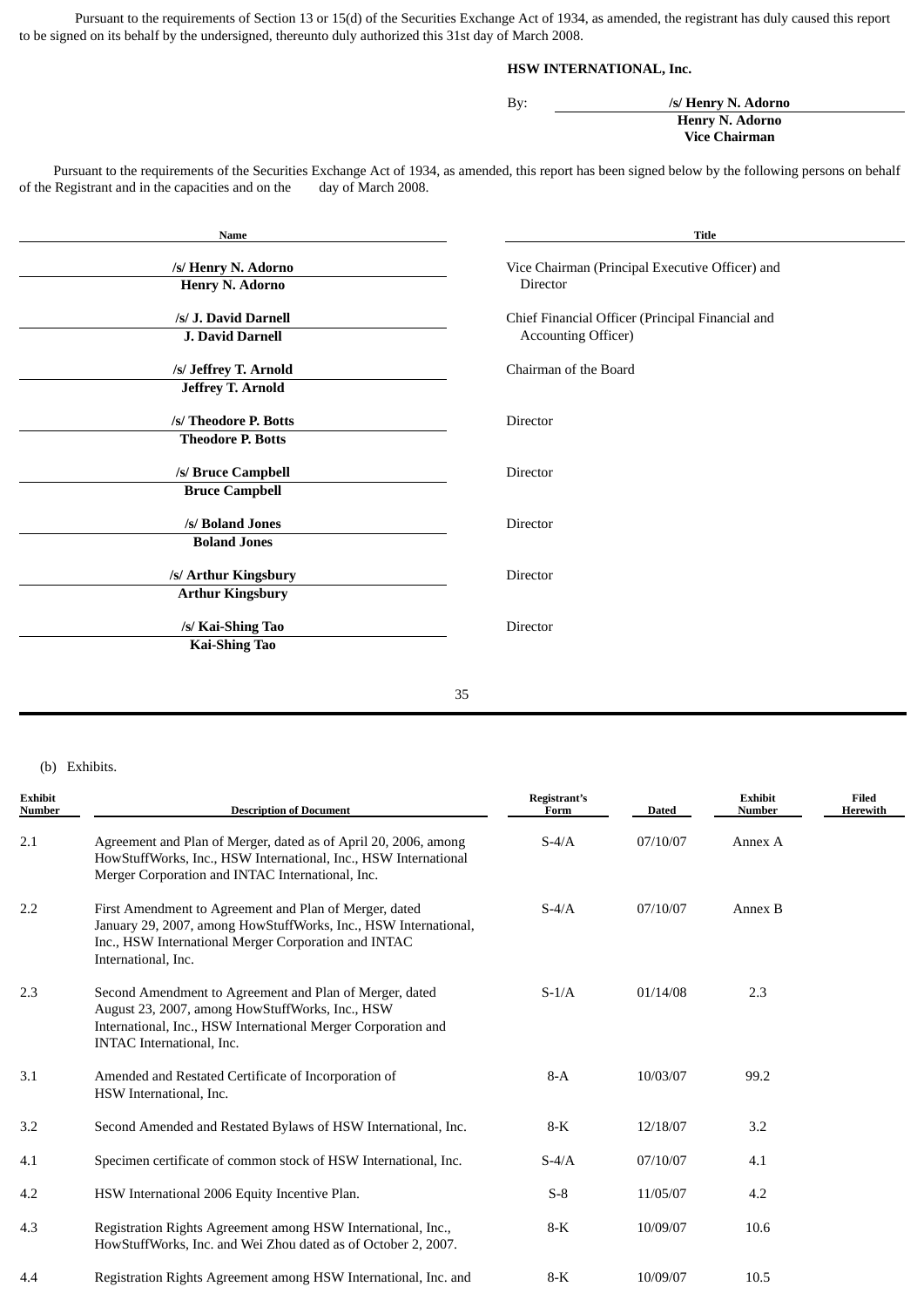Pursuant to the requirements of Section 13 or 15(d) of the Securities Exchange Act of 1934, as amended, the registrant has duly caused this report to be signed on its behalf by the undersigned, thereunto duly authorized this 31st day of March 2008.

**HSW INTERNATIONAL, Inc.**

By: **/s/ Henry N. Adorno**
**Henry N. Adorno**
**Vice Chairman**

Pursuant to the requirements of the Securities Exchange Act of 1934, as amended, this report has been signed below by the following persons on behalf of the Registrant and in the capacities and on the day of March 2008.

| Name | Title |
|---|---|
| /s/ Henry N. Adorno<br>**Henry N. Adorno** | Vice Chairman (Principal Executive Officer) and Director |
| /s/ J. David Darnell<br>**J. David Darnell** | Chief Financial Officer (Principal Financial and Accounting Officer) |
| /s/ Jeffrey T. Arnold<br>**Jeffrey T. Arnold** | Chairman of the Board |
| /s/ Theodore P. Botts<br>**Theodore P. Botts** | Director |
| /s/ Bruce Campbell<br>**Bruce Campbell** | Director |
| /s/ Boland Jones<br>**Boland Jones** | Director |
| /s/ Arthur Kingsbury<br>**Arthur Kingsbury** | Director |
| /s/ Kai-Shing Tao<br>**Kai-Shing Tao** | Director |

(b) Exhibits.

| Exhibit Number | Description of Document | Registrant's Form | Dated | Exhibit Number | Filed Herewith |
|---|---|---|---|---|---|
| 2.1 | Agreement and Plan of Merger, dated as of April 20, 2006, among HowStuffWorks, Inc., HSW International, Inc., HSW International Merger Corporation and INTAC International, Inc. | S-4/A | 07/10/07 | Annex A | |
| 2.2 | First Amendment to Agreement and Plan of Merger, dated January 29, 2007, among HowStuffWorks, Inc., HSW International, Inc., HSW International Merger Corporation and INTAC International, Inc. | S-4/A | 07/10/07 | Annex B | |
| 2.3 | Second Amendment to Agreement and Plan of Merger, dated August 23, 2007, among HowStuffWorks, Inc., HSW International, Inc., HSW International Merger Corporation and INTAC International, Inc. | S-1/A | 01/14/08 | 2.3 | |
| 3.1 | Amended and Restated Certificate of Incorporation of HSW International, Inc. | 8-A | 10/03/07 | 99.2 | |
| 3.2 | Second Amended and Restated Bylaws of HSW International, Inc. | 8-K | 12/18/07 | 3.2 | |
| 4.1 | Specimen certificate of common stock of HSW International, Inc. | S-4/A | 07/10/07 | 4.1 | |
| 4.2 | HSW International 2006 Equity Incentive Plan. | S-8 | 11/05/07 | 4.2 | |
| 4.3 | Registration Rights Agreement among HSW International, Inc., HowStuffWorks, Inc. and Wei Zhou dated as of October 2, 2007. | 8-K | 10/09/07 | 10.6 | |
| 4.4 | Registration Rights Agreement among HSW International, Inc. and | 8-K | 10/09/07 | 10.5 | |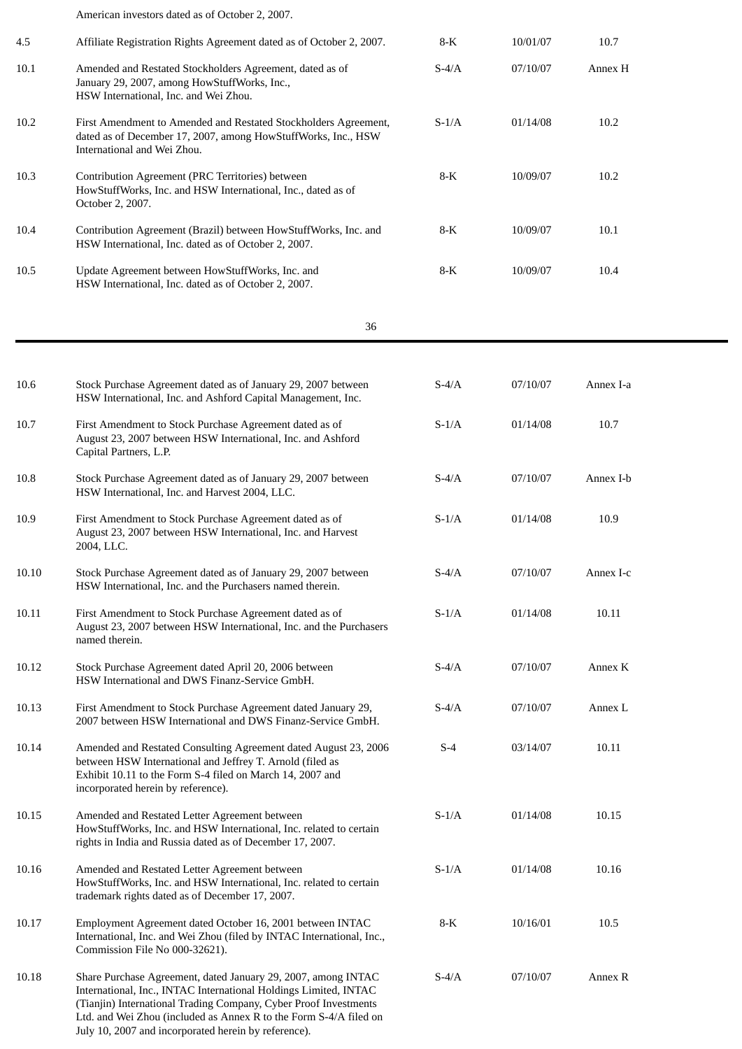| | | | | |
|---|---|---|---|---|
| | American investors dated as of October 2, 2007. | | | |
| 4.5 | Affiliate Registration Rights Agreement dated as of October 2, 2007. | 8-K | 10/01/07 | 10.7 |
| 10.1 | Amended and Restated Stockholders Agreement, dated as of January 29, 2007, among HowStuffWorks, Inc., HSW International, Inc. and Wei Zhou. | S-4/A | 07/10/07 | Annex H |
| 10.2 | First Amendment to Amended and Restated Stockholders Agreement, dated as of December 17, 2007, among HowStuffWorks, Inc., HSW International and Wei Zhou. | S-1/A | 01/14/08 | 10.2 |
| 10.3 | Contribution Agreement (PRC Territories) between HowStuffWorks, Inc. and HSW International, Inc., dated as of October 2, 2007. | 8-K | 10/09/07 | 10.2 |
| 10.4 | Contribution Agreement (Brazil) between HowStuffWorks, Inc. and HSW International, Inc. dated as of October 2, 2007. | 8-K | 10/09/07 | 10.1 |
| 10.5 | Update Agreement between HowStuffWorks, Inc. and HSW International, Inc. dated as of October 2, 2007. | 8-K | 10/09/07 | 10.4 |
| 10.6 | Stock Purchase Agreement dated as of January 29, 2007 between HSW International, Inc. and Ashford Capital Management, Inc. | S-4/A | 07/10/07 | Annex I-a |
| 10.7 | First Amendment to Stock Purchase Agreement dated as of August 23, 2007 between HSW International, Inc. and Ashford Capital Partners, L.P. | S-1/A | 01/14/08 | 10.7 |
| 10.8 | Stock Purchase Agreement dated as of January 29, 2007 between HSW International, Inc. and Harvest 2004, LLC. | S-4/A | 07/10/07 | Annex I-b |
| 10.9 | First Amendment to Stock Purchase Agreement dated as of August 23, 2007 between HSW International, Inc. and Harvest 2004, LLC. | S-1/A | 01/14/08 | 10.9 |
| 10.10 | Stock Purchase Agreement dated as of January 29, 2007 between HSW International, Inc. and the Purchasers named therein. | S-4/A | 07/10/07 | Annex I-c |
| 10.11 | First Amendment to Stock Purchase Agreement dated as of August 23, 2007 between HSW International, Inc. and the Purchasers named therein. | S-1/A | 01/14/08 | 10.11 |
| 10.12 | Stock Purchase Agreement dated April 20, 2006 between HSW International and DWS Finanz-Service GmbH. | S-4/A | 07/10/07 | Annex K |
| 10.13 | First Amendment to Stock Purchase Agreement dated January 29, 2007 between HSW International and DWS Finanz-Service GmbH. | S-4/A | 07/10/07 | Annex L |
| 10.14 | Amended and Restated Consulting Agreement dated August 23, 2006 between HSW International and Jeffrey T. Arnold (filed as Exhibit 10.11 to the Form S-4 filed on March 14, 2007 and incorporated herein by reference). | S-4 | 03/14/07 | 10.11 |
| 10.15 | Amended and Restated Letter Agreement between HowStuffWorks, Inc. and HSW International, Inc. related to certain rights in India and Russia dated as of December 17, 2007. | S-1/A | 01/14/08 | 10.15 |
| 10.16 | Amended and Restated Letter Agreement between HowStuffWorks, Inc. and HSW International, Inc. related to certain trademark rights dated as of December 17, 2007. | S-1/A | 01/14/08 | 10.16 |
| 10.17 | Employment Agreement dated October 16, 2001 between INTAC International, Inc. and Wei Zhou (filed by INTAC International, Inc., Commission File No 000-32621). | 8-K | 10/16/01 | 10.5 |
| 10.18 | Share Purchase Agreement, dated January 29, 2007, among INTAC International, Inc., INTAC International Holdings Limited, INTAC (Tianjin) International Trading Company, Cyber Proof Investments Ltd. and Wei Zhou (included as Annex R to the Form S-4/A filed on July 10, 2007 and incorporated herein by reference). | S-4/A | 07/10/07 | Annex R |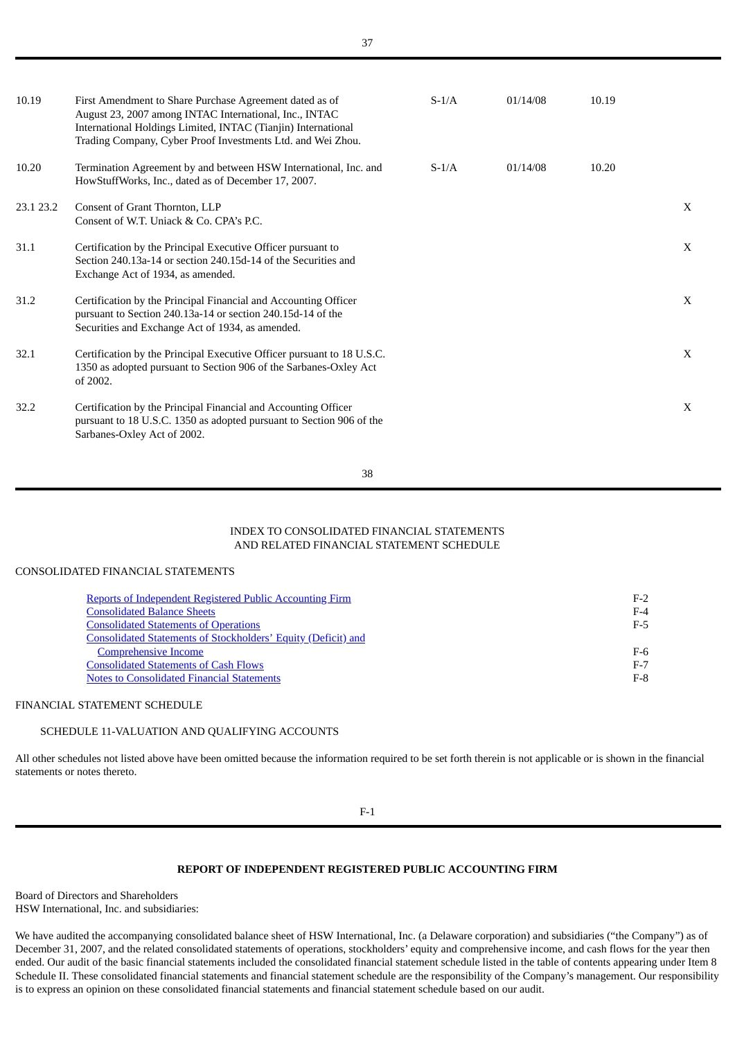| | | | | | |
|---|---|---|---|---|---|
| 10.19 | First Amendment to Share Purchase Agreement dated as of August 23, 2007 among INTAC International, Inc., INTAC International Holdings Limited, INTAC (Tianjin) International Trading Company, Cyber Proof Investments Ltd. and Wei Zhou. | S-1/A | 01/14/08 | 10.19 | |
| 10.20 | Termination Agreement by and between HSW International, Inc. and HowStuffWorks, Inc., dated as of December 17, 2007. | S-1/A | 01/14/08 | 10.20 | |
| 23.1 23.2 | Consent of Grant Thornton, LLP<br>Consent of W.T. Uniack & Co. CPA's P.C. | | | | X |
| 31.1 | Certification by the Principal Executive Officer pursuant to Section 240.13a-14 or section 240.15d-14 of the Securities and Exchange Act of 1934, as amended. | | | | X |
| 31.2 | Certification by the Principal Financial and Accounting Officer pursuant to Section 240.13a-14 or section 240.15d-14 of the Securities and Exchange Act of 1934, as amended. | | | | X |
| 32.1 | Certification by the Principal Executive Officer pursuant to 18 U.S.C. 1350 as adopted pursuant to Section 906 of the Sarbanes-Oxley Act of 2002. | | | | X |
| 32.2 | Certification by the Principal Financial and Accounting Officer pursuant to 18 U.S.C. 1350 as adopted pursuant to Section 906 of the Sarbanes-Oxley Act of 2002. | | | | X |

INDEX TO CONSOLIDATED FINANCIAL STATEMENTS
AND RELATED FINANCIAL STATEMENT SCHEDULE

CONSOLIDATED FINANCIAL STATEMENTS

| | |
|---|---|
| Reports of Independent Registered Public Accounting Firm | F-2 |
| Consolidated Balance Sheets | F-4 |
| Consolidated Statements of Operations | F-5 |
| Consolidated Statements of Stockholders' Equity (Deficit) and Comprehensive Income | F-6 |
| Consolidated Statements of Cash Flows | F-7 |
| Notes to Consolidated Financial Statements | F-8 |

FINANCIAL STATEMENT SCHEDULE

SCHEDULE 11-VALUATION AND QUALIFYING ACCOUNTS

All other schedules not listed above have been omitted because the information required to be set forth therein is not applicable or is shown in the financial statements or notes thereto.

## REPORT OF INDEPENDENT REGISTERED PUBLIC ACCOUNTING FIRM

Board of Directors and Shareholders
HSW International, Inc. and subsidiaries:

We have audited the accompanying consolidated balance sheet of HSW International, Inc. (a Delaware corporation) and subsidiaries ("the Company") as of December 31, 2007, and the related consolidated statements of operations, stockholders' equity and comprehensive income, and cash flows for the year then ended. Our audit of the basic financial statements included the consolidated financial statement schedule listed in the table of contents appearing under Item 8 Schedule II. These consolidated financial statements and financial statement schedule are the responsibility of the Company's management. Our responsibility is to express an opinion on these consolidated financial statements and financial statement schedule based on our audit.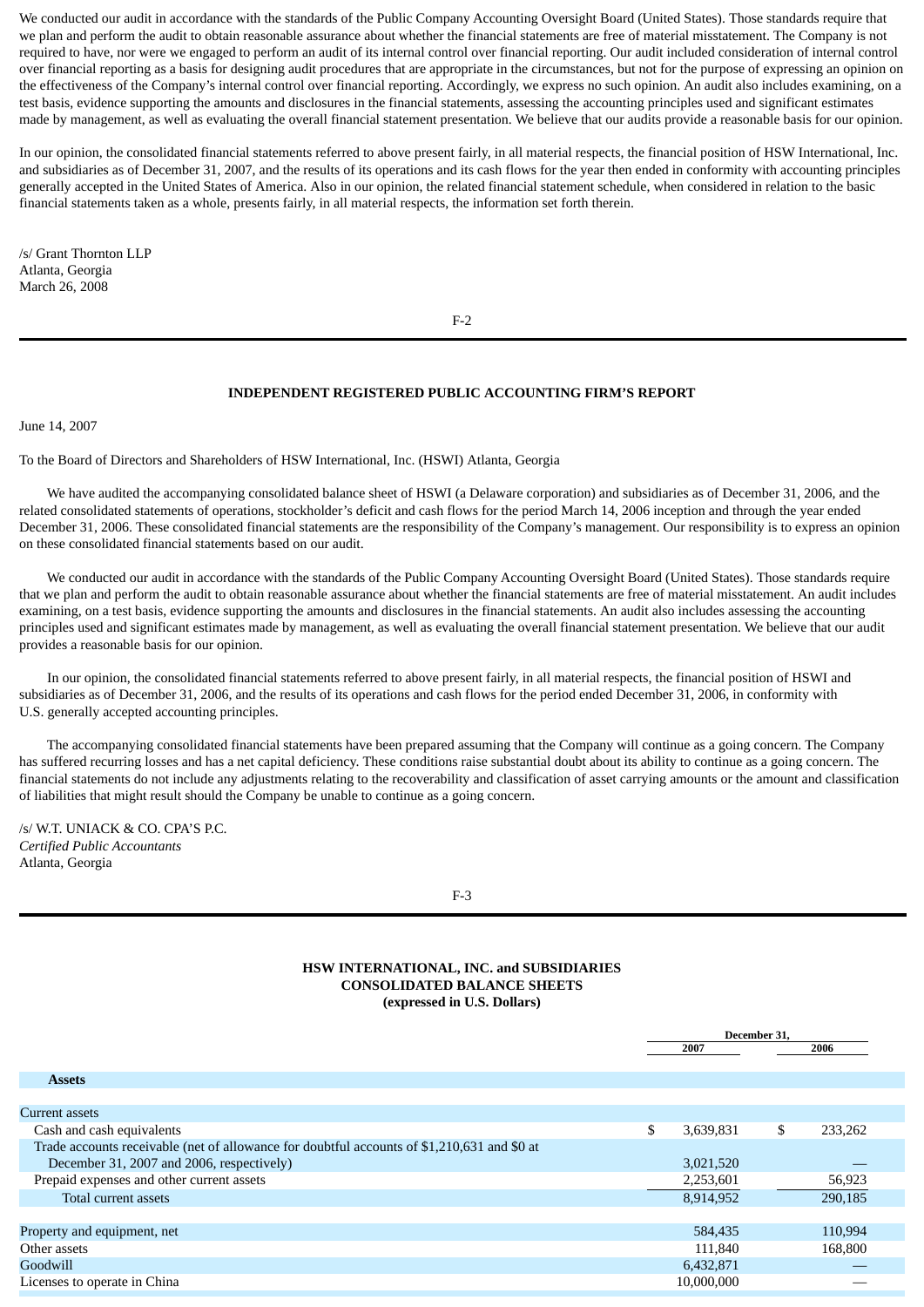We conducted our audit in accordance with the standards of the Public Company Accounting Oversight Board (United States). Those standards require that we plan and perform the audit to obtain reasonable assurance about whether the financial statements are free of material misstatement. The Company is not required to have, nor were we engaged to perform an audit of its internal control over financial reporting. Our audit included consideration of internal control over financial reporting as a basis for designing audit procedures that are appropriate in the circumstances, but not for the purpose of expressing an opinion on the effectiveness of the Company's internal control over financial reporting. Accordingly, we express no such opinion. An audit also includes examining, on a test basis, evidence supporting the amounts and disclosures in the financial statements, assessing the accounting principles used and significant estimates made by management, as well as evaluating the overall financial statement presentation. We believe that our audits provide a reasonable basis for our opinion.

In our opinion, the consolidated financial statements referred to above present fairly, in all material respects, the financial position of HSW International, Inc. and subsidiaries as of December 31, 2007, and the results of its operations and its cash flows for the year then ended in conformity with accounting principles generally accepted in the United States of America. Also in our opinion, the related financial statement schedule, when considered in relation to the basic financial statements taken as a whole, presents fairly, in all material respects, the information set forth therein.

/s/ Grant Thornton LLP
Atlanta, Georgia
March 26, 2008

## INDEPENDENT REGISTERED PUBLIC ACCOUNTING FIRM'S REPORT

June 14, 2007

To the Board of Directors and Shareholders of HSW International, Inc. (HSWI) Atlanta, Georgia

We have audited the accompanying consolidated balance sheet of HSWI (a Delaware corporation) and subsidiaries as of December 31, 2006, and the related consolidated statements of operations, stockholder's deficit and cash flows for the period March 14, 2006 inception and through the year ended December 31, 2006. These consolidated financial statements are the responsibility of the Company's management. Our responsibility is to express an opinion on these consolidated financial statements based on our audit.

We conducted our audit in accordance with the standards of the Public Company Accounting Oversight Board (United States). Those standards require that we plan and perform the audit to obtain reasonable assurance about whether the financial statements are free of material misstatement. An audit includes examining, on a test basis, evidence supporting the amounts and disclosures in the financial statements. An audit also includes assessing the accounting principles used and significant estimates made by management, as well as evaluating the overall financial statement presentation. We believe that our audit provides a reasonable basis for our opinion.

In our opinion, the consolidated financial statements referred to above present fairly, in all material respects, the financial position of HSWI and subsidiaries as of December 31, 2006, and the results of its operations and cash flows for the period ended December 31, 2006, in conformity with U.S. generally accepted accounting principles.

The accompanying consolidated financial statements have been prepared assuming that the Company will continue as a going concern. The Company has suffered recurring losses and has a net capital deficiency. These conditions raise substantial doubt about its ability to continue as a going concern. The financial statements do not include any adjustments relating to the recoverability and classification of asset carrying amounts or the amount and classification of liabilities that might result should the Company be unable to continue as a going concern.

/s/ W.T. UNIACK & CO. CPA'S P.C.
*Certified Public Accountants*
Atlanta, Georgia

### HSW INTERNATIONAL, INC. and SUBSIDIARIES
### CONSOLIDATED BALANCE SHEETS
### (expressed in U.S. Dollars)

| | December 31, 2007 | December 31, 2006 |
|---|---|---|
| **Assets** | | |
| Current assets | | |
| Cash and cash equivalents | $ 3,639,831 | $ 233,262 |
| Trade accounts receivable (net of allowance for doubtful accounts of $1,210,631 and $0 at December 31, 2007 and 2006, respectively) | 3,021,520 | — |
| Prepaid expenses and other current assets | 2,253,601 | 56,923 |
| Total current assets | 8,914,952 | 290,185 |
| Property and equipment, net | 584,435 | 110,994 |
| Other assets | 111,840 | 168,800 |
| Goodwill | 6,432,871 | — |
| Licenses to operate in China | 10,000,000 | — |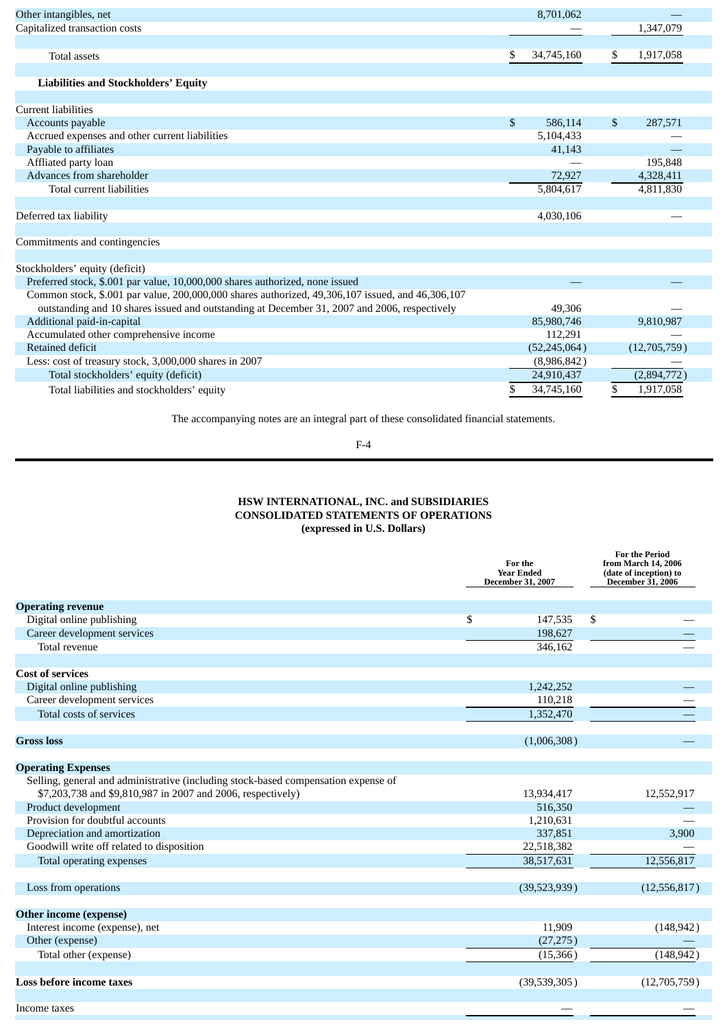| | | |
|---|---|---|
| Other intangibles, net | 8,701,062 | — |
| Capitalized transaction costs | — | 1,347,079 |
| Total assets | $ 34,745,160 | $ 1,917,058 |
| **Liabilities and Stockholders' Equity** | | |
| Current liabilities | | |
| Accounts payable | $ 586,114 | $ 287,571 |
| Accrued expenses and other current liabilities | 5,104,433 | — |
| Payable to affiliates | 41,143 | — |
| Affliated party loan | — | 195,848 |
| Advances from shareholder | 72,927 | 4,328,411 |
| Total current liabilities | 5,804,617 | 4,811,830 |
| Deferred tax liability | 4,030,106 | — |
| Commitments and contingencies | | |
| Stockholders' equity (deficit) | | |
| Preferred stock, $.001 par value, 10,000,000 shares authorized, none issued | — | — |
| Common stock, $.001 par value, 200,000,000 shares authorized, 49,306,107 issued, and 46,306,107 outstanding and 10 shares issued and outstanding at December 31, 2007 and 2006, respectively | 49,306 | — |
| Additional paid-in-capital | 85,980,746 | 9,810,987 |
| Accumulated other comprehensive income | 112,291 | — |
| Retained deficit | (52,245,064) | (12,705,759) |
| Less: cost of treasury stock, 3,000,000 shares in 2007 | (8,986,842) | — |
| Total stockholders' equity (deficit) | 24,910,437 | (2,894,772) |
| Total liabilities and stockholders' equity | $ 34,745,160 | $ 1,917,058 |

The accompanying notes are an integral part of these consolidated financial statements.

## HSW INTERNATIONAL, INC. and SUBSIDIARIES
## CONSOLIDATED STATEMENTS OF OPERATIONS
## (expressed in U.S. Dollars)

| | For the Year Ended December 31, 2007 | For the Period from March 14, 2006 (date of inception) to December 31, 2006 |
|---|---|---|
| **Operating revenue** | | |
| Digital online publishing | $ 147,535 | $ — |
| Career development services | 198,627 | — |
| Total revenue | 346,162 | — |
| **Cost of services** | | |
| Digital online publishing | 1,242,252 | — |
| Career development services | 110,218 | — |
| Total costs of services | 1,352,470 | — |
| **Gross loss** | (1,006,308) | — |
| **Operating Expenses** | | |
| Selling, general and administrative (including stock-based compensation expense of $7,203,738 and $9,810,987 in 2007 and 2006, respectively) | 13,934,417 | 12,552,917 |
| Product development | 516,350 | — |
| Provision for doubtful accounts | 1,210,631 | — |
| Depreciation and amortization | 337,851 | 3,900 |
| Goodwill write off related to disposition | 22,518,382 | — |
| Total operating expenses | 38,517,631 | 12,556,817 |
| Loss from operations | (39,523,939) | (12,556,817) |
| **Other income (expense)** | | |
| Interest income (expense), net | 11,909 | (148,942) |
| Other (expense) | (27,275) | — |
| Total other (expense) | (15,366) | (148,942) |
| **Loss before income taxes** | (39,539,305) | (12,705,759) |
| Income taxes | — | — |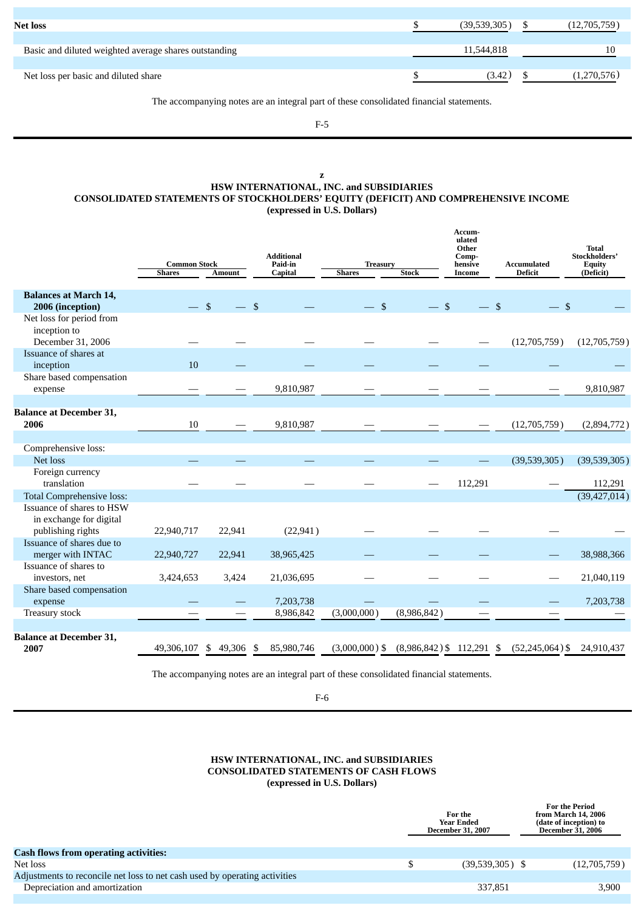| | | |
|---|---|---|
| **Net loss** | $ (39,539,305) | $ (12,705,759) |
| Basic and diluted weighted average shares outstanding | 11,544,818 | 10 |
| Net loss per basic and diluted share | $ (3.42) | $ (1,270,576) |

The accompanying notes are an integral part of these consolidated financial statements.

z

## HSW INTERNATIONAL, INC. and SUBSIDIARIES
## CONSOLIDATED STATEMENTS OF STOCKHOLDERS' EQUITY (DEFICIT) AND COMPREHENSIVE INCOME
### (expressed in U.S. Dollars)

| | Common Stock | | Additional Paid-in Capital | Treasury | | Accumulated Other Comprehensive Income | Accumulated Deficit | Total Stockholders' Equity (Deficit) |
|---|---|---|---|---|---|---|---|---|
| | Shares | Amount | | Shares | Stock | | | |
| **Balances at March 14, 2006 (inception)** | — | $ — | $ — | — | $ — | $ — | $ — | $ — |
| Net loss for period from inception to December 31, 2006 | — | — | — | — | — | — | (12,705,759) | (12,705,759) |
| Issuance of shares at inception | 10 | — | — | — | — | — | — | — |
| Share based compensation expense | — | — | 9,810,987 | — | — | — | — | 9,810,987 |
| **Balance at December 31, 2006** | 10 | — | 9,810,987 | — | — | — | (12,705,759) | (2,894,772) |
| Comprehensive loss: | | | | | | | | |
| Net loss | — | — | — | — | — | — | (39,539,305) | (39,539,305) |
| Foreign currency translation | — | — | — | — | — | 112,291 | — | 112,291 |
| Total Comprehensive loss: | | | | | | | | (39,427,014) |
| Issuance of shares to HSW in exchange for digital publishing rights | 22,940,717 | 22,941 | (22,941) | — | — | — | — | — |
| Issuance of shares due to merger with INTAC | 22,940,727 | 22,941 | 38,965,425 | — | — | — | — | 38,988,366 |
| Issuance of shares to investors, net | 3,424,653 | 3,424 | 21,036,695 | — | — | — | — | 21,040,119 |
| Share based compensation expense | — | — | 7,203,738 | — | — | — | — | 7,203,738 |
| Treasury stock | — | — | 8,986,842 | (3,000,000) | (8,986,842) | — | — | — |
| **Balance at December 31, 2007** | 49,306,107 | $ 49,306 | $ 85,980,746 | (3,000,000) | $ (8,986,842) | $ 112,291 | $ (52,245,064) | $ 24,910,437 |

The accompanying notes are an integral part of these consolidated financial statements.

## HSW INTERNATIONAL, INC. and SUBSIDIARIES
## CONSOLIDATED STATEMENTS OF CASH FLOWS
### (expressed in U.S. Dollars)

| | For the Year Ended December 31, 2007 | For the Period from March 14, 2006 (date of inception) to December 31, 2006 |
|---|---|---|
| **Cash flows from operating activities:** | | |
| Net loss | $ (39,539,305) | $ (12,705,759) |
| Adjustments to reconcile net loss to net cash used by operating activities | | |
| Depreciation and amortization | 337,851 | 3,900 |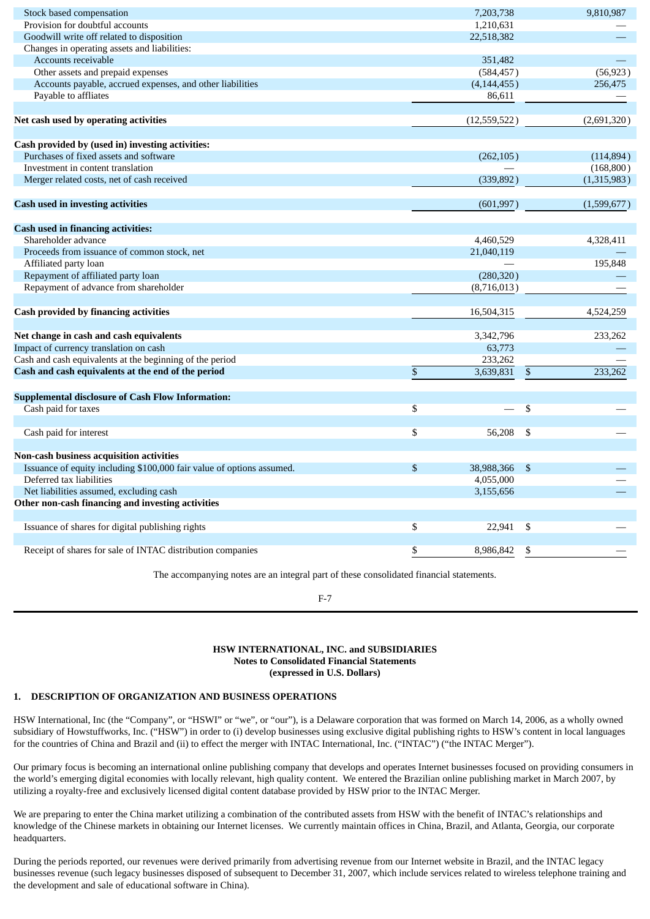| | | |
|---|---|---|
| Stock based compensation | 7,203,738 | 9,810,987 |
| Provision for doubtful accounts | 1,210,631 | — |
| Goodwill write off related to disposition | 22,518,382 | — |
| Changes in operating assets and liabilities: | | |
| Accounts receivable | 351,482 | — |
| Other assets and prepaid expenses | (584,457) | (56,923) |
| Accounts payable, accrued expenses, and other liabilities | (4,144,455) | 256,475 |
| Payable to affliates | 86,611 | — |
| **Net cash used by operating activities** | (12,559,522) | (2,691,320) |
| **Cash provided by (used in) investing activities:** | | |
| Purchases of fixed assets and software | (262,105) | (114,894) |
| Investment in content translation | — | (168,800) |
| Merger related costs, net of cash received | (339,892) | (1,315,983) |
| **Cash used in investing activities** | (601,997) | (1,599,677) |
| **Cash used in financing activities:** | | |
| Shareholder advance | 4,460,529 | 4,328,411 |
| Proceeds from issuance of common stock, net | 21,040,119 | — |
| Affiliated party loan | — | 195,848 |
| Repayment of affiliated party loan | (280,320) | — |
| Repayment of advance from shareholder | (8,716,013) | — |
| **Cash provided by financing activities** | 16,504,315 | 4,524,259 |
| **Net change in cash and cash equivalents** | 3,342,796 | 233,262 |
| Impact of currency translation on cash | 63,773 | — |
| Cash and cash equivalents at the beginning of the period | 233,262 | — |
| **Cash and cash equivalents at the end of the period** | $ 3,639,831 | $ 233,262 |
| **Supplemental disclosure of Cash Flow Information:** | | |
| Cash paid for taxes | $ — | $ — |
| Cash paid for interest | $ 56,208 | $ — |
| **Non-cash business acquisition activities** | | |
| Issuance of equity including $100,000 fair value of options assumed. | $ 38,988,366 | $ — |
| Deferred tax liabilities | 4,055,000 | — |
| Net liabilities assumed, excluding cash | 3,155,656 | — |
| **Other non-cash financing and investing activities** | | |
| Issuance of shares for digital publishing rights | $ 22,941 | $ — |
| Receipt of shares for sale of INTAC distribution companies | $ 8,986,842 | $ — |

The accompanying notes are an integral part of these consolidated financial statements.

**HSW INTERNATIONAL, INC. and SUBSIDIARIES**
**Notes to Consolidated Financial Statements**
**(expressed in U.S. Dollars)**

## 1. DESCRIPTION OF ORGANIZATION AND BUSINESS OPERATIONS

HSW International, Inc (the "Company", or "HSWI" or "we", or "our"), is a Delaware corporation that was formed on March 14, 2006, as a wholly owned subsidiary of Howstuffworks, Inc. ("HSW") in order to (i) develop businesses using exclusive digital publishing rights to HSW's content in local languages for the countries of China and Brazil and (ii) to effect the merger with INTAC International, Inc. ("INTAC") ("the INTAC Merger").

Our primary focus is becoming an international online publishing company that develops and operates Internet businesses focused on providing consumers in the world's emerging digital economies with locally relevant, high quality content. We entered the Brazilian online publishing market in March 2007, by utilizing a royalty-free and exclusively licensed digital content database provided by HSW prior to the INTAC Merger.

We are preparing to enter the China market utilizing a combination of the contributed assets from HSW with the benefit of INTAC's relationships and knowledge of the Chinese markets in obtaining our Internet licenses. We currently maintain offices in China, Brazil, and Atlanta, Georgia, our corporate headquarters.

During the periods reported, our revenues were derived primarily from advertising revenue from our Internet website in Brazil, and the INTAC legacy businesses revenue (such legacy businesses disposed of subsequent to December 31, 2007, which include services related to wireless telephone training and the development and sale of educational software in China).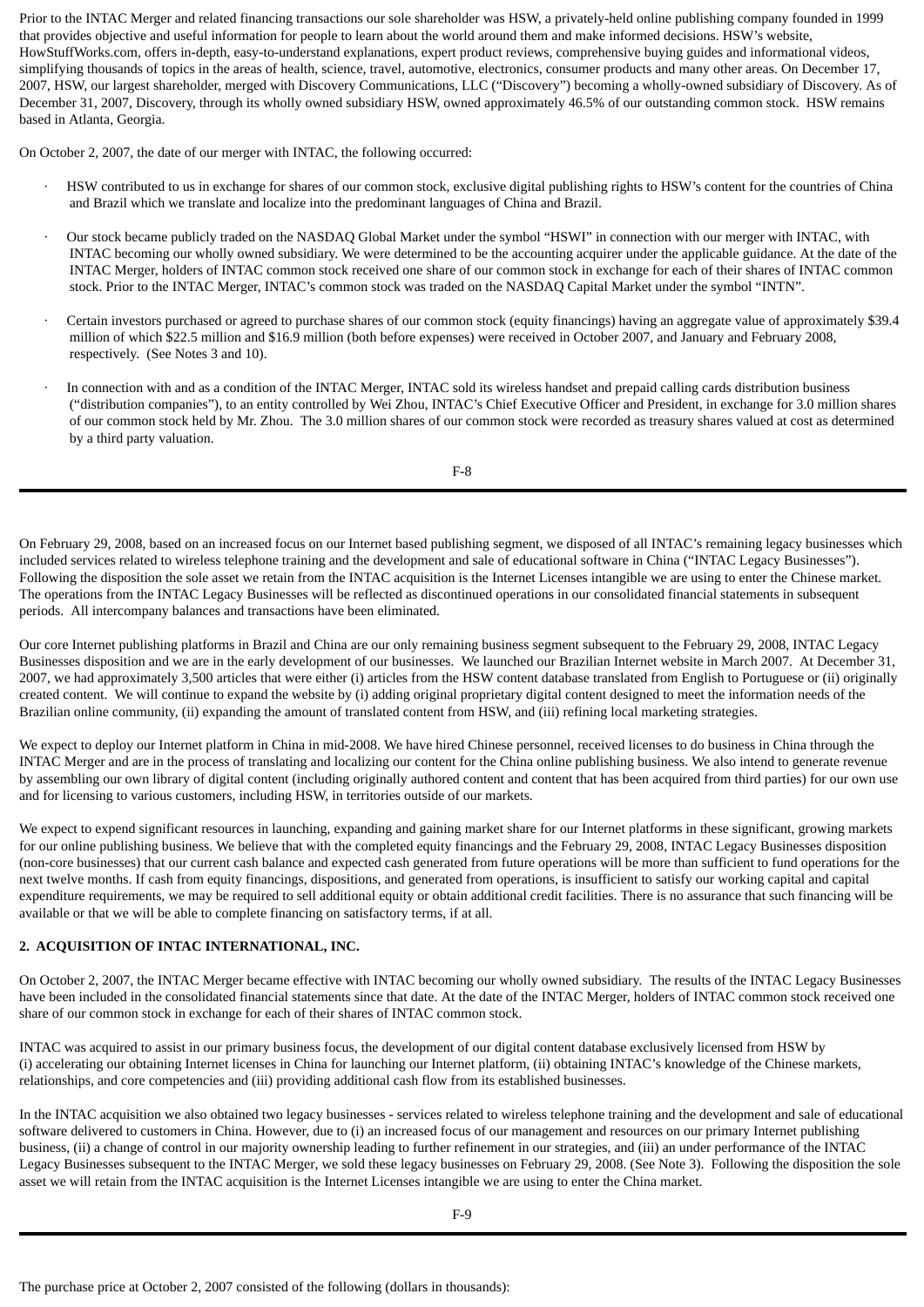Prior to the INTAC Merger and related financing transactions our sole shareholder was HSW, a privately-held online publishing company founded in 1999 that provides objective and useful information for people to learn about the world around them and make informed decisions. HSW's website, HowStuffWorks.com, offers in-depth, easy-to-understand explanations, expert product reviews, comprehensive buying guides and informational videos, simplifying thousands of topics in the areas of health, science, travel, automotive, electronics, consumer products and many other areas. On December 17, 2007, HSW, our largest shareholder, merged with Discovery Communications, LLC ("Discovery") becoming a wholly-owned subsidiary of Discovery. As of December 31, 2007, Discovery, through its wholly owned subsidiary HSW, owned approximately 46.5% of our outstanding common stock. HSW remains based in Atlanta, Georgia.

On October 2, 2007, the date of our merger with INTAC, the following occurred:

- HSW contributed to us in exchange for shares of our common stock, exclusive digital publishing rights to HSW's content for the countries of China and Brazil which we translate and localize into the predominant languages of China and Brazil.
- Our stock became publicly traded on the NASDAQ Global Market under the symbol "HSWI" in connection with our merger with INTAC, with INTAC becoming our wholly owned subsidiary. We were determined to be the accounting acquirer under the applicable guidance. At the date of the INTAC Merger, holders of INTAC common stock received one share of our common stock in exchange for each of their shares of INTAC common stock. Prior to the INTAC Merger, INTAC's common stock was traded on the NASDAQ Capital Market under the symbol "INTN".
- Certain investors purchased or agreed to purchase shares of our common stock (equity financings) having an aggregate value of approximately $39.4 million of which $22.5 million and $16.9 million (both before expenses) were received in October 2007, and January and February 2008, respectively. (See Notes 3 and 10).
- In connection with and as a condition of the INTAC Merger, INTAC sold its wireless handset and prepaid calling cards distribution business ("distribution companies"), to an entity controlled by Wei Zhou, INTAC's Chief Executive Officer and President, in exchange for 3.0 million shares of our common stock held by Mr. Zhou. The 3.0 million shares of our common stock were recorded as treasury shares valued at cost as determined by a third party valuation.

On February 29, 2008, based on an increased focus on our Internet based publishing segment, we disposed of all INTAC's remaining legacy businesses which included services related to wireless telephone training and the development and sale of educational software in China ("INTAC Legacy Businesses"). Following the disposition the sole asset we retain from the INTAC acquisition is the Internet Licenses intangible we are using to enter the Chinese market. The operations from the INTAC Legacy Businesses will be reflected as discontinued operations in our consolidated financial statements in subsequent periods. All intercompany balances and transactions have been eliminated.

Our core Internet publishing platforms in Brazil and China are our only remaining business segment subsequent to the February 29, 2008, INTAC Legacy Businesses disposition and we are in the early development of our businesses. We launched our Brazilian Internet website in March 2007. At December 31, 2007, we had approximately 3,500 articles that were either (i) articles from the HSW content database translated from English to Portuguese or (ii) originally created content. We will continue to expand the website by (i) adding original proprietary digital content designed to meet the information needs of the Brazilian online community, (ii) expanding the amount of translated content from HSW, and (iii) refining local marketing strategies.

We expect to deploy our Internet platform in China in mid-2008. We have hired Chinese personnel, received licenses to do business in China through the INTAC Merger and are in the process of translating and localizing our content for the China online publishing business. We also intend to generate revenue by assembling our own library of digital content (including originally authored content and content that has been acquired from third parties) for our own use and for licensing to various customers, including HSW, in territories outside of our markets.

We expect to expend significant resources in launching, expanding and gaining market share for our Internet platforms in these significant, growing markets for our online publishing business. We believe that with the completed equity financings and the February 29, 2008, INTAC Legacy Businesses disposition (non-core businesses) that our current cash balance and expected cash generated from future operations will be more than sufficient to fund operations for the next twelve months. If cash from equity financings, dispositions, and generated from operations, is insufficient to satisfy our working capital and capital expenditure requirements, we may be required to sell additional equity or obtain additional credit facilities. There is no assurance that such financing will be available or that we will be able to complete financing on satisfactory terms, if at all.

**2. ACQUISITION OF INTAC INTERNATIONAL, INC.**

On October 2, 2007, the INTAC Merger became effective with INTAC becoming our wholly owned subsidiary. The results of the INTAC Legacy Businesses have been included in the consolidated financial statements since that date. At the date of the INTAC Merger, holders of INTAC common stock received one share of our common stock in exchange for each of their shares of INTAC common stock.

INTAC was acquired to assist in our primary business focus, the development of our digital content database exclusively licensed from HSW by (i) accelerating our obtaining Internet licenses in China for launching our Internet platform, (ii) obtaining INTAC's knowledge of the Chinese markets, relationships, and core competencies and (iii) providing additional cash flow from its established businesses.

In the INTAC acquisition we also obtained two legacy businesses - services related to wireless telephone training and the development and sale of educational software delivered to customers in China. However, due to (i) an increased focus of our management and resources on our primary Internet publishing business, (ii) a change of control in our majority ownership leading to further refinement in our strategies, and (iii) an under performance of the INTAC Legacy Businesses subsequent to the INTAC Merger, we sold these legacy businesses on February 29, 2008. (See Note 3). Following the disposition the sole asset we will retain from the INTAC acquisition is the Internet Licenses intangible we are using to enter the China market.

The purchase price at October 2, 2007 consisted of the following (dollars in thousands):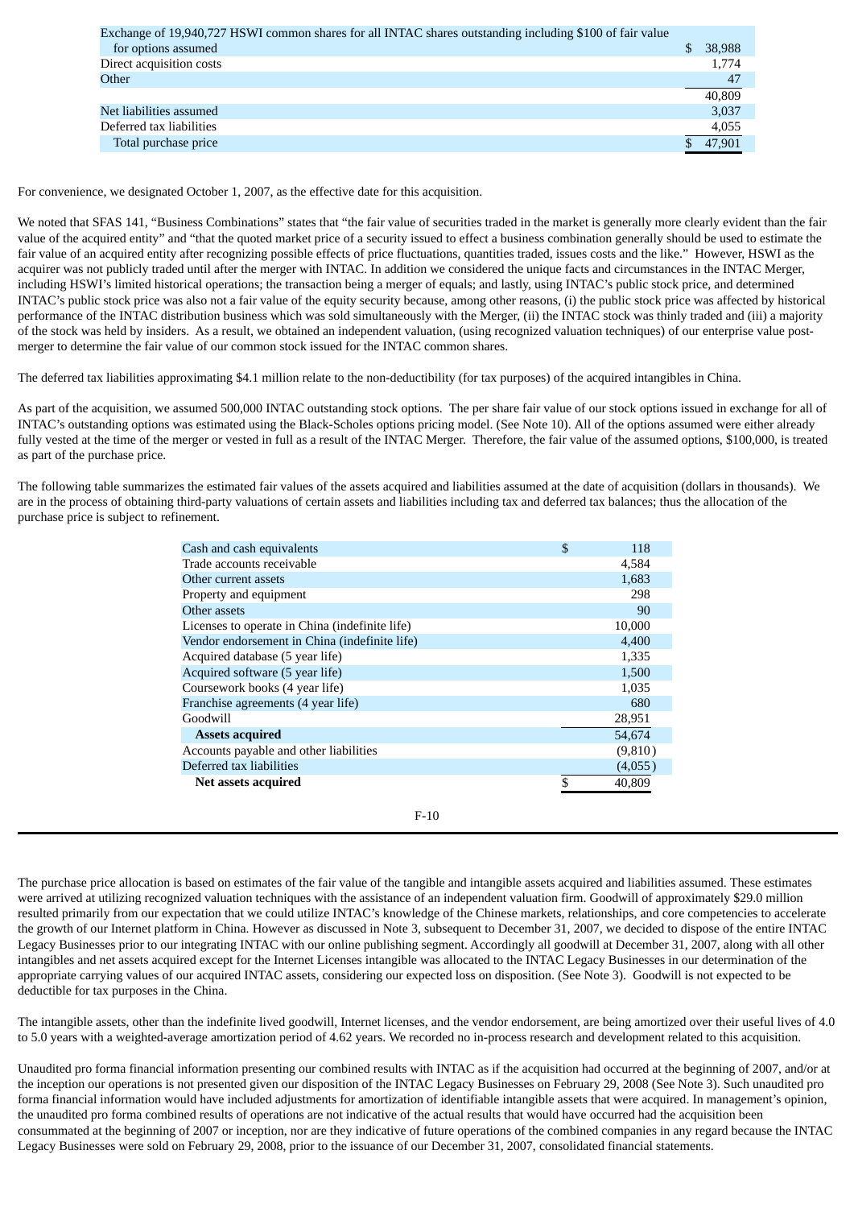| | |
|---|---|
| Exchange of 19,940,727 HSWI common shares for all INTAC shares outstanding including $100 of fair value for options assumed | $ 38,988 |
| Direct acquisition costs | 1,774 |
| Other | 47 |
| | 40,809 |
| Net liabilities assumed | 3,037 |
| Deferred tax liabilities | 4,055 |
| Total purchase price | $ 47,901 |

For convenience, we designated October 1, 2007, as the effective date for this acquisition.

We noted that SFAS 141, "Business Combinations" states that "the fair value of securities traded in the market is generally more clearly evident than the fair value of an acquired entity" and "that the quoted market price of a security issued to effect a business combination generally should be used to estimate the fair value of an acquired entity after recognizing possible effects of price fluctuations, quantities traded, issues costs and the like." However, HSWI as the acquirer was not publicly traded until after the merger with INTAC. In addition we considered the unique facts and circumstances in the INTAC Merger, including HSWI's limited historical operations; the transaction being a merger of equals; and lastly, using INTAC's public stock price, and determined INTAC's public stock price was also not a fair value of the equity security because, among other reasons, (i) the public stock price was affected by historical performance of the INTAC distribution business which was sold simultaneously with the Merger, (ii) the INTAC stock was thinly traded and (iii) a majority of the stock was held by insiders. As a result, we obtained an independent valuation, (using recognized valuation techniques) of our enterprise value post-merger to determine the fair value of our common stock issued for the INTAC common shares.

The deferred tax liabilities approximating $4.1 million relate to the non-deductibility (for tax purposes) of the acquired intangibles in China.

As part of the acquisition, we assumed 500,000 INTAC outstanding stock options. The per share fair value of our stock options issued in exchange for all of INTAC's outstanding options was estimated using the Black-Scholes options pricing model. (See Note 10). All of the options assumed were either already fully vested at the time of the merger or vested in full as a result of the INTAC Merger. Therefore, the fair value of the assumed options, $100,000, is treated as part of the purchase price.

The following table summarizes the estimated fair values of the assets acquired and liabilities assumed at the date of acquisition (dollars in thousands). We are in the process of obtaining third-party valuations of certain assets and liabilities including tax and deferred tax balances; thus the allocation of the purchase price is subject to refinement.

| | |
|---|---|
| Cash and cash equivalents | $ 118 |
| Trade accounts receivable | 4,584 |
| Other current assets | 1,683 |
| Property and equipment | 298 |
| Other assets | 90 |
| Licenses to operate in China (indefinite life) | 10,000 |
| Vendor endorsement in China (indefinite life) | 4,400 |
| Acquired database (5 year life) | 1,335 |
| Acquired software (5 year life) | 1,500 |
| Coursework books (4 year life) | 1,035 |
| Franchise agreements (4 year life) | 680 |
| Goodwill | 28,951 |
| **Assets acquired** | 54,674 |
| Accounts payable and other liabilities | (9,810) |
| Deferred tax liabilities | (4,055) |
| **Net assets acquired** | $ 40,809 |

The purchase price allocation is based on estimates of the fair value of the tangible and intangible assets acquired and liabilities assumed. These estimates were arrived at utilizing recognized valuation techniques with the assistance of an independent valuation firm. Goodwill of approximately $29.0 million resulted primarily from our expectation that we could utilize INTAC's knowledge of the Chinese markets, relationships, and core competencies to accelerate the growth of our Internet platform in China. However as discussed in Note 3, subsequent to December 31, 2007, we decided to dispose of the entire INTAC Legacy Businesses prior to our integrating INTAC with our online publishing segment. Accordingly all goodwill at December 31, 2007, along with all other intangibles and net assets acquired except for the Internet Licenses intangible was allocated to the INTAC Legacy Businesses in our determination of the appropriate carrying values of our acquired INTAC assets, considering our expected loss on disposition. (See Note 3). Goodwill is not expected to be deductible for tax purposes in the China.

The intangible assets, other than the indefinite lived goodwill, Internet licenses, and the vendor endorsement, are being amortized over their useful lives of 4.0 to 5.0 years with a weighted-average amortization period of 4.62 years. We recorded no in-process research and development related to this acquisition.

Unaudited pro forma financial information presenting our combined results with INTAC as if the acquisition had occurred at the beginning of 2007, and/or at the inception our operations is not presented given our disposition of the INTAC Legacy Businesses on February 29, 2008 (See Note 3). Such unaudited pro forma financial information would have included adjustments for amortization of identifiable intangible assets that were acquired. In management's opinion, the unaudited pro forma combined results of operations are not indicative of the actual results that would have occurred had the acquisition been consummated at the beginning of 2007 or inception, nor are they indicative of future operations of the combined companies in any regard because the INTAC Legacy Businesses were sold on February 29, 2008, prior to the issuance of our December 31, 2007, consolidated financial statements.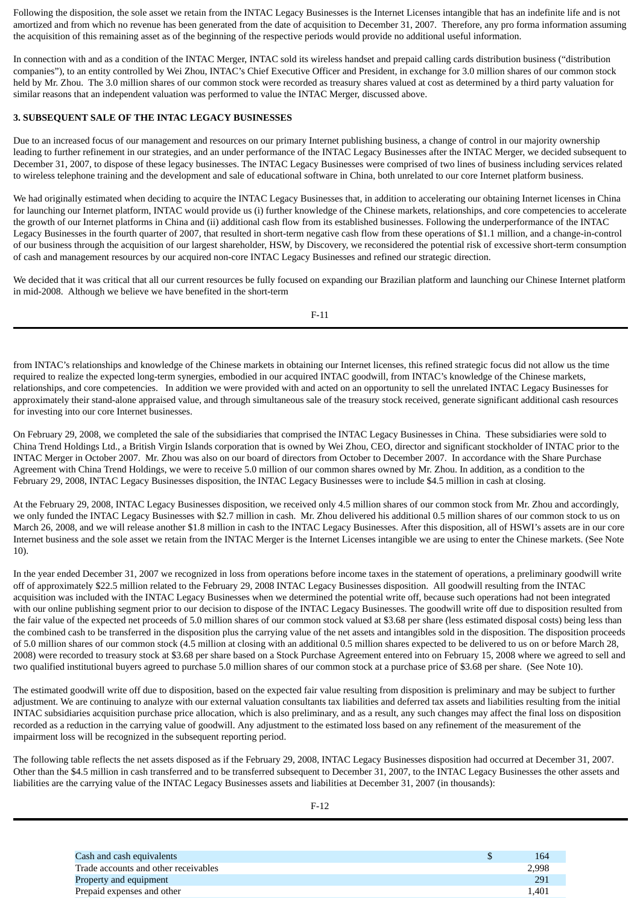Following the disposition, the sole asset we retain from the INTAC Legacy Businesses is the Internet Licenses intangible that has an indefinite life and is not amortized and from which no revenue has been generated from the date of acquisition to December 31, 2007. Therefore, any pro forma information assuming the acquisition of this remaining asset as of the beginning of the respective periods would provide no additional useful information.

In connection with and as a condition of the INTAC Merger, INTAC sold its wireless handset and prepaid calling cards distribution business ("distribution companies"), to an entity controlled by Wei Zhou, INTAC's Chief Executive Officer and President, in exchange for 3.0 million shares of our common stock held by Mr. Zhou. The 3.0 million shares of our common stock were recorded as treasury shares valued at cost as determined by a third party valuation for similar reasons that an independent valuation was performed to value the INTAC Merger, discussed above.

**3. SUBSEQUENT SALE OF THE INTAC LEGACY BUSINESSES**

Due to an increased focus of our management and resources on our primary Internet publishing business, a change of control in our majority ownership leading to further refinement in our strategies, and an under performance of the INTAC Legacy Businesses after the INTAC Merger, we decided subsequent to December 31, 2007, to dispose of these legacy businesses. The INTAC Legacy Businesses were comprised of two lines of business including services related to wireless telephone training and the development and sale of educational software in China, both unrelated to our core Internet platform business.

We had originally estimated when deciding to acquire the INTAC Legacy Businesses that, in addition to accelerating our obtaining Internet licenses in China for launching our Internet platform, INTAC would provide us (i) further knowledge of the Chinese markets, relationships, and core competencies to accelerate the growth of our Internet platforms in China and (ii) additional cash flow from its established businesses. Following the underperformance of the INTAC Legacy Businesses in the fourth quarter of 2007, that resulted in short-term negative cash flow from these operations of $1.1 million, and a change-in-control of our business through the acquisition of our largest shareholder, HSW, by Discovery, we reconsidered the potential risk of excessive short-term consumption of cash and management resources by our acquired non-core INTAC Legacy Businesses and refined our strategic direction.

We decided that it was critical that all our current resources be fully focused on expanding our Brazilian platform and launching our Chinese Internet platform in mid-2008. Although we believe we have benefited in the short-term from INTAC's relationships and knowledge of the Chinese markets in obtaining our Internet licenses, this refined strategic focus did not allow us the time required to realize the expected long-term synergies, embodied in our acquired INTAC goodwill, from INTAC's knowledge of the Chinese markets, relationships, and core competencies. In addition we were provided with and acted on an opportunity to sell the unrelated INTAC Legacy Businesses for approximately their stand-alone appraised value, and through simultaneous sale of the treasury stock received, generate significant additional cash resources for investing into our core Internet businesses.

On February 29, 2008, we completed the sale of the subsidiaries that comprised the INTAC Legacy Businesses in China. These subsidiaries were sold to China Trend Holdings Ltd., a British Virgin Islands corporation that is owned by Wei Zhou, CEO, director and significant stockholder of INTAC prior to the INTAC Merger in October 2007. Mr. Zhou was also on our board of directors from October to December 2007. In accordance with the Share Purchase Agreement with China Trend Holdings, we were to receive 5.0 million of our common shares owned by Mr. Zhou. In addition, as a condition to the February 29, 2008, INTAC Legacy Businesses disposition, the INTAC Legacy Businesses were to include $4.5 million in cash at closing.

At the February 29, 2008, INTAC Legacy Businesses disposition, we received only 4.5 million shares of our common stock from Mr. Zhou and accordingly, we only funded the INTAC Legacy Businesses with $2.7 million in cash. Mr. Zhou delivered his additional 0.5 million shares of our common stock to us on March 26, 2008, and we will release another $1.8 million in cash to the INTAC Legacy Businesses. After this disposition, all of HSWI's assets are in our core Internet business and the sole asset we retain from the INTAC Merger is the Internet Licenses intangible we are using to enter the Chinese markets. (See Note 10).

In the year ended December 31, 2007 we recognized in loss from operations before income taxes in the statement of operations, a preliminary goodwill write off of approximately $22.5 million related to the February 29, 2008 INTAC Legacy Businesses disposition. All goodwill resulting from the INTAC acquisition was included with the INTAC Legacy Businesses when we determined the potential write off, because such operations had not been integrated with our online publishing segment prior to our decision to dispose of the INTAC Legacy Businesses. The goodwill write off due to disposition resulted from the fair value of the expected net proceeds of 5.0 million shares of our common stock valued at $3.68 per share (less estimated disposal costs) being less than the combined cash to be transferred in the disposition plus the carrying value of the net assets and intangibles sold in the disposition. The disposition proceeds of 5.0 million shares of our common stock (4.5 million at closing with an additional 0.5 million shares expected to be delivered to us on or before March 28, 2008) were recorded to treasury stock at $3.68 per share based on a Stock Purchase Agreement entered into on February 15, 2008 where we agreed to sell and two qualified institutional buyers agreed to purchase 5.0 million shares of our common stock at a purchase price of $3.68 per share. (See Note 10).

The estimated goodwill write off due to disposition, based on the expected fair value resulting from disposition is preliminary and may be subject to further adjustment. We are continuing to analyze with our external valuation consultants tax liabilities and deferred tax assets and liabilities resulting from the initial INTAC subsidiaries acquisition purchase price allocation, which is also preliminary, and as a result, any such changes may affect the final loss on disposition recorded as a reduction in the carrying value of goodwill. Any adjustment to the estimated loss based on any refinement of the measurement of the impairment loss will be recognized in the subsequent reporting period.

The following table reflects the net assets disposed as if the February 29, 2008, INTAC Legacy Businesses disposition had occurred at December 31, 2007. Other than the $4.5 million in cash transferred and to be transferred subsequent to December 31, 2007, to the INTAC Legacy Businesses the other assets and liabilities are the carrying value of the INTAC Legacy Businesses assets and liabilities at December 31, 2007 (in thousands):

| | |
|---|---|
| Cash and cash equivalents | $ 164 |
| Trade accounts and other receivables | 2,998 |
| Property and equipment | 291 |
| Prepaid expenses and other | 1,401 |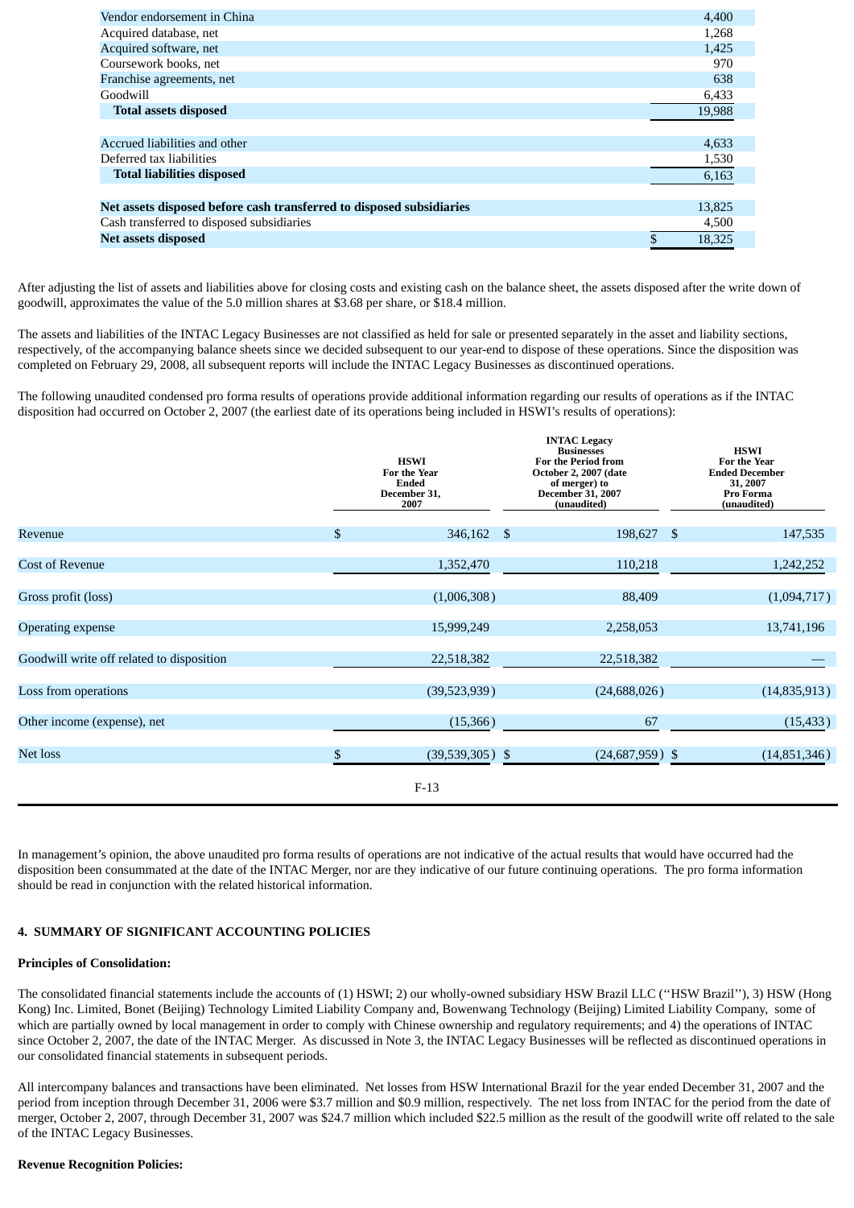| | |
|---|---|
| Vendor endorsement in China | 4,400 |
| Acquired database, net | 1,268 |
| Acquired software, net | 1,425 |
| Coursework books, net | 970 |
| Franchise agreements, net | 638 |
| Goodwill | 6,433 |
| **Total assets disposed** | 19,988 |
| | |
| Accrued liabilities and other | 4,633 |
| Deferred tax liabilities | 1,530 |
| **Total liabilities disposed** | 6,163 |
| | |
| **Net assets disposed before cash transferred to disposed subsidiaries** | 13,825 |
| Cash transferred to disposed subsidiaries | 4,500 |
| **Net assets disposed** | $ 18,325 |

After adjusting the list of assets and liabilities above for closing costs and existing cash on the balance sheet, the assets disposed after the write down of goodwill, approximates the value of the 5.0 million shares at $3.68 per share, or $18.4 million.

The assets and liabilities of the INTAC Legacy Businesses are not classified as held for sale or presented separately in the asset and liability sections, respectively, of the accompanying balance sheets since we decided subsequent to our year-end to dispose of these operations. Since the disposition was completed on February 29, 2008, all subsequent reports will include the INTAC Legacy Businesses as discontinued operations.

The following unaudited condensed pro forma results of operations provide additional information regarding our results of operations as if the INTAC disposition had occurred on October 2, 2007 (the earliest date of its operations being included in HSWI's results of operations):

| | HSWI For the Year Ended December 31, 2007 | INTAC Legacy Businesses For the Period from October 2, 2007 (date of merger) to December 31, 2007 (unaudited) | HSWI For the Year Ended December 31, 2007 Pro Forma (unaudited) |
|---|---|---|---|
| Revenue | $ 346,162 | $ 198,627 | $ 147,535 |
| Cost of Revenue | 1,352,470 | 110,218 | 1,242,252 |
| Gross profit (loss) | (1,006,308) | 88,409 | (1,094,717) |
| Operating expense | 15,999,249 | 2,258,053 | 13,741,196 |
| Goodwill write off related to disposition | 22,518,382 | 22,518,382 | — |
| Loss from operations | (39,523,939) | (24,688,026) | (14,835,913) |
| Other income (expense), net | (15,366) | 67 | (15,433) |
| Net loss | $ (39,539,305) | $ (24,687,959) | $ (14,851,346) |

In management's opinion, the above unaudited pro forma results of operations are not indicative of the actual results that would have occurred had the disposition been consummated at the date of the INTAC Merger, nor are they indicative of our future continuing operations. The pro forma information should be read in conjunction with the related historical information.

## 4. SUMMARY OF SIGNIFICANT ACCOUNTING POLICIES

**Principles of Consolidation:**

The consolidated financial statements include the accounts of (1) HSWI; 2) our wholly-owned subsidiary HSW Brazil LLC ("HSW Brazil"), 3) HSW (Hong Kong) Inc. Limited, Bonet (Beijing) Technology Limited Liability Company and, Bowenwang Technology (Beijing) Limited Liability Company, some of which are partially owned by local management in order to comply with Chinese ownership and regulatory requirements; and 4) the operations of INTAC since October 2, 2007, the date of the INTAC Merger. As discussed in Note 3, the INTAC Legacy Businesses will be reflected as discontinued operations in our consolidated financial statements in subsequent periods.

All intercompany balances and transactions have been eliminated. Net losses from HSW International Brazil for the year ended December 31, 2007 and the period from inception through December 31, 2006 were $3.7 million and $0.9 million, respectively. The net loss from INTAC for the period from the date of merger, October 2, 2007, through December 31, 2007 was $24.7 million which included $22.5 million as the result of the goodwill write off related to the sale of the INTAC Legacy Businesses.

**Revenue Recognition Policies:**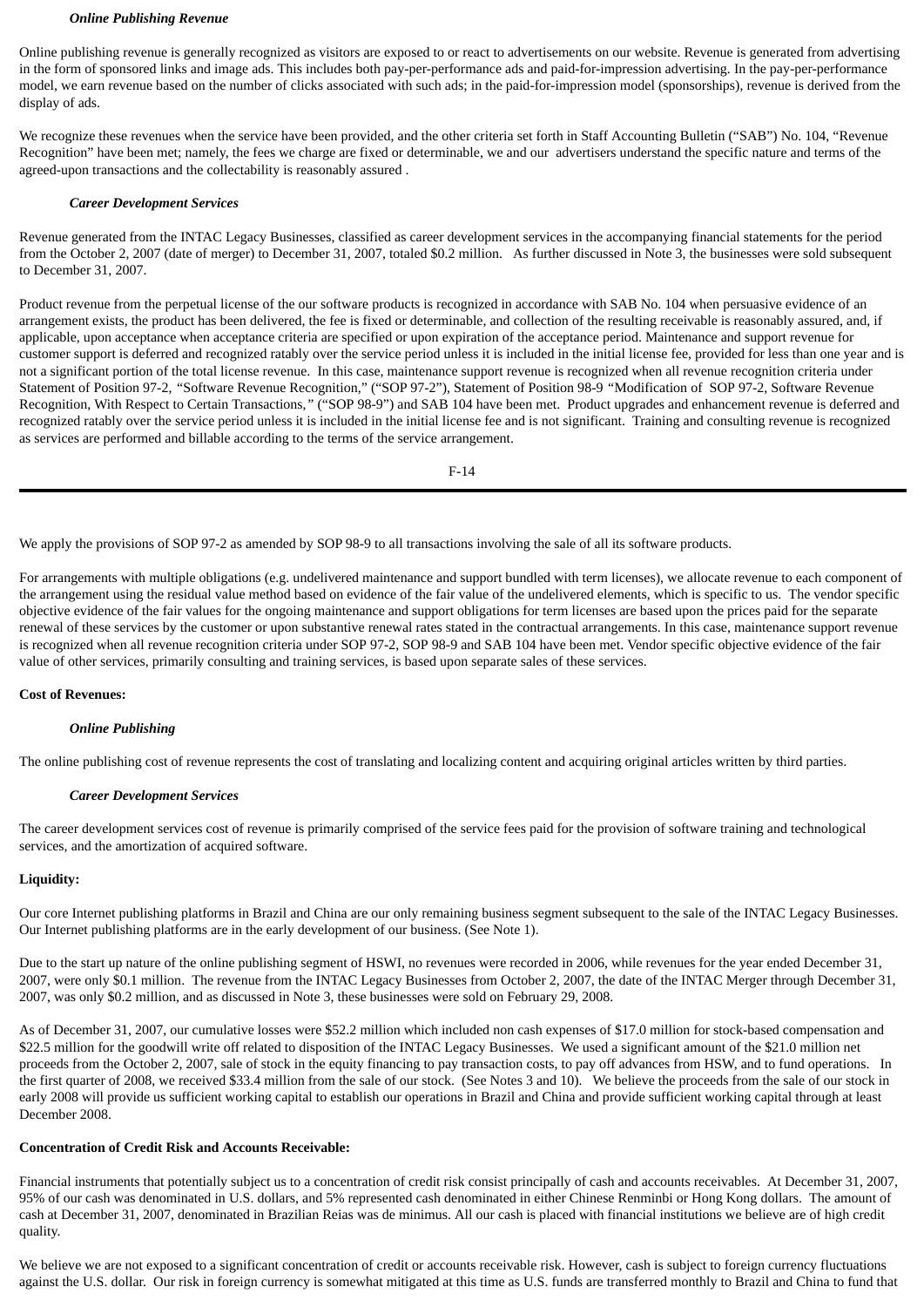***Online Publishing Revenue***

Online publishing revenue is generally recognized as visitors are exposed to or react to advertisements on our website. Revenue is generated from advertising in the form of sponsored links and image ads. This includes both pay-per-performance ads and paid-for-impression advertising. In the pay-per-performance model, we earn revenue based on the number of clicks associated with such ads; in the paid-for-impression model (sponsorships), revenue is derived from the display of ads.

We recognize these revenues when the service have been provided, and the other criteria set forth in Staff Accounting Bulletin ("SAB") No. 104, "Revenue Recognition" have been met; namely, the fees we charge are fixed or determinable, we and our advertisers understand the specific nature and terms of the agreed-upon transactions and the collectability is reasonably assured .

***Career Development Services***

Revenue generated from the INTAC Legacy Businesses, classified as career development services in the accompanying financial statements for the period from the October 2, 2007 (date of merger) to December 31, 2007, totaled $0.2 million. As further discussed in Note 3, the businesses were sold subsequent to December 31, 2007.

Product revenue from the perpetual license of the our software products is recognized in accordance with SAB No. 104 when persuasive evidence of an arrangement exists, the product has been delivered, the fee is fixed or determinable, and collection of the resulting receivable is reasonably assured, and, if applicable, upon acceptance when acceptance criteria are specified or upon expiration of the acceptance period. Maintenance and support revenue for customer support is deferred and recognized ratably over the service period unless it is included in the initial license fee, provided for less than one year and is not a significant portion of the total license revenue. In this case, maintenance support revenue is recognized when all revenue recognition criteria under Statement of Position 97-2, "Software Revenue Recognition," ("SOP 97-2"), Statement of Position 98-9 "Modification of SOP 97-2, Software Revenue Recognition, With Respect to Certain Transactions," ("SOP 98-9") and SAB 104 have been met. Product upgrades and enhancement revenue is deferred and recognized ratably over the service period unless it is included in the initial license fee and is not significant. Training and consulting revenue is recognized as services are performed and billable according to the terms of the service arrangement.

We apply the provisions of SOP 97-2 as amended by SOP 98-9 to all transactions involving the sale of all its software products.

For arrangements with multiple obligations (e.g. undelivered maintenance and support bundled with term licenses), we allocate revenue to each component of the arrangement using the residual value method based on evidence of the fair value of the undelivered elements, which is specific to us. The vendor specific objective evidence of the fair values for the ongoing maintenance and support obligations for term licenses are based upon the prices paid for the separate renewal of these services by the customer or upon substantive renewal rates stated in the contractual arrangements. In this case, maintenance support revenue is recognized when all revenue recognition criteria under SOP 97-2, SOP 98-9 and SAB 104 have been met. Vendor specific objective evidence of the fair value of other services, primarily consulting and training services, is based upon separate sales of these services.

**Cost of Revenues:**

***Online Publishing***

The online publishing cost of revenue represents the cost of translating and localizing content and acquiring original articles written by third parties.

***Career Development Services***

The career development services cost of revenue is primarily comprised of the service fees paid for the provision of software training and technological services, and the amortization of acquired software.

**Liquidity:**

Our core Internet publishing platforms in Brazil and China are our only remaining business segment subsequent to the sale of the INTAC Legacy Businesses. Our Internet publishing platforms are in the early development of our business. (See Note 1).

Due to the start up nature of the online publishing segment of HSWI, no revenues were recorded in 2006, while revenues for the year ended December 31, 2007, were only $0.1 million. The revenue from the INTAC Legacy Businesses from October 2, 2007, the date of the INTAC Merger through December 31, 2007, was only $0.2 million, and as discussed in Note 3, these businesses were sold on February 29, 2008.

As of December 31, 2007, our cumulative losses were $52.2 million which included non cash expenses of $17.0 million for stock-based compensation and $22.5 million for the goodwill write off related to disposition of the INTAC Legacy Businesses. We used a significant amount of the $21.0 million net proceeds from the October 2, 2007, sale of stock in the equity financing to pay transaction costs, to pay off advances from HSW, and to fund operations. In the first quarter of 2008, we received $33.4 million from the sale of our stock. (See Notes 3 and 10). We believe the proceeds from the sale of our stock in early 2008 will provide us sufficient working capital to establish our operations in Brazil and China and provide sufficient working capital through at least December 2008.

**Concentration of Credit Risk and Accounts Receivable:**

Financial instruments that potentially subject us to a concentration of credit risk consist principally of cash and accounts receivables. At December 31, 2007, 95% of our cash was denominated in U.S. dollars, and 5% represented cash denominated in either Chinese Renminbi or Hong Kong dollars. The amount of cash at December 31, 2007, denominated in Brazilian Reias was de minimus. All our cash is placed with financial institutions we believe are of high credit quality.

We believe we are not exposed to a significant concentration of credit or accounts receivable risk. However, cash is subject to foreign currency fluctuations against the U.S. dollar. Our risk in foreign currency is somewhat mitigated at this time as U.S. funds are transferred monthly to Brazil and China to fund that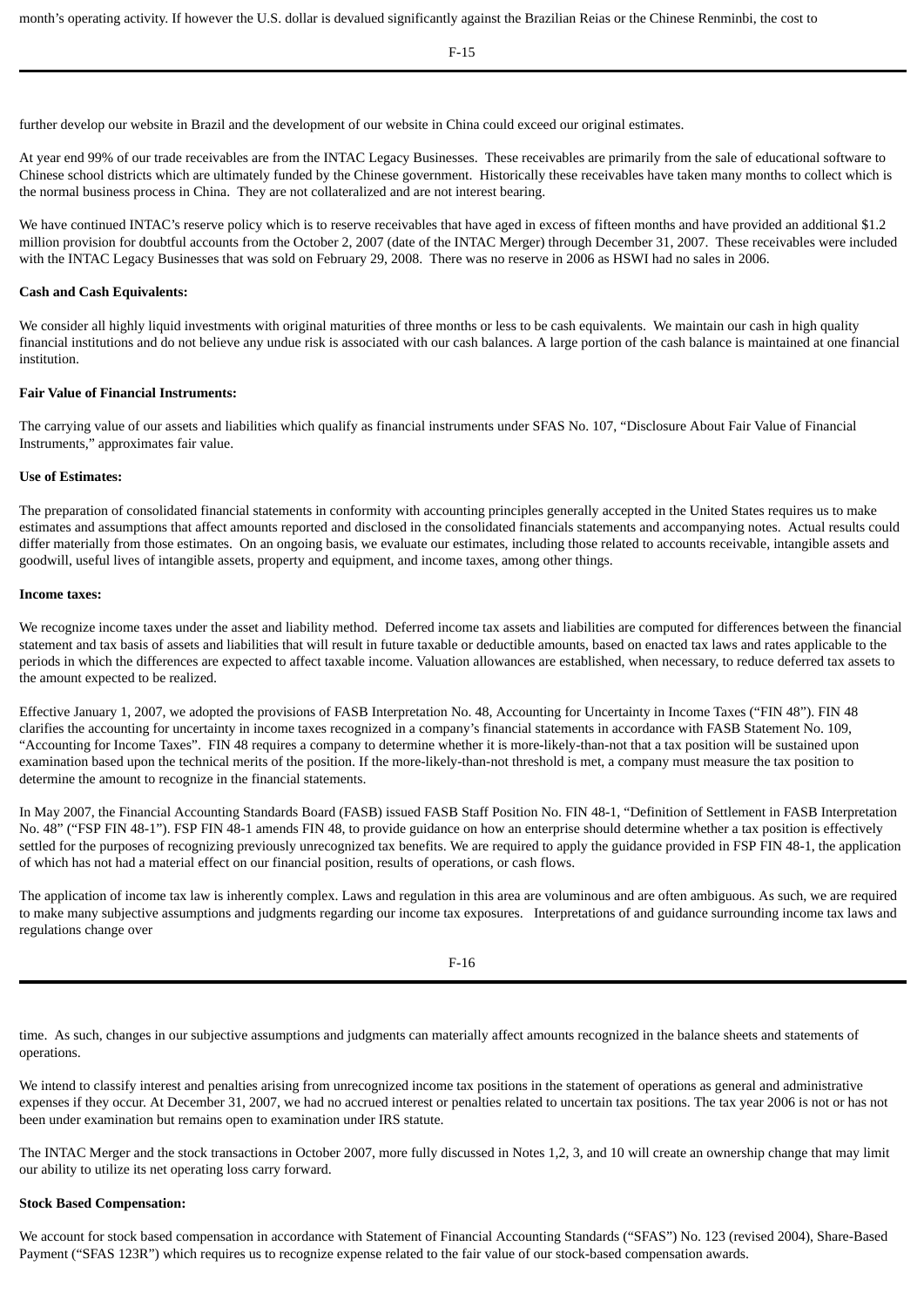month's operating activity. If however the U.S. dollar is devalued significantly against the Brazilian Reias or the Chinese Renminbi, the cost to further develop our website in Brazil and the development of our website in China could exceed our original estimates.

At year end 99% of our trade receivables are from the INTAC Legacy Businesses. These receivables are primarily from the sale of educational software to Chinese school districts which are ultimately funded by the Chinese government. Historically these receivables have taken many months to collect which is the normal business process in China. They are not collateralized and are not interest bearing.

We have continued INTAC's reserve policy which is to reserve receivables that have aged in excess of fifteen months and have provided an additional $1.2 million provision for doubtful accounts from the October 2, 2007 (date of the INTAC Merger) through December 31, 2007. These receivables were included with the INTAC Legacy Businesses that was sold on February 29, 2008. There was no reserve in 2006 as HSWI had no sales in 2006.

**Cash and Cash Equivalents:**

We consider all highly liquid investments with original maturities of three months or less to be cash equivalents. We maintain our cash in high quality financial institutions and do not believe any undue risk is associated with our cash balances. A large portion of the cash balance is maintained at one financial institution.

**Fair Value of Financial Instruments:**

The carrying value of our assets and liabilities which qualify as financial instruments under SFAS No. 107, "Disclosure About Fair Value of Financial Instruments," approximates fair value.

**Use of Estimates:**

The preparation of consolidated financial statements in conformity with accounting principles generally accepted in the United States requires us to make estimates and assumptions that affect amounts reported and disclosed in the consolidated financials statements and accompanying notes. Actual results could differ materially from those estimates. On an ongoing basis, we evaluate our estimates, including those related to accounts receivable, intangible assets and goodwill, useful lives of intangible assets, property and equipment, and income taxes, among other things.

**Income taxes:**

We recognize income taxes under the asset and liability method. Deferred income tax assets and liabilities are computed for differences between the financial statement and tax basis of assets and liabilities that will result in future taxable or deductible amounts, based on enacted tax laws and rates applicable to the periods in which the differences are expected to affect taxable income. Valuation allowances are established, when necessary, to reduce deferred tax assets to the amount expected to be realized.

Effective January 1, 2007, we adopted the provisions of FASB Interpretation No. 48, Accounting for Uncertainty in Income Taxes ("FIN 48"). FIN 48 clarifies the accounting for uncertainty in income taxes recognized in a company's financial statements in accordance with FASB Statement No. 109, "Accounting for Income Taxes". FIN 48 requires a company to determine whether it is more-likely-than-not that a tax position will be sustained upon examination based upon the technical merits of the position. If the more-likely-than-not threshold is met, a company must measure the tax position to determine the amount to recognize in the financial statements.

In May 2007, the Financial Accounting Standards Board (FASB) issued FASB Staff Position No. FIN 48-1, "Definition of Settlement in FASB Interpretation No. 48" ("FSP FIN 48-1"). FSP FIN 48-1 amends FIN 48, to provide guidance on how an enterprise should determine whether a tax position is effectively settled for the purposes of recognizing previously unrecognized tax benefits. We are required to apply the guidance provided in FSP FIN 48-1, the application of which has not had a material effect on our financial position, results of operations, or cash flows.

The application of income tax law is inherently complex. Laws and regulation in this area are voluminous and are often ambiguous. As such, we are required to make many subjective assumptions and judgments regarding our income tax exposures. Interpretations of and guidance surrounding income tax laws and regulations change over time. As such, changes in our subjective assumptions and judgments can materially affect amounts recognized in the balance sheets and statements of operations.

We intend to classify interest and penalties arising from unrecognized income tax positions in the statement of operations as general and administrative expenses if they occur. At December 31, 2007, we had no accrued interest or penalties related to uncertain tax positions. The tax year 2006 is not or has not been under examination but remains open to examination under IRS statute.

The INTAC Merger and the stock transactions in October 2007, more fully discussed in Notes 1,2, 3, and 10 will create an ownership change that may limit our ability to utilize its net operating loss carry forward.

**Stock Based Compensation:**

We account for stock based compensation in accordance with Statement of Financial Accounting Standards ("SFAS") No. 123 (revised 2004), Share-Based Payment ("SFAS 123R") which requires us to recognize expense related to the fair value of our stock-based compensation awards.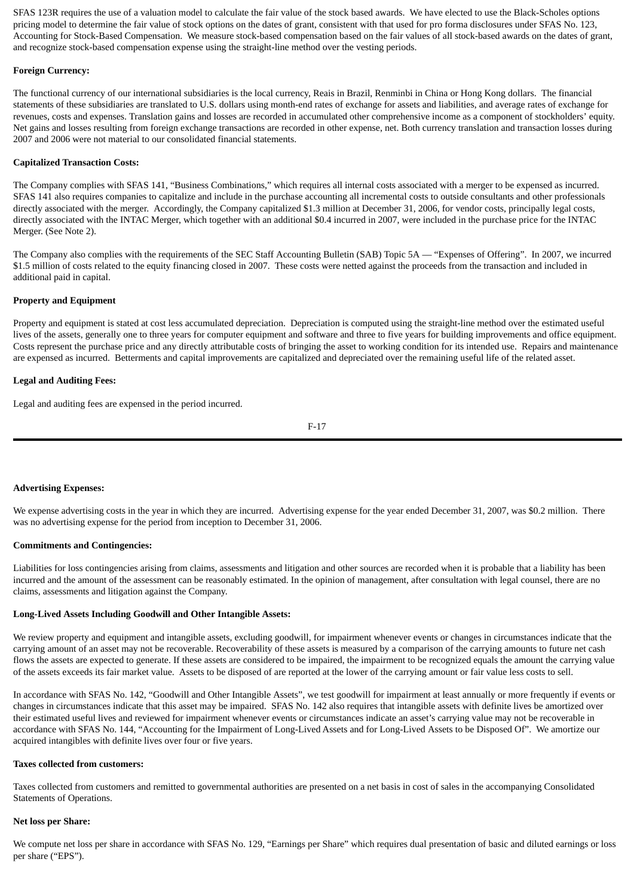SFAS 123R requires the use of a valuation model to calculate the fair value of the stock based awards. We have elected to use the Black-Scholes options pricing model to determine the fair value of stock options on the dates of grant, consistent with that used for pro forma disclosures under SFAS No. 123, Accounting for Stock-Based Compensation. We measure stock-based compensation based on the fair values of all stock-based awards on the dates of grant, and recognize stock-based compensation expense using the straight-line method over the vesting periods.

**Foreign Currency:**

The functional currency of our international subsidiaries is the local currency, Reais in Brazil, Renminbi in China or Hong Kong dollars. The financial statements of these subsidiaries are translated to U.S. dollars using month-end rates of exchange for assets and liabilities, and average rates of exchange for revenues, costs and expenses. Translation gains and losses are recorded in accumulated other comprehensive income as a component of stockholders' equity. Net gains and losses resulting from foreign exchange transactions are recorded in other expense, net. Both currency translation and transaction losses during 2007 and 2006 were not material to our consolidated financial statements.

**Capitalized Transaction Costs:**

The Company complies with SFAS 141, "Business Combinations," which requires all internal costs associated with a merger to be expensed as incurred. SFAS 141 also requires companies to capitalize and include in the purchase accounting all incremental costs to outside consultants and other professionals directly associated with the merger. Accordingly, the Company capitalized $1.3 million at December 31, 2006, for vendor costs, principally legal costs, directly associated with the INTAC Merger, which together with an additional $0.4 incurred in 2007, were included in the purchase price for the INTAC Merger. (See Note 2).

The Company also complies with the requirements of the SEC Staff Accounting Bulletin (SAB) Topic 5A — "Expenses of Offering". In 2007, we incurred $1.5 million of costs related to the equity financing closed in 2007. These costs were netted against the proceeds from the transaction and included in additional paid in capital.

**Property and Equipment**

Property and equipment is stated at cost less accumulated depreciation. Depreciation is computed using the straight-line method over the estimated useful lives of the assets, generally one to three years for computer equipment and software and three to five years for building improvements and office equipment. Costs represent the purchase price and any directly attributable costs of bringing the asset to working condition for its intended use. Repairs and maintenance are expensed as incurred. Betterments and capital improvements are capitalized and depreciated over the remaining useful life of the related asset.

**Legal and Auditing Fees:**

Legal and auditing fees are expensed in the period incurred.

**Advertising Expenses:**

We expense advertising costs in the year in which they are incurred. Advertising expense for the year ended December 31, 2007, was $0.2 million. There was no advertising expense for the period from inception to December 31, 2006.

**Commitments and Contingencies:**

Liabilities for loss contingencies arising from claims, assessments and litigation and other sources are recorded when it is probable that a liability has been incurred and the amount of the assessment can be reasonably estimated. In the opinion of management, after consultation with legal counsel, there are no claims, assessments and litigation against the Company.

**Long-Lived Assets Including Goodwill and Other Intangible Assets:**

We review property and equipment and intangible assets, excluding goodwill, for impairment whenever events or changes in circumstances indicate that the carrying amount of an asset may not be recoverable. Recoverability of these assets is measured by a comparison of the carrying amounts to future net cash flows the assets are expected to generate. If these assets are considered to be impaired, the impairment to be recognized equals the amount the carrying value of the assets exceeds its fair market value. Assets to be disposed of are reported at the lower of the carrying amount or fair value less costs to sell.

In accordance with SFAS No. 142, "Goodwill and Other Intangible Assets", we test goodwill for impairment at least annually or more frequently if events or changes in circumstances indicate that this asset may be impaired. SFAS No. 142 also requires that intangible assets with definite lives be amortized over their estimated useful lives and reviewed for impairment whenever events or circumstances indicate an asset's carrying value may not be recoverable in accordance with SFAS No. 144, "Accounting for the Impairment of Long-Lived Assets and for Long-Lived Assets to be Disposed Of". We amortize our acquired intangibles with definite lives over four or five years.

**Taxes collected from customers:**

Taxes collected from customers and remitted to governmental authorities are presented on a net basis in cost of sales in the accompanying Consolidated Statements of Operations.

**Net loss per Share:**

We compute net loss per share in accordance with SFAS No. 129, "Earnings per Share" which requires dual presentation of basic and diluted earnings or loss per share ("EPS").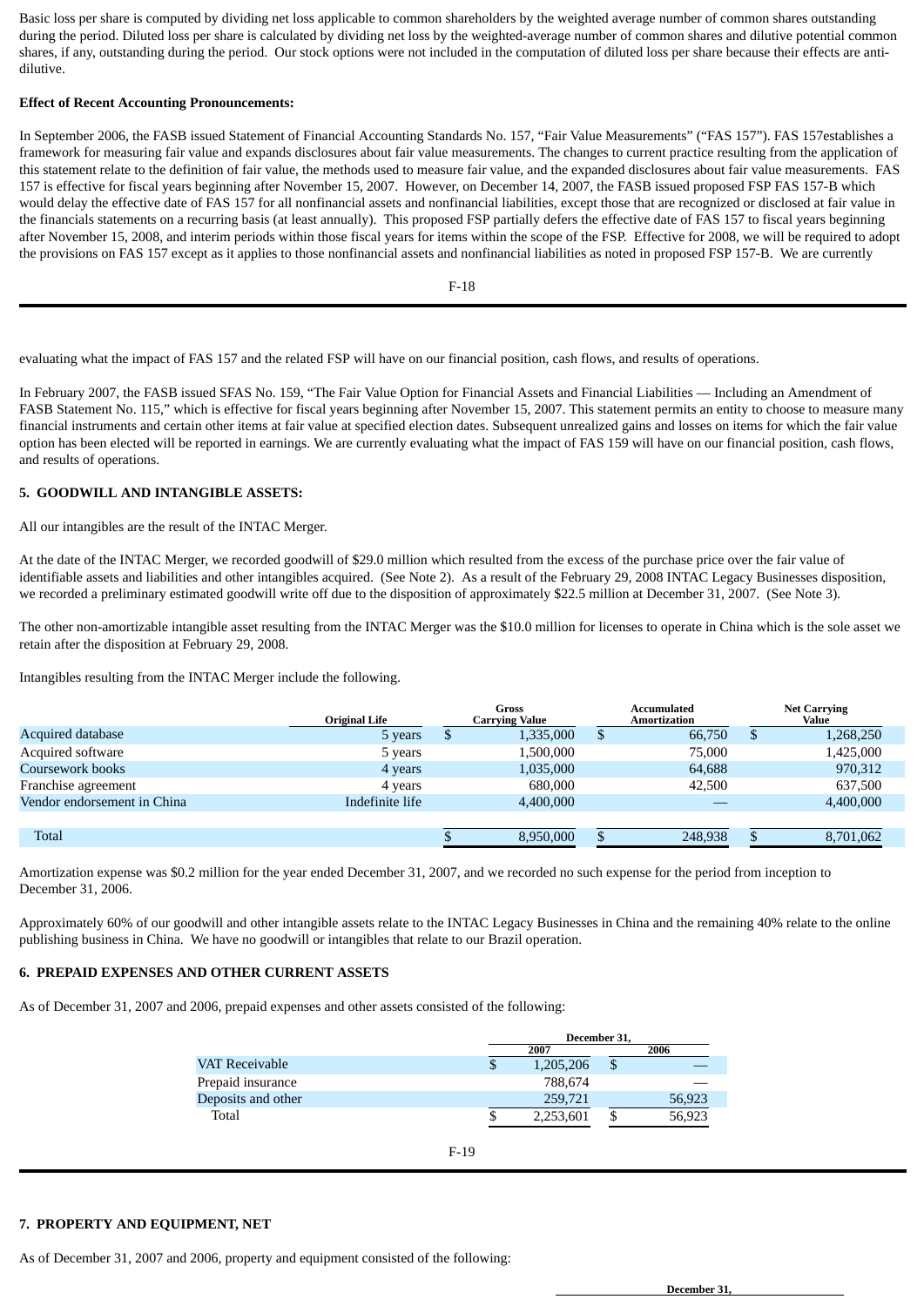Basic loss per share is computed by dividing net loss applicable to common shareholders by the weighted average number of common shares outstanding during the period. Diluted loss per share is calculated by dividing net loss by the weighted-average number of common shares and dilutive potential common shares, if any, outstanding during the period. Our stock options were not included in the computation of diluted loss per share because their effects are anti-dilutive.

**Effect of Recent Accounting Pronouncements:**

In September 2006, the FASB issued Statement of Financial Accounting Standards No. 157, "Fair Value Measurements" ("FAS 157"). FAS 157establishes a framework for measuring fair value and expands disclosures about fair value measurements. The changes to current practice resulting from the application of this statement relate to the definition of fair value, the methods used to measure fair value, and the expanded disclosures about fair value measurements. FAS 157 is effective for fiscal years beginning after November 15, 2007. However, on December 14, 2007, the FASB issued proposed FSP FAS 157-B which would delay the effective date of FAS 157 for all nonfinancial assets and nonfinancial liabilities, except those that are recognized or disclosed at fair value in the financials statements on a recurring basis (at least annually). This proposed FSP partially defers the effective date of FAS 157 to fiscal years beginning after November 15, 2008, and interim periods within those fiscal years for items within the scope of the FSP. Effective for 2008, we will be required to adopt the provisions on FAS 157 except as it applies to those nonfinancial assets and nonfinancial liabilities as noted in proposed FSP 157-B. We are currently evaluating what the impact of FAS 157 and the related FSP will have on our financial position, cash flows, and results of operations.

In February 2007, the FASB issued SFAS No. 159, "The Fair Value Option for Financial Assets and Financial Liabilities — Including an Amendment of FASB Statement No. 115," which is effective for fiscal years beginning after November 15, 2007. This statement permits an entity to choose to measure many financial instruments and certain other items at fair value at specified election dates. Subsequent unrealized gains and losses on items for which the fair value option has been elected will be reported in earnings. We are currently evaluating what the impact of FAS 159 will have on our financial position, cash flows, and results of operations.

## 5. GOODWILL AND INTANGIBLE ASSETS:

All our intangibles are the result of the INTAC Merger.

At the date of the INTAC Merger, we recorded goodwill of $29.0 million which resulted from the excess of the purchase price over the fair value of identifiable assets and liabilities and other intangibles acquired. (See Note 2). As a result of the February 29, 2008 INTAC Legacy Businesses disposition, we recorded a preliminary estimated goodwill write off due to the disposition of approximately $22.5 million at December 31, 2007. (See Note 3).

The other non-amortizable intangible asset resulting from the INTAC Merger was the $10.0 million for licenses to operate in China which is the sole asset we retain after the disposition at February 29, 2008.

Intangibles resulting from the INTAC Merger include the following.

| | Original Life | Gross Carrying Value | Accumulated Amortization | Net Carrying Value |
|---|---|---|---|---|
| Acquired database | 5 years | $ 1,335,000 | $ 66,750 | $ 1,268,250 |
| Acquired software | 5 years | 1,500,000 | 75,000 | 1,425,000 |
| Coursework books | 4 years | 1,035,000 | 64,688 | 970,312 |
| Franchise agreement | 4 years | 680,000 | 42,500 | 637,500 |
| Vendor endorsement in China | Indefinite life | 4,400,000 | — | 4,400,000 |
| Total | | $ 8,950,000 | $ 248,938 | $ 8,701,062 |

Amortization expense was $0.2 million for the year ended December 31, 2007, and we recorded no such expense for the period from inception to December 31, 2006.

Approximately 60% of our goodwill and other intangible assets relate to the INTAC Legacy Businesses in China and the remaining 40% relate to the online publishing business in China. We have no goodwill or intangibles that relate to our Brazil operation.

## 6. PREPAID EXPENSES AND OTHER CURRENT ASSETS

As of December 31, 2007 and 2006, prepaid expenses and other assets consisted of the following:

| | December 31, 2007 | December 31, 2006 |
|---|---|---|
| VAT Receivable | $ 1,205,206 | $ — |
| Prepaid insurance | 788,674 | — |
| Deposits and other | 259,721 | 56,923 |
| Total | $ 2,253,601 | $ 56,923 |

## 7. PROPERTY AND EQUIPMENT, NET

As of December 31, 2007 and 2006, property and equipment consisted of the following:

| | December 31, |
|---|---|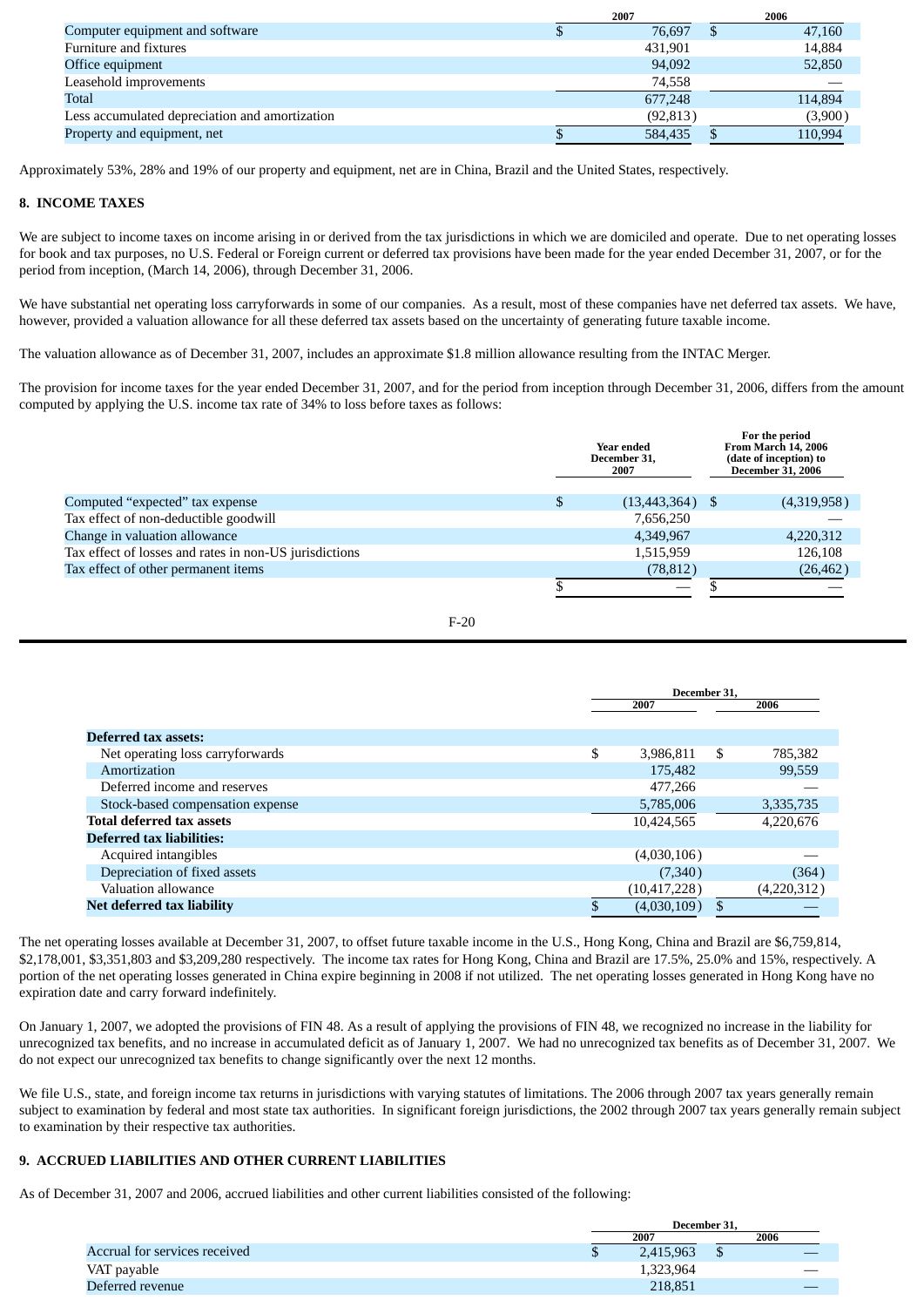| | 2007 | 2006 |
|---|---|---|
| Computer equipment and software | $ 76,697 | $ 47,160 |
| Furniture and fixtures | 431,901 | 14,884 |
| Office equipment | 94,092 | 52,850 |
| Leasehold improvements | 74,558 | — |
| Total | 677,248 | 114,894 |
| Less accumulated depreciation and amortization | (92,813) | (3,900) |
| Property and equipment, net | $ 584,435 | $ 110,994 |

Approximately 53%, 28% and 19% of our property and equipment, net are in China, Brazil and the United States, respectively.

## 8. INCOME TAXES

We are subject to income taxes on income arising in or derived from the tax jurisdictions in which we are domiciled and operate. Due to net operating losses for book and tax purposes, no U.S. Federal or Foreign current or deferred tax provisions have been made for the year ended December 31, 2007, or for the period from inception, (March 14, 2006), through December 31, 2006.

We have substantial net operating loss carryforwards in some of our companies. As a result, most of these companies have net deferred tax assets. We have, however, provided a valuation allowance for all these deferred tax assets based on the uncertainty of generating future taxable income.

The valuation allowance as of December 31, 2007, includes an approximate $1.8 million allowance resulting from the INTAC Merger.

The provision for income taxes for the year ended December 31, 2007, and for the period from inception through December 31, 2006, differs from the amount computed by applying the U.S. income tax rate of 34% to loss before taxes as follows:

| | Year ended December 31, 2007 | For the period From March 14, 2006 (date of inception) to December 31, 2006 |
|---|---|---|
| Computed "expected" tax expense | $ (13,443,364) | $ (4,319,958) |
| Tax effect of non-deductible goodwill | 7,656,250 | — |
| Change in valuation allowance | 4,349,967 | 4,220,312 |
| Tax effect of losses and rates in non-US jurisdictions | 1,515,959 | 126,108 |
| Tax effect of other permanent items | (78,812) | (26,462) |
| | $ — | $ — |

| | December 31, 2007 | December 31, 2006 |
|---|---|---|
| **Deferred tax assets:** | | |
| Net operating loss carryforwards | $ 3,986,811 | $ 785,382 |
| Amortization | 175,482 | 99,559 |
| Deferred income and reserves | 477,266 | — |
| Stock-based compensation expense | 5,785,006 | 3,335,735 |
| **Total deferred tax assets** | 10,424,565 | 4,220,676 |
| **Deferred tax liabilities:** | | |
| Acquired intangibles | (4,030,106) | — |
| Depreciation of fixed assets | (7,340) | (364) |
| Valuation allowance | (10,417,228) | (4,220,312) |
| **Net deferred tax liability** | $ (4,030,109) | $ — |

The net operating losses available at December 31, 2007, to offset future taxable income in the U.S., Hong Kong, China and Brazil are $6,759,814, $2,178,001, $3,351,803 and $3,209,280 respectively. The income tax rates for Hong Kong, China and Brazil are 17.5%, 25.0% and 15%, respectively. A portion of the net operating losses generated in China expire beginning in 2008 if not utilized. The net operating losses generated in Hong Kong have no expiration date and carry forward indefinitely.

On January 1, 2007, we adopted the provisions of FIN 48. As a result of applying the provisions of FIN 48, we recognized no increase in the liability for unrecognized tax benefits, and no increase in accumulated deficit as of January 1, 2007. We had no unrecognized tax benefits as of December 31, 2007. We do not expect our unrecognized tax benefits to change significantly over the next 12 months.

We file U.S., state, and foreign income tax returns in jurisdictions with varying statutes of limitations. The 2006 through 2007 tax years generally remain subject to examination by federal and most state tax authorities. In significant foreign jurisdictions, the 2002 through 2007 tax years generally remain subject to examination by their respective tax authorities.

## 9. ACCRUED LIABILITIES AND OTHER CURRENT LIABILITIES

As of December 31, 2007 and 2006, accrued liabilities and other current liabilities consisted of the following:

| | December 31, 2007 | December 31, 2006 |
|---|---|---|
| Accrual for services received | $ 2,415,963 | $ — |
| VAT payable | 1,323,964 | — |
| Deferred revenue | 218,851 | — |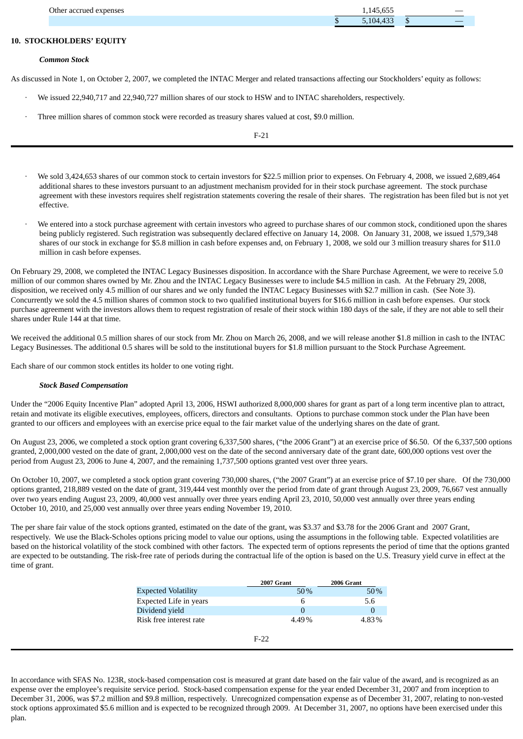| | | |
|---|---|---|
| Other accrued expenses | 1,145,655 | — |
| | $ 5,104,433 | $ — |

## 10. STOCKHOLDERS' EQUITY

### *Common Stock*

As discussed in Note 1, on October 2, 2007, we completed the INTAC Merger and related transactions affecting our Stockholders' equity as follows:

- We issued 22,940,717 and 22,940,727 million shares of our stock to HSW and to INTAC shareholders, respectively.
- Three million shares of common stock were recorded as treasury shares valued at cost, $9.0 million.
- We sold 3,424,653 shares of our common stock to certain investors for $22.5 million prior to expenses. On February 4, 2008, we issued 2,689,464 additional shares to these investors pursuant to an adjustment mechanism provided for in their stock purchase agreement. The stock purchase agreement with these investors requires shelf registration statements covering the resale of their shares. The registration has been filed but is not yet effective.
- We entered into a stock purchase agreement with certain investors who agreed to purchase shares of our common stock, conditioned upon the shares being publicly registered. Such registration was subsequently declared effective on January 14, 2008. On January 31, 2008, we issued 1,579,348 shares of our stock in exchange for $5.8 million in cash before expenses and, on February 1, 2008, we sold our 3 million treasury shares for $11.0 million in cash before expenses.

On February 29, 2008, we completed the INTAC Legacy Businesses disposition. In accordance with the Share Purchase Agreement, we were to receive 5.0 million of our common shares owned by Mr. Zhou and the INTAC Legacy Businesses were to include $4.5 million in cash. At the February 29, 2008, disposition, we received only 4.5 million of our shares and we only funded the INTAC Legacy Businesses with $2.7 million in cash. (See Note 3). Concurrently we sold the 4.5 million shares of common stock to two qualified institutional buyers for $16.6 million in cash before expenses. Our stock purchase agreement with the investors allows them to request registration of resale of their stock within 180 days of the sale, if they are not able to sell their shares under Rule 144 at that time.

We received the additional 0.5 million shares of our stock from Mr. Zhou on March 26, 2008, and we will release another $1.8 million in cash to the INTAC Legacy Businesses. The additional 0.5 shares will be sold to the institutional buyers for $1.8 million pursuant to the Stock Purchase Agreement.

Each share of our common stock entitles its holder to one voting right.

### *Stock Based Compensation*

Under the "2006 Equity Incentive Plan" adopted April 13, 2006, HSWI authorized 8,000,000 shares for grant as part of a long term incentive plan to attract, retain and motivate its eligible executives, employees, officers, directors and consultants. Options to purchase common stock under the Plan have been granted to our officers and employees with an exercise price equal to the fair market value of the underlying shares on the date of grant.

On August 23, 2006, we completed a stock option grant covering 6,337,500 shares, ("the 2006 Grant") at an exercise price of $6.50. Of the 6,337,500 options granted, 2,000,000 vested on the date of grant, 2,000,000 vest on the date of the second anniversary date of the grant date, 600,000 options vest over the period from August 23, 2006 to June 4, 2007, and the remaining 1,737,500 options granted vest over three years.

On October 10, 2007, we completed a stock option grant covering 730,000 shares, ("the 2007 Grant") at an exercise price of $7.10 per share. Of the 730,000 options granted, 218,889 vested on the date of grant, 319,444 vest monthly over the period from date of grant through August 23, 2009, 76,667 vest annually over two years ending August 23, 2009, 40,000 vest annually over three years ending April 23, 2010, 50,000 vest annually over three years ending October 10, 2010, and 25,000 vest annually over three years ending November 19, 2010.

The per share fair value of the stock options granted, estimated on the date of the grant, was $3.37 and $3.78 for the 2006 Grant and 2007 Grant, respectively. We use the Black-Scholes options pricing model to value our options, using the assumptions in the following table. Expected volatilities are based on the historical volatility of the stock combined with other factors. The expected term of options represents the period of time that the options granted are expected to be outstanding. The risk-free rate of periods during the contractual life of the option is based on the U.S. Treasury yield curve in effect at the time of grant.

| | 2007 Grant | 2006 Grant |
|---|---|---|
| Expected Volatility | 50% | 50% |
| Expected Life in years | 6 | 5.6 |
| Dividend yield | 0 | 0 |
| Risk free interest rate | 4.49% | 4.83% |

In accordance with SFAS No. 123R, stock-based compensation cost is measured at grant date based on the fair value of the award, and is recognized as an expense over the employee's requisite service period. Stock-based compensation expense for the year ended December 31, 2007 and from inception to December 31, 2006, was $7.2 million and $9.8 million, respectively. Unrecognized compensation expense as of December 31, 2007, relating to non-vested stock options approximated $5.6 million and is expected to be recognized through 2009. At December 31, 2007, no options have been exercised under this plan.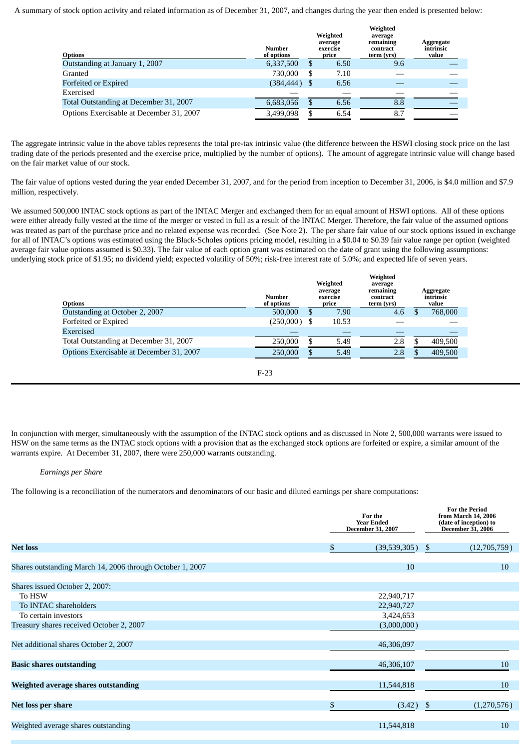A summary of stock option activity and related information as of December 31, 2007, and changes during the year then ended is presented below:

| Options | Number of options | Weighted average exercise price | Weighted average remaining contract term (yrs) | Aggregate intrinsic value |
|---|---|---|---|---|
| Outstanding at January 1, 2007 | 6,337,500 | $ 6.50 | 9.6 | — |
| Granted | 730,000 | $ 7.10 | — | — |
| Forfeited or Expired | (384,444) | $ 6.56 | — | — |
| Exercised | — | — | — | — |
| Total Outstanding at December 31, 2007 | 6,683,056 | $ 6.56 | 8.8 | — |
| Options Exercisable at December 31, 2007 | 3,499,098 | $ 6.54 | 8.7 | — |

The aggregate intrinsic value in the above tables represents the total pre-tax intrinsic value (the difference between the HSWI closing stock price on the last trading date of the periods presented and the exercise price, multiplied by the number of options). The amount of aggregate intrinsic value will change based on the fair market value of our stock.

The fair value of options vested during the year ended December 31, 2007, and for the period from inception to December 31, 2006, is $4.0 million and $7.9 million, respectively.

We assumed 500,000 INTAC stock options as part of the INTAC Merger and exchanged them for an equal amount of HSWI options. All of these options were either already fully vested at the time of the merger or vested in full as a result of the INTAC Merger. Therefore, the fair value of the assumed options was treated as part of the purchase price and no related expense was recorded. (See Note 2). The per share fair value of our stock options issued in exchange for all of INTAC's options was estimated using the Black-Scholes options pricing model, resulting in a $0.04 to $0.39 fair value range per option (weighted average fair value options assumed is $0.33). The fair value of each option grant was estimated on the date of grant using the following assumptions: underlying stock price of $1.95; no dividend yield; expected volatility of 50%; risk-free interest rate of 5.0%; and expected life of seven years.

| Options | Number of options | Weighted average exercise price | Weighted average remaining contract term (yrs) | Aggregate intrinsic value |
|---|---|---|---|---|
| Outstanding at October 2, 2007 | 500,000 | $ 7.90 | 4.6 | $ 768,000 |
| Forfeited or Expired | (250,000) | $ 10.53 | — | — |
| Exercised | — | — | — | — |
| Total Outstanding at December 31, 2007 | 250,000 | $ 5.49 | 2.8 | $ 409,500 |
| Options Exercisable at December 31, 2007 | 250,000 | $ 5.49 | 2.8 | $ 409,500 |

In conjunction with merger, simultaneously with the assumption of the INTAC stock options and as discussed in Note 2, 500,000 warrants were issued to HSW on the same terms as the INTAC stock options with a provision that as the exchanged stock options are forfeited or expire, a similar amount of the warrants expire. At December 31, 2007, there were 250,000 warrants outstanding.

*Earnings per Share*

The following is a reconciliation of the numerators and denominators of our basic and diluted earnings per share computations:

| | For the Year Ended December 31, 2007 | For the Period from March 14, 2006 (date of inception) to December 31, 2006 |
|---|---|---|
| **Net loss** | $ (39,539,305) | $ (12,705,759) |
| Shares outstanding March 14, 2006 through October 1, 2007 | 10 | 10 |
| Shares issued October 2, 2007: | | |
| To HSW | 22,940,717 | |
| To INTAC shareholders | 22,940,727 | |
| To certain investors | 3,424,653 | |
| Treasury shares received October 2, 2007 | (3,000,000) | |
| Net additional shares October 2, 2007 | 46,306,097 | |
| **Basic shares outstanding** | 46,306,107 | 10 |
| **Weighted average shares outstanding** | 11,544,818 | 10 |
| **Net loss per share** | $ (3.42) | $ (1,270,576) |
| Weighted average shares outstanding | 11,544,818 | 10 |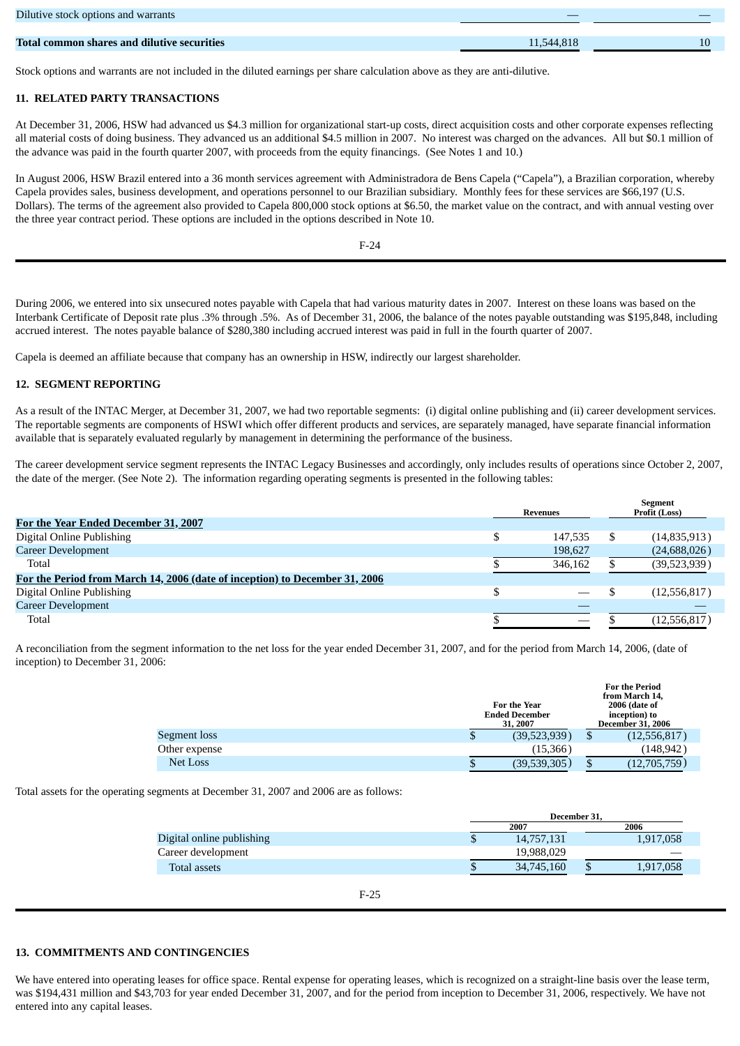| | | |
|---|---|---|
| Dilutive stock options and warrants | — | — |
| **Total common shares and dilutive securities** | 11,544,818 | 10 |

Stock options and warrants are not included in the diluted earnings per share calculation above as they are anti-dilutive.

## 11. RELATED PARTY TRANSACTIONS

At December 31, 2006, HSW had advanced us $4.3 million for organizational start-up costs, direct acquisition costs and other corporate expenses reflecting all material costs of doing business. They advanced us an additional $4.5 million in 2007. No interest was charged on the advances. All but $0.1 million of the advance was paid in the fourth quarter 2007, with proceeds from the equity financings. (See Notes 1 and 10.)

In August 2006, HSW Brazil entered into a 36 month services agreement with Administradora de Bens Capela ("Capela"), a Brazilian corporation, whereby Capela provides sales, business development, and operations personnel to our Brazilian subsidiary. Monthly fees for these services are $66,197 (U.S. Dollars). The terms of the agreement also provided to Capela 800,000 stock options at $6.50, the market value on the contract, and with annual vesting over the three year contract period. These options are included in the options described in Note 10.

During 2006, we entered into six unsecured notes payable with Capela that had various maturity dates in 2007. Interest on these loans was based on the Interbank Certificate of Deposit rate plus .3% through .5%. As of December 31, 2006, the balance of the notes payable outstanding was $195,848, including accrued interest. The notes payable balance of $280,380 including accrued interest was paid in full in the fourth quarter of 2007.

Capela is deemed an affiliate because that company has an ownership in HSW, indirectly our largest shareholder.

## 12. SEGMENT REPORTING

As a result of the INTAC Merger, at December 31, 2007, we had two reportable segments: (i) digital online publishing and (ii) career development services. The reportable segments are components of HSWI which offer different products and services, are separately managed, have separate financial information available that is separately evaluated regularly by management in determining the performance of the business.

The career development service segment represents the INTAC Legacy Businesses and accordingly, only includes results of operations since October 2, 2007, the date of the merger. (See Note 2). The information regarding operating segments is presented in the following tables:

| | Revenues | Segment Profit (Loss) |
|---|---|---|
| **For the Year Ended December 31, 2007** | | |
| Digital Online Publishing | $ 147,535 | $ (14,835,913) |
| Career Development | 198,627 | (24,688,026) |
| Total | $ 346,162 | $ (39,523,939) |
| **For the Period from March 14, 2006 (date of inception) to December 31, 2006** | | |
| Digital Online Publishing | $ — | $ (12,556,817) |
| Career Development | — | — |
| Total | $ — | $ (12,556,817) |

A reconciliation from the segment information to the net loss for the year ended December 31, 2007, and for the period from March 14, 2006, (date of inception) to December 31, 2006:

| | For the Year Ended December 31, 2007 | For the Period from March 14, 2006 (date of inception) to December 31, 2006 |
|---|---|---|
| Segment loss | $ (39,523,939) | $ (12,556,817) |
| Other expense | (15,366) | (148,942) |
| Net Loss | $ (39,539,305) | $ (12,705,759) |

Total assets for the operating segments at December 31, 2007 and 2006 are as follows:

| | December 31, 2007 | December 31, 2006 |
|---|---|---|
| Digital online publishing | $ 14,757,131 | 1,917,058 |
| Career development | 19,988,029 | — |
| Total assets | $ 34,745,160 | $ 1,917,058 |

## 13. COMMITMENTS AND CONTINGENCIES

We have entered into operating leases for office space. Rental expense for operating leases, which is recognized on a straight-line basis over the lease term, was $194,431 million and $43,703 for year ended December 31, 2007, and for the period from inception to December 31, 2006, respectively. We have not entered into any capital leases.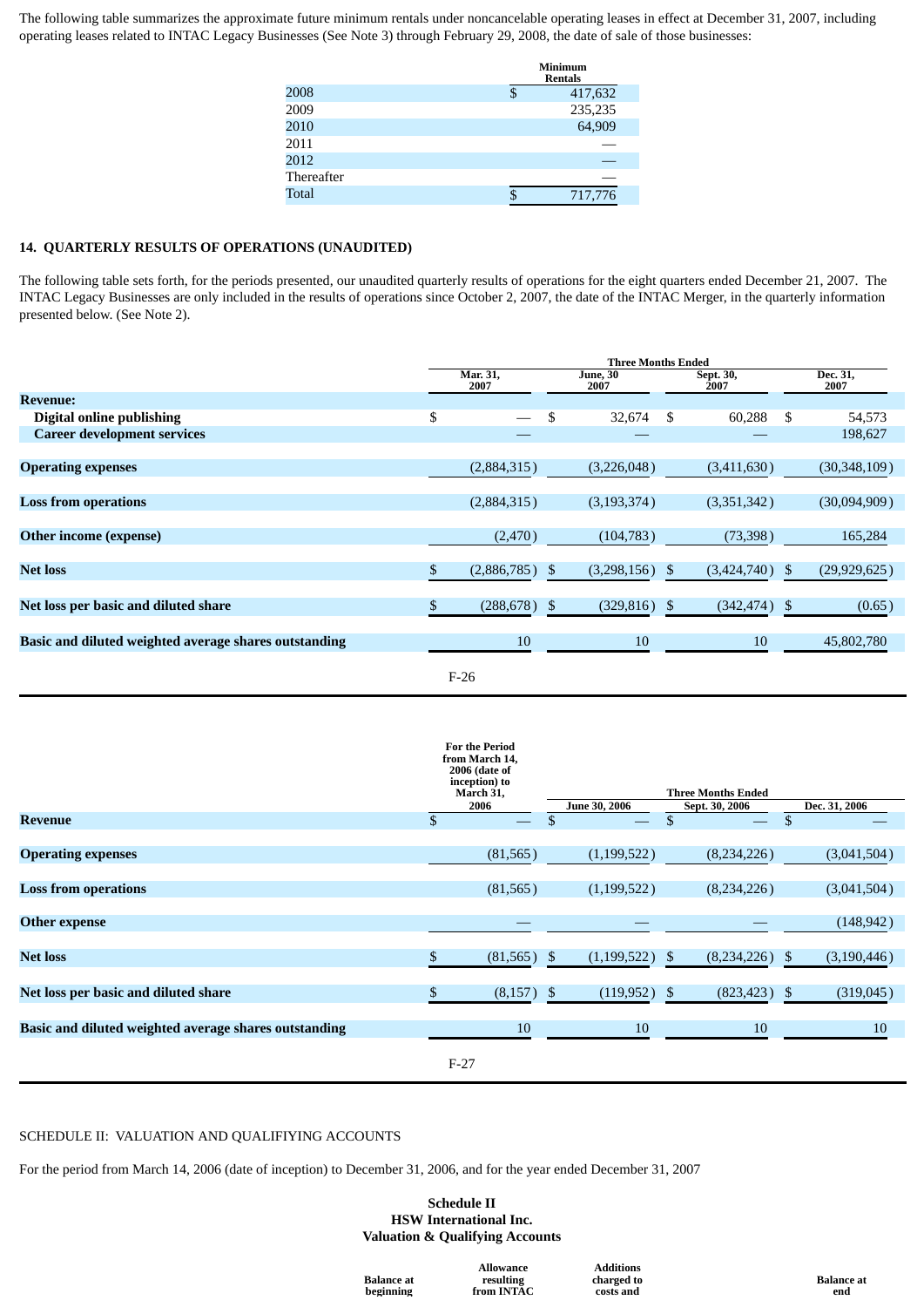The following table summarizes the approximate future minimum rentals under noncancelable operating leases in effect at December 31, 2007, including operating leases related to INTAC Legacy Businesses (See Note 3) through February 29, 2008, the date of sale of those businesses:

| | Minimum Rentals |
|---|---|
| 2008 | $ 417,632 |
| 2009 | 235,235 |
| 2010 | 64,909 |
| 2011 | — |
| 2012 | — |
| Thereafter | — |
| Total | $ 717,776 |

## 14. QUARTERLY RESULTS OF OPERATIONS (UNAUDITED)

The following table sets forth, for the periods presented, our unaudited quarterly results of operations for the eight quarters ended December 21, 2007. The INTAC Legacy Businesses are only included in the results of operations since October 2, 2007, the date of the INTAC Merger, in the quarterly information presented below. (See Note 2).

| | Three Months Ended | | | |
|---|---|---|---|---|
| | Mar. 31, 2007 | June, 30 2007 | Sept. 30, 2007 | Dec. 31, 2007 |
| **Revenue:** | | | | |
| **Digital online publishing** | $ — | $ 32,674 | $ 60,288 | $ 54,573 |
| **Career development services** | — | — | — | 198,627 |
| **Operating expenses** | (2,884,315) | (3,226,048) | (3,411,630) | (30,348,109) |
| **Loss from operations** | (2,884,315) | (3,193,374) | (3,351,342) | (30,094,909) |
| **Other income (expense)** | (2,470) | (104,783) | (73,398) | 165,284 |
| **Net loss** | $ (2,886,785) | $ (3,298,156) | $ (3,424,740) | $ (29,929,625) |
| **Net loss per basic and diluted share** | $ (288,678) | $ (329,816) | $ (342,474) | $ (0.65) |
| **Basic and diluted weighted average shares outstanding** | 10 | 10 | 10 | 45,802,780 |

| | For the Period from March 14, 2006 (date of inception) to March 31, 2006 | Three Months Ended | | |
|---|---|---|---|---|
| | | June 30, 2006 | Sept. 30, 2006 | Dec. 31, 2006 |
| **Revenue** | $ — | $ — | $ — | $ — |
| **Operating expenses** | (81,565) | (1,199,522) | (8,234,226) | (3,041,504) |
| **Loss from operations** | (81,565) | (1,199,522) | (8,234,226) | (3,041,504) |
| **Other expense** | — | — | — | (148,942) |
| **Net loss** | $ (81,565) | $ (1,199,522) | $ (8,234,226) | $ (3,190,446) |
| **Net loss per basic and diluted share** | $ (8,157) | $ (119,952) | $ (823,423) | $ (319,045) |
| **Basic and diluted weighted average shares outstanding** | 10 | 10 | 10 | 10 |

SCHEDULE II: VALUATION AND QUALIFIYING ACCOUNTS

For the period from March 14, 2006 (date of inception) to December 31, 2006, and for the year ended December 31, 2007

**Schedule II**
**HSW International Inc.**
**Valuation & Qualifying Accounts**

| Balance at beginning | Allowance resulting from INTAC | Additions charged to costs and | | Balance at end |
|---|---|---|---|---|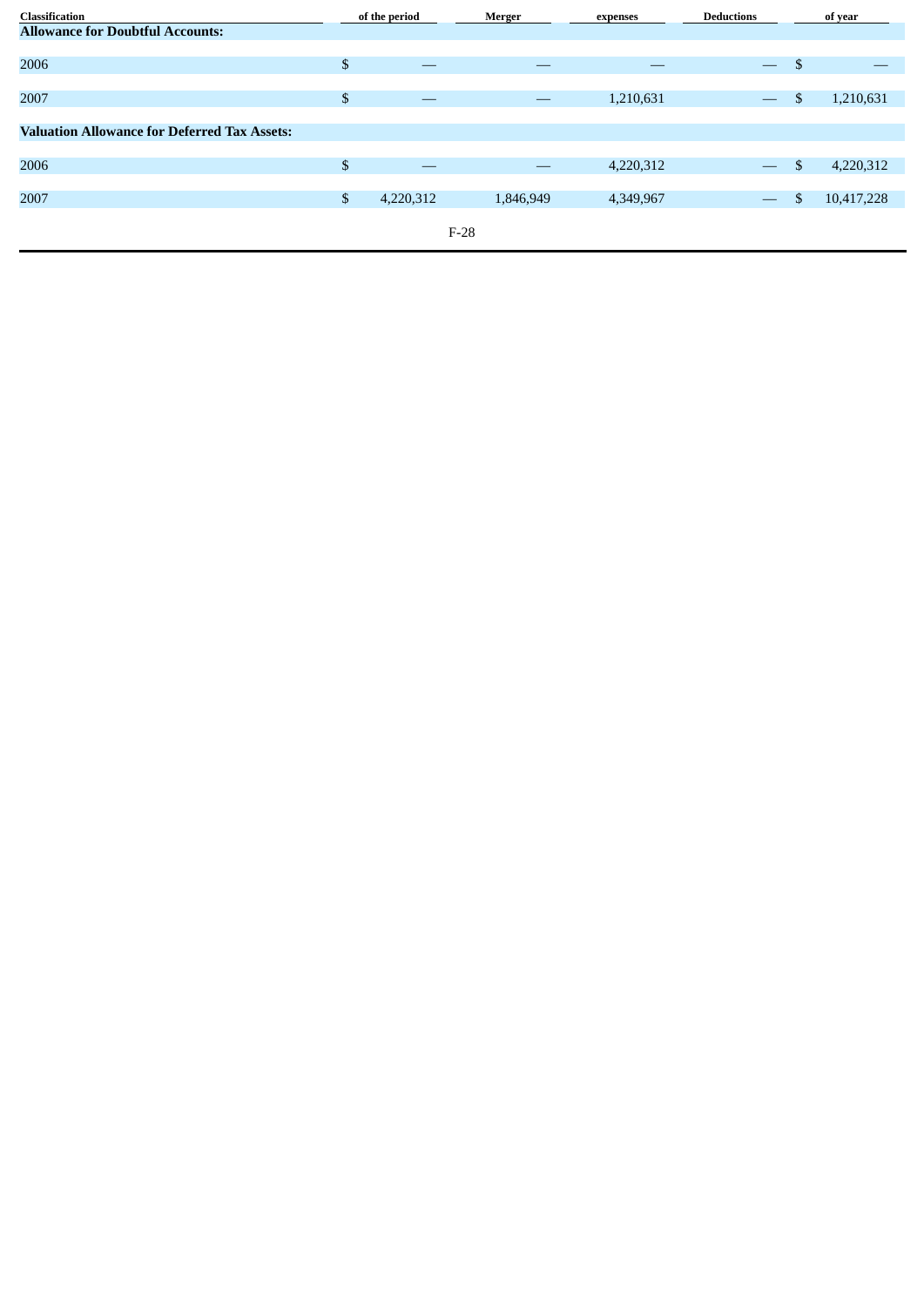| Classification | of the period | Merger | expenses | Deductions | of year |
|---|---|---|---|---|---|
| **Allowance for Doubtful Accounts:** | | | | | |
| 2006 | $ — | — | — | — | $ — |
| 2007 | $ — | — | 1,210,631 | — | $ 1,210,631 |
| **Valuation Allowance for Deferred Tax Assets:** | | | | | |
| 2006 | $ — | — | 4,220,312 | — | $ 4,220,312 |
| 2007 | $ 4,220,312 | 1,846,949 | 4,349,967 | — | $ 10,417,228 |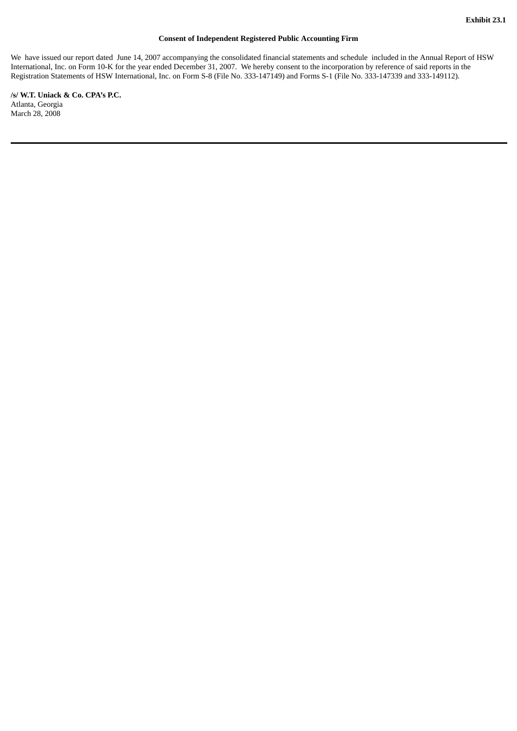**Exhibit 23.1**

**Consent of Independent Registered Public Accounting Firm**

We have issued our report dated June 14, 2007 accompanying the consolidated financial statements and schedule included in the Annual Report of HSW International, Inc. on Form 10-K for the year ended December 31, 2007. We hereby consent to the incorporation by reference of said reports in the Registration Statements of HSW International, Inc. on Form S-8 (File No. 333-147149) and Forms S-1 (File No. 333-147339 and 333-149112).

**/s/ W.T. Uniack & Co. CPA's P.C.**
Atlanta, Georgia
March 28, 2008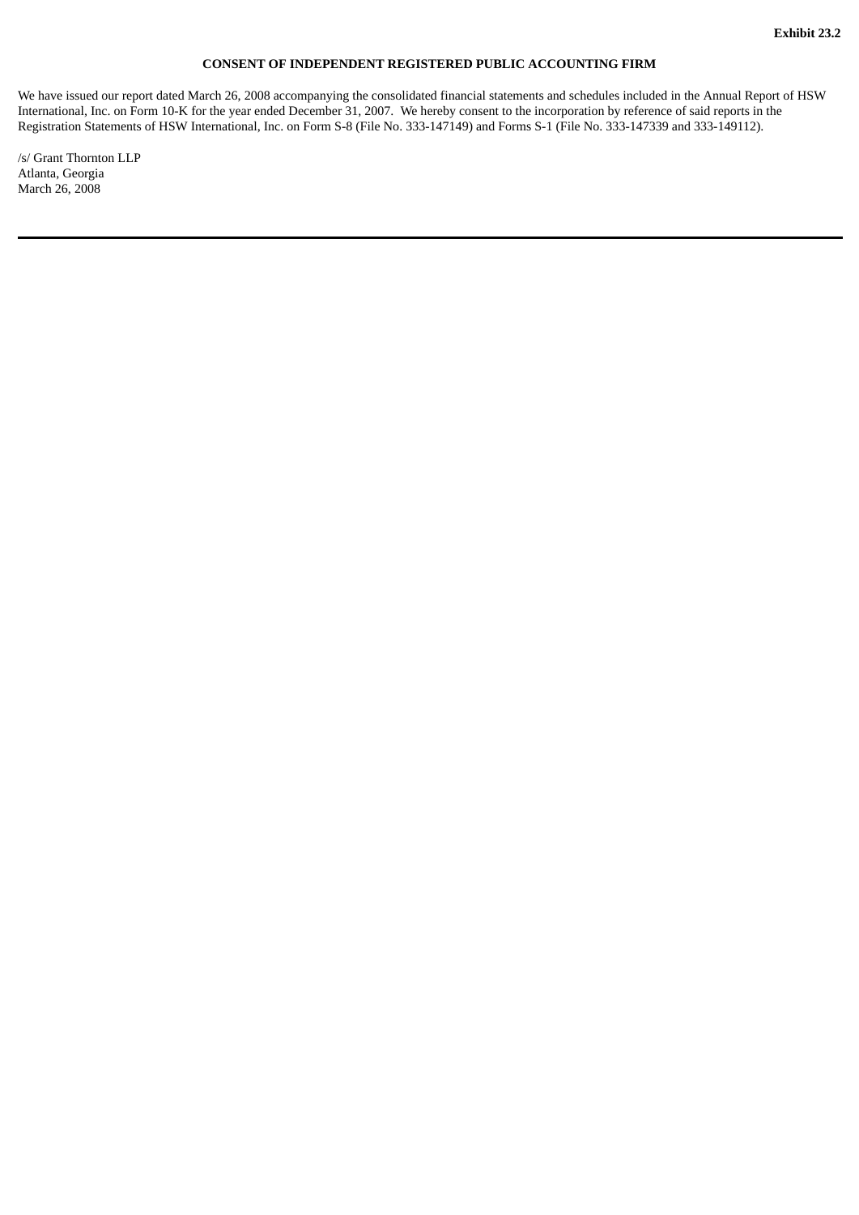**Exhibit 23.2**

**CONSENT OF INDEPENDENT REGISTERED PUBLIC ACCOUNTING FIRM**

We have issued our report dated March 26, 2008 accompanying the consolidated financial statements and schedules included in the Annual Report of HSW International, Inc. on Form 10-K for the year ended December 31, 2007. We hereby consent to the incorporation by reference of said reports in the Registration Statements of HSW International, Inc. on Form S-8 (File No. 333-147149) and Forms S-1 (File No. 333-147339 and 333-149112).

/s/ Grant Thornton LLP
Atlanta, Georgia
March 26, 2008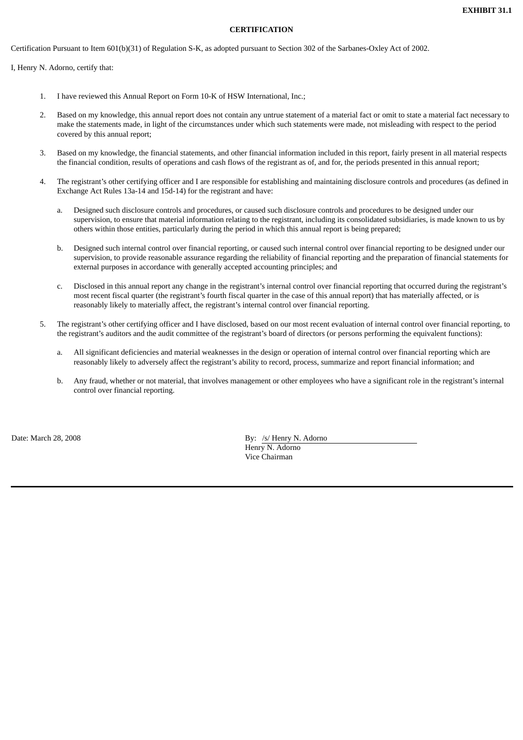**EXHIBIT 31.1**

**CERTIFICATION**

Certification Pursuant to Item 601(b)(31) of Regulation S-K, as adopted pursuant to Section 302 of the Sarbanes-Oxley Act of 2002.

I, Henry N. Adorno, certify that:

1. I have reviewed this Annual Report on Form 10-K of HSW International, Inc.;

2. Based on my knowledge, this annual report does not contain any untrue statement of a material fact or omit to state a material fact necessary to make the statements made, in light of the circumstances under which such statements were made, not misleading with respect to the period covered by this annual report;

3. Based on my knowledge, the financial statements, and other financial information included in this report, fairly present in all material respects the financial condition, results of operations and cash flows of the registrant as of, and for, the periods presented in this annual report;

4. The registrant's other certifying officer and I are responsible for establishing and maintaining disclosure controls and procedures (as defined in Exchange Act Rules 13a-14 and 15d-14) for the registrant and have:

   a. Designed such disclosure controls and procedures, or caused such disclosure controls and procedures to be designed under our supervision, to ensure that material information relating to the registrant, including its consolidated subsidiaries, is made known to us by others within those entities, particularly during the period in which this annual report is being prepared;

   b. Designed such internal control over financial reporting, or caused such internal control over financial reporting to be designed under our supervision, to provide reasonable assurance regarding the reliability of financial reporting and the preparation of financial statements for external purposes in accordance with generally accepted accounting principles; and

   c. Disclosed in this annual report any change in the registrant's internal control over financial reporting that occurred during the registrant's most recent fiscal quarter (the registrant's fourth fiscal quarter in the case of this annual report) that has materially affected, or is reasonably likely to materially affect, the registrant's internal control over financial reporting.

5. The registrant's other certifying officer and I have disclosed, based on our most recent evaluation of internal control over financial reporting, to the registrant's auditors and the audit committee of the registrant's board of directors (or persons performing the equivalent functions):

   a. All significant deficiencies and material weaknesses in the design or operation of internal control over financial reporting which are reasonably likely to adversely affect the registrant's ability to record, process, summarize and report financial information; and

   b. Any fraud, whether or not material, that involves management or other employees who have a significant role in the registrant's internal control over financial reporting.

Date: March 28, 2008

By: /s/ Henry N. Adorno
Henry N. Adorno
Vice Chairman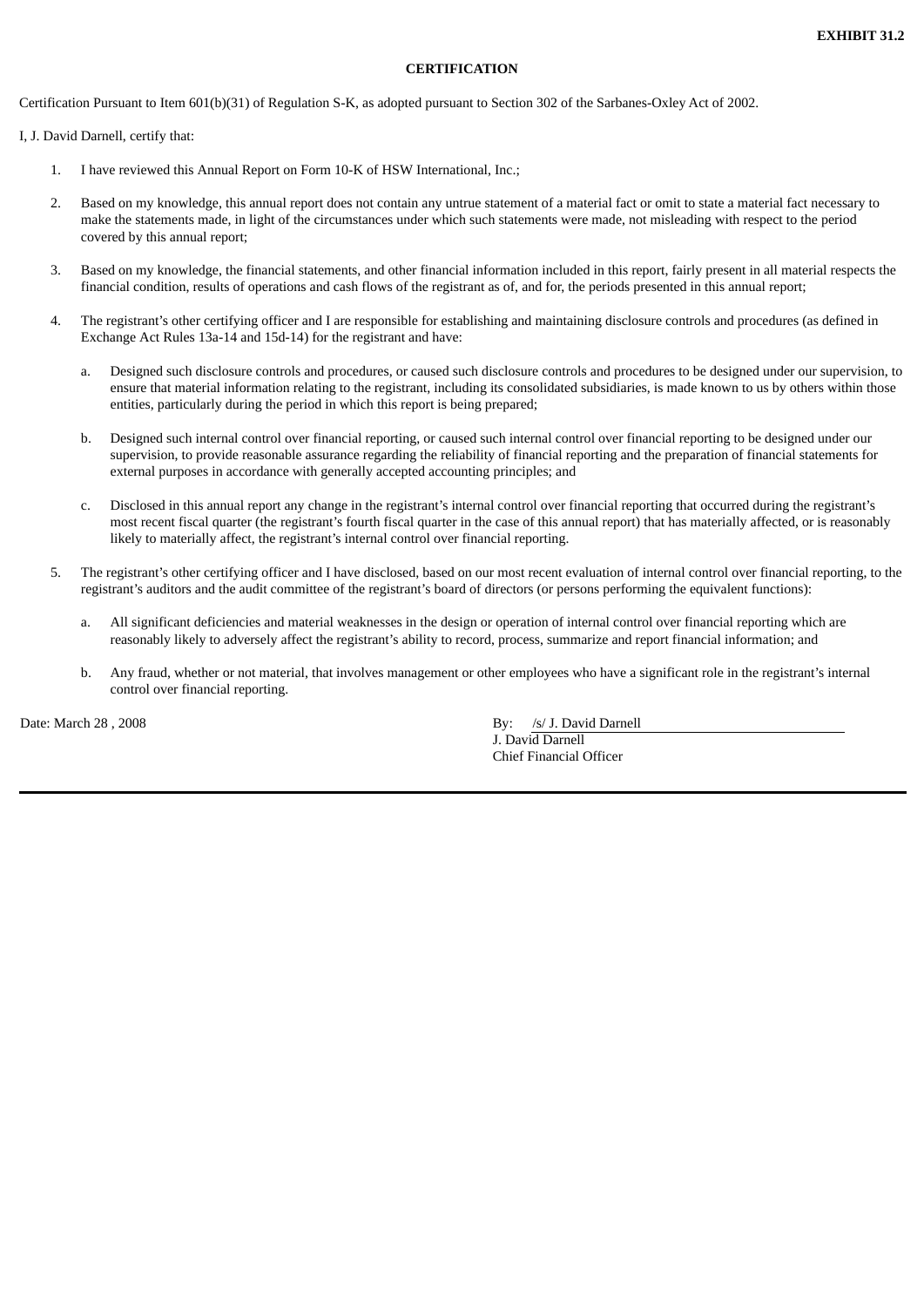**EXHIBIT 31.2**

**CERTIFICATION**

Certification Pursuant to Item 601(b)(31) of Regulation S-K, as adopted pursuant to Section 302 of the Sarbanes-Oxley Act of 2002.

I, J. David Darnell, certify that:

1. I have reviewed this Annual Report on Form 10-K of HSW International, Inc.;

2. Based on my knowledge, this annual report does not contain any untrue statement of a material fact or omit to state a material fact necessary to make the statements made, in light of the circumstances under which such statements were made, not misleading with respect to the period covered by this annual report;

3. Based on my knowledge, the financial statements, and other financial information included in this report, fairly present in all material respects the financial condition, results of operations and cash flows of the registrant as of, and for, the periods presented in this annual report;

4. The registrant's other certifying officer and I are responsible for establishing and maintaining disclosure controls and procedures (as defined in Exchange Act Rules 13a-14 and 15d-14) for the registrant and have:

   a. Designed such disclosure controls and procedures, or caused such disclosure controls and procedures to be designed under our supervision, to ensure that material information relating to the registrant, including its consolidated subsidiaries, is made known to us by others within those entities, particularly during the period in which this report is being prepared;

   b. Designed such internal control over financial reporting, or caused such internal control over financial reporting to be designed under our supervision, to provide reasonable assurance regarding the reliability of financial reporting and the preparation of financial statements for external purposes in accordance with generally accepted accounting principles; and

   c. Disclosed in this annual report any change in the registrant's internal control over financial reporting that occurred during the registrant's most recent fiscal quarter (the registrant's fourth fiscal quarter in the case of this annual report) that has materially affected, or is reasonably likely to materially affect, the registrant's internal control over financial reporting.

5. The registrant's other certifying officer and I have disclosed, based on our most recent evaluation of internal control over financial reporting, to the registrant's auditors and the audit committee of the registrant's board of directors (or persons performing the equivalent functions):

   a. All significant deficiencies and material weaknesses in the design or operation of internal control over financial reporting which are reasonably likely to adversely affect the registrant's ability to record, process, summarize and report financial information; and

   b. Any fraud, whether or not material, that involves management or other employees who have a significant role in the registrant's internal control over financial reporting.

Date: March 28 , 2008

By: /s/ J. David Darnell
J. David Darnell
Chief Financial Officer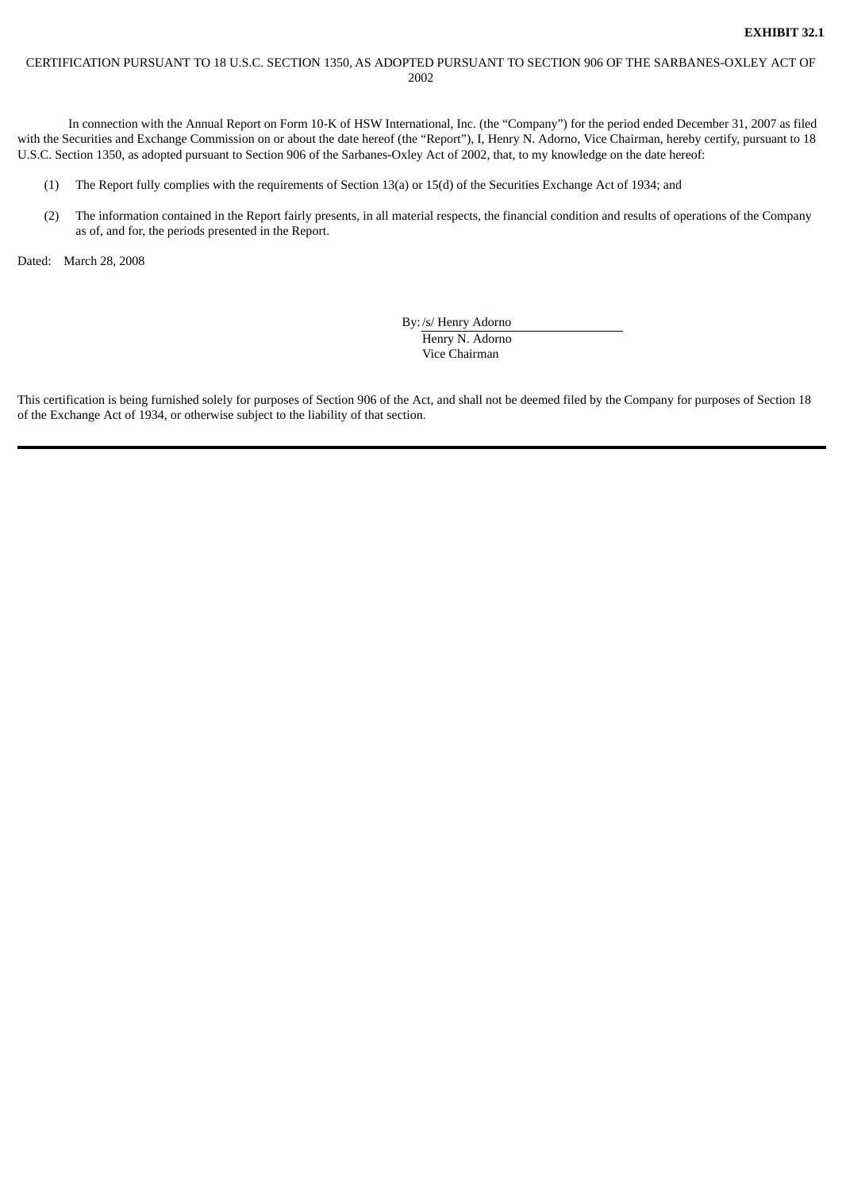**EXHIBIT 32.1**

CERTIFICATION PURSUANT TO 18 U.S.C. SECTION 1350, AS ADOPTED PURSUANT TO SECTION 906 OF THE SARBANES-OXLEY ACT OF 2002

In connection with the Annual Report on Form 10-K of HSW International, Inc. (the “Company”) for the period ended December 31, 2007 as filed with the Securities and Exchange Commission on or about the date hereof (the “Report”), I, Henry N. Adorno, Vice Chairman, hereby certify, pursuant to 18 U.S.C. Section 1350, as adopted pursuant to Section 906 of the Sarbanes-Oxley Act of 2002, that, to my knowledge on the date hereof:

(1) The Report fully complies with the requirements of Section 13(a) or 15(d) of the Securities Exchange Act of 1934; and

(2) The information contained in the Report fairly presents, in all material respects, the financial condition and results of operations of the Company as of, and for, the periods presented in the Report.

Dated: March 28, 2008

By: /s/ Henry Adorno
Henry N. Adorno
Vice Chairman

This certification is being furnished solely for purposes of Section 906 of the Act, and shall not be deemed filed by the Company for purposes of Section 18 of the Exchange Act of 1934, or otherwise subject to the liability of that section.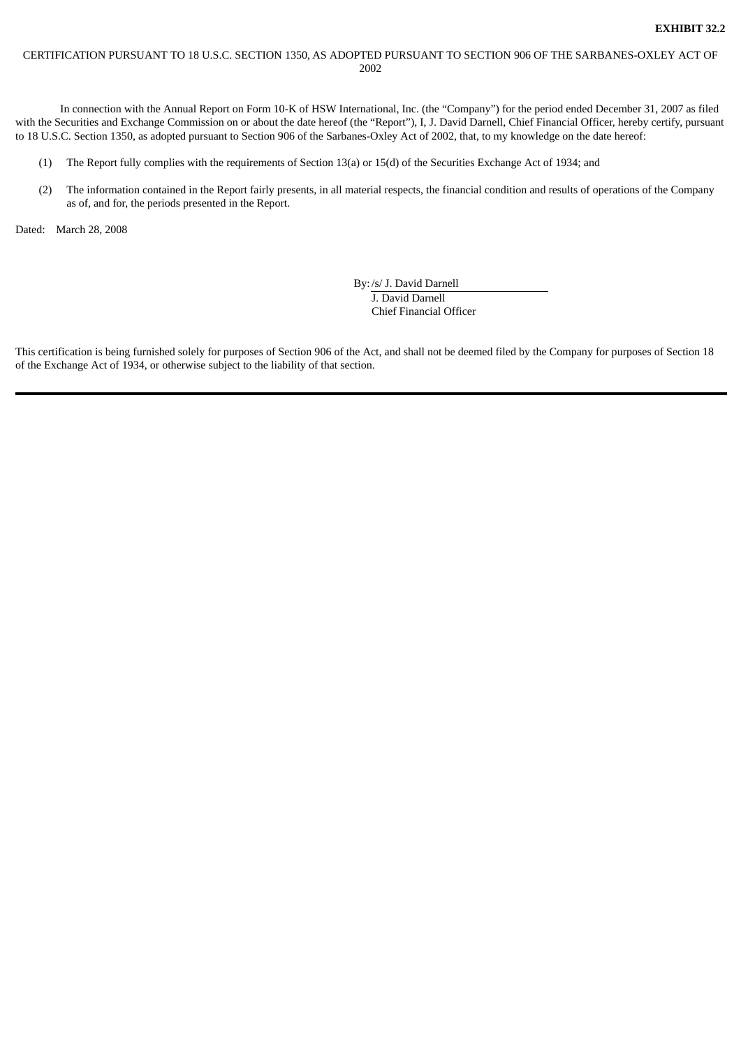**EXHIBIT 32.2**

CERTIFICATION PURSUANT TO 18 U.S.C. SECTION 1350, AS ADOPTED PURSUANT TO SECTION 906 OF THE SARBANES-OXLEY ACT OF 2002

In connection with the Annual Report on Form 10-K of HSW International, Inc. (the "Company") for the period ended December 31, 2007 as filed with the Securities and Exchange Commission on or about the date hereof (the "Report"), I, J. David Darnell, Chief Financial Officer, hereby certify, pursuant to 18 U.S.C. Section 1350, as adopted pursuant to Section 906 of the Sarbanes-Oxley Act of 2002, that, to my knowledge on the date hereof:

(1) The Report fully complies with the requirements of Section 13(a) or 15(d) of the Securities Exchange Act of 1934; and

(2) The information contained in the Report fairly presents, in all material respects, the financial condition and results of operations of the Company as of, and for, the periods presented in the Report.

Dated: March 28, 2008

By: /s/ J. David Darnell
J. David Darnell
Chief Financial Officer

This certification is being furnished solely for purposes of Section 906 of the Act, and shall not be deemed filed by the Company for purposes of Section 18 of the Exchange Act of 1934, or otherwise subject to the liability of that section.